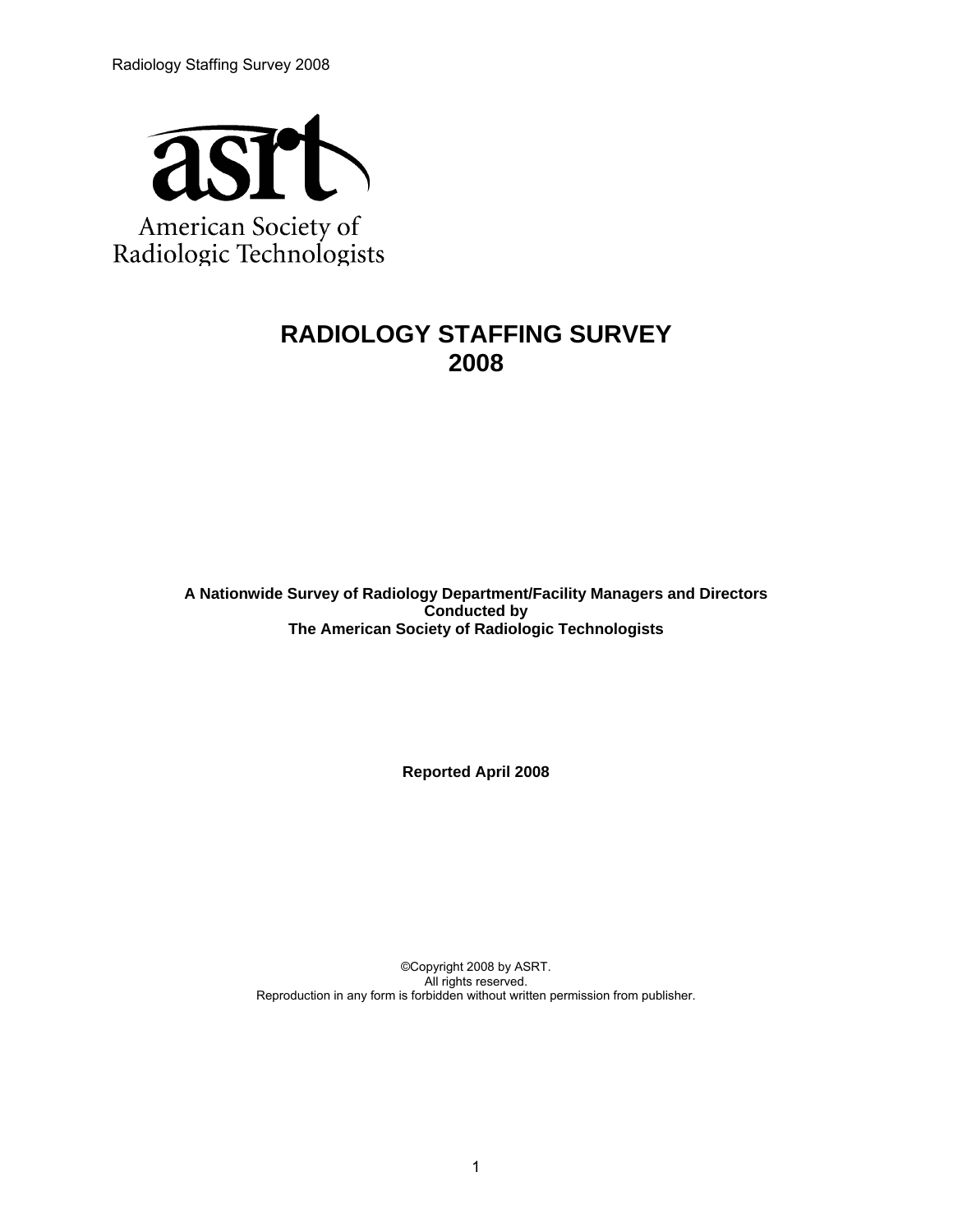asrt

American Society of Radiologic Technologists

# RADIOLOGY STAFFING SURVEY 2008

**A Nationwide Survey of Radiology Department/Facility Managers and Directors**
**Conducted by**
**The American Society of Radiologic Technologists**

**Reported April 2008**

©Copyright 2008 by ASRT.
All rights reserved.
Reproduction in any form is forbidden without written permission from publisher.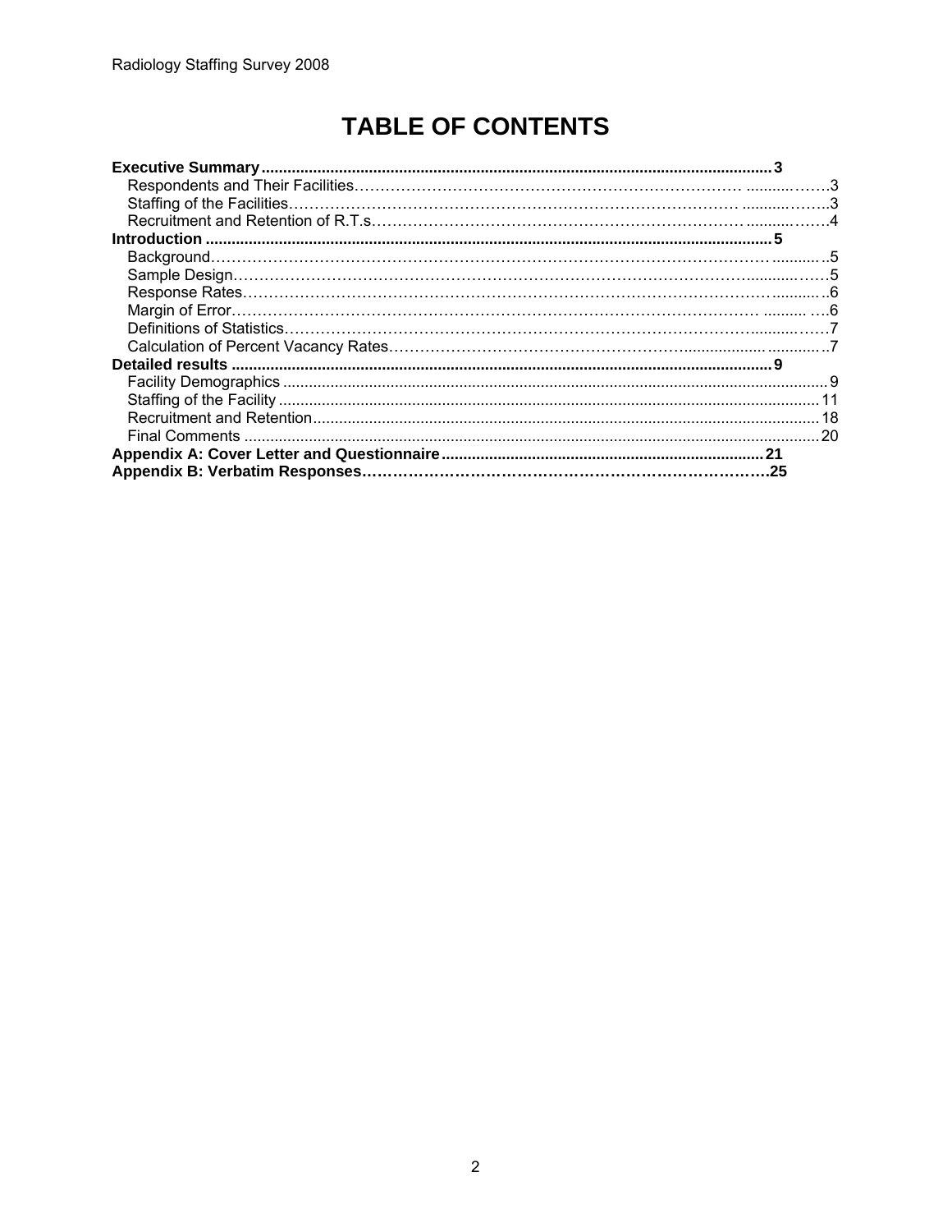# TABLE OF CONTENTS

**Executive Summary** ........................................................ **3**
- Respondents and Their Facilities ........................................................ 3
- Staffing of the Facilities ........................................................ 3
- Recruitment and Retention of R.T.s ........................................................ 4

**Introduction** ........................................................ **5**
- Background ........................................................ 5
- Sample Design ........................................................ 5
- Response Rates ........................................................ 6
- Margin of Error ........................................................ 6
- Definitions of Statistics ........................................................ 7
- Calculation of Percent Vacancy Rates ........................................................ 7

**Detailed results** ........................................................ **9**
- Facility Demographics ........................................................ 9
- Staffing of the Facility ........................................................ 11
- Recruitment and Retention ........................................................ 18
- Final Comments ........................................................ 20

**Appendix A: Cover Letter and Questionnaire** ........................................................ **21**

**Appendix B: Verbatim Responses** ........................................................ **25**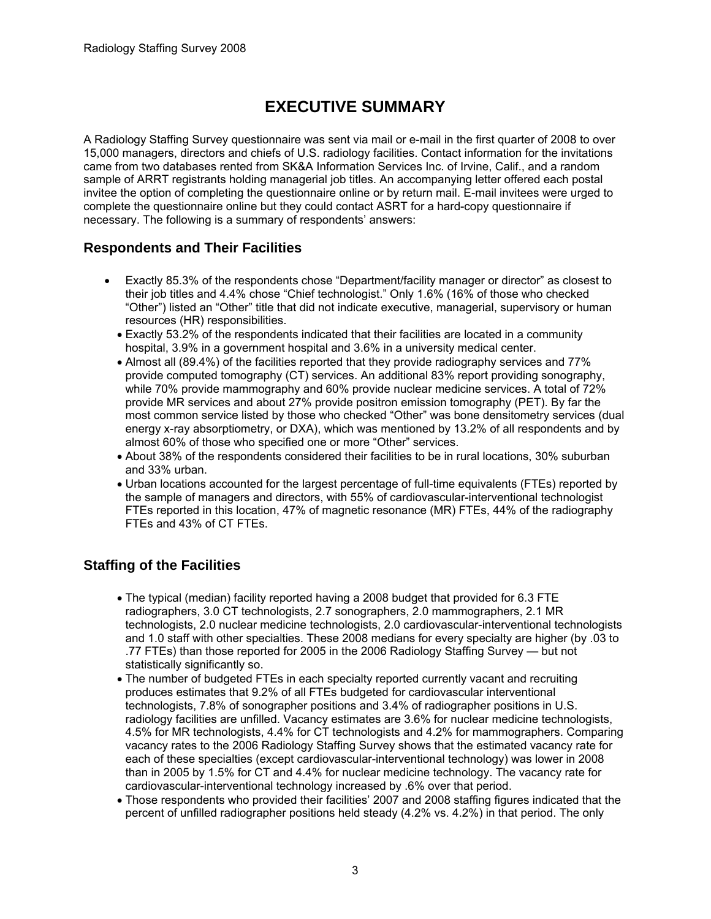# EXECUTIVE SUMMARY

A Radiology Staffing Survey questionnaire was sent via mail or e-mail in the first quarter of 2008 to over 15,000 managers, directors and chiefs of U.S. radiology facilities. Contact information for the invitations came from two databases rented from SK&A Information Services Inc. of Irvine, Calif., and a random sample of ARRT registrants holding managerial job titles. An accompanying letter offered each postal invitee the option of completing the questionnaire online or by return mail. E-mail invitees were urged to complete the questionnaire online but they could contact ASRT for a hard-copy questionnaire if necessary. The following is a summary of respondents' answers:

## Respondents and Their Facilities

- Exactly 85.3% of the respondents chose "Department/facility manager or director" as closest to their job titles and 4.4% chose "Chief technologist." Only 1.6% (16% of those who checked "Other") listed an "Other" title that did not indicate executive, managerial, supervisory or human resources (HR) responsibilities.
- Exactly 53.2% of the respondents indicated that their facilities are located in a community hospital, 3.9% in a government hospital and 3.6% in a university medical center.
- Almost all (89.4%) of the facilities reported that they provide radiography services and 77% provide computed tomography (CT) services. An additional 83% report providing sonography, while 70% provide mammography and 60% provide nuclear medicine services. A total of 72% provide MR services and about 27% provide positron emission tomography (PET). By far the most common service listed by those who checked "Other" was bone densitometry services (dual energy x-ray absorptiometry, or DXA), which was mentioned by 13.2% of all respondents and by almost 60% of those who specified one or more "Other" services.
- About 38% of the respondents considered their facilities to be in rural locations, 30% suburban and 33% urban.
- Urban locations accounted for the largest percentage of full-time equivalents (FTEs) reported by the sample of managers and directors, with 55% of cardiovascular-interventional technologist FTEs reported in this location, 47% of magnetic resonance (MR) FTEs, 44% of the radiography FTEs and 43% of CT FTEs.

## Staffing of the Facilities

- The typical (median) facility reported having a 2008 budget that provided for 6.3 FTE radiographers, 3.0 CT technologists, 2.7 sonographers, 2.0 mammographers, 2.1 MR technologists, 2.0 nuclear medicine technologists, 2.0 cardiovascular-interventional technologists and 1.0 staff with other specialties. These 2008 medians for every specialty are higher (by .03 to .77 FTEs) than those reported for 2005 in the 2006 Radiology Staffing Survey — but not statistically significantly so.
- The number of budgeted FTEs in each specialty reported currently vacant and recruiting produces estimates that 9.2% of all FTEs budgeted for cardiovascular interventional technologists, 7.8% of sonographer positions and 3.4% of radiographer positions in U.S. radiology facilities are unfilled. Vacancy estimates are 3.6% for nuclear medicine technologists, 4.5% for MR technologists, 4.4% for CT technologists and 4.2% for mammographers. Comparing vacancy rates to the 2006 Radiology Staffing Survey shows that the estimated vacancy rate for each of these specialties (except cardiovascular-interventional technology) was lower in 2008 than in 2005 by 1.5% for CT and 4.4% for nuclear medicine technology. The vacancy rate for cardiovascular-interventional technology increased by .6% over that period.
- Those respondents who provided their facilities' 2007 and 2008 staffing figures indicated that the percent of unfilled radiographer positions held steady (4.2% vs. 4.2%) in that period. The only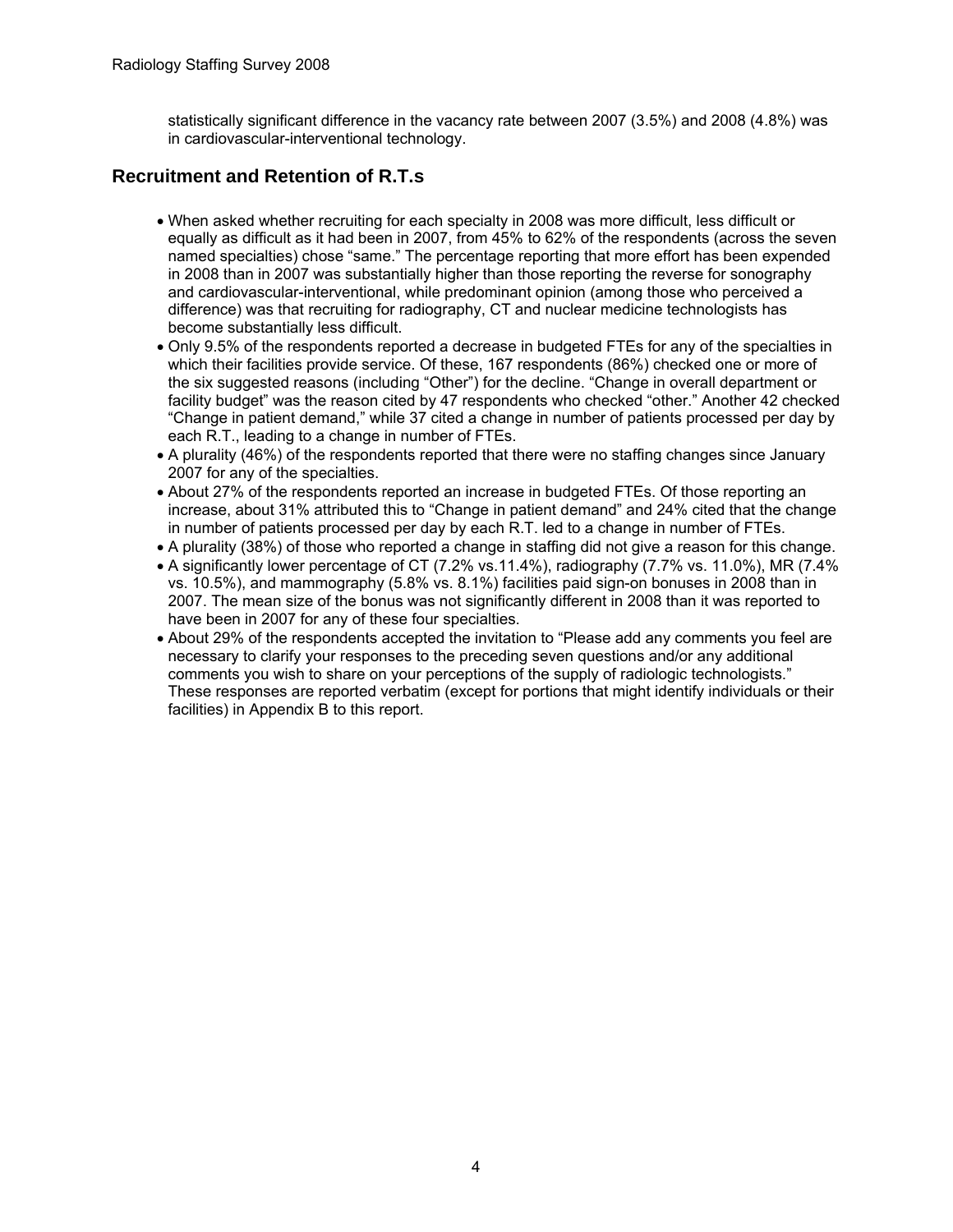statistically significant difference in the vacancy rate between 2007 (3.5%) and 2008 (4.8%) was in cardiovascular-interventional technology.

## Recruitment and Retention of R.T.s

- When asked whether recruiting for each specialty in 2008 was more difficult, less difficult or equally as difficult as it had been in 2007, from 45% to 62% of the respondents (across the seven named specialties) chose "same." The percentage reporting that more effort has been expended in 2008 than in 2007 was substantially higher than those reporting the reverse for sonography and cardiovascular-interventional, while predominant opinion (among those who perceived a difference) was that recruiting for radiography, CT and nuclear medicine technologists has become substantially less difficult.
- Only 9.5% of the respondents reported a decrease in budgeted FTEs for any of the specialties in which their facilities provide service. Of these, 167 respondents (86%) checked one or more of the six suggested reasons (including "Other") for the decline. "Change in overall department or facility budget" was the reason cited by 47 respondents who checked "other." Another 42 checked "Change in patient demand," while 37 cited a change in number of patients processed per day by each R.T., leading to a change in number of FTEs.
- A plurality (46%) of the respondents reported that there were no staffing changes since January 2007 for any of the specialties.
- About 27% of the respondents reported an increase in budgeted FTEs. Of those reporting an increase, about 31% attributed this to "Change in patient demand" and 24% cited that the change in number of patients processed per day by each R.T. led to a change in number of FTEs.
- A plurality (38%) of those who reported a change in staffing did not give a reason for this change.
- A significantly lower percentage of CT (7.2% vs.11.4%), radiography (7.7% vs. 11.0%), MR (7.4% vs. 10.5%), and mammography (5.8% vs. 8.1%) facilities paid sign-on bonuses in 2008 than in 2007. The mean size of the bonus was not significantly different in 2008 than it was reported to have been in 2007 for any of these four specialties.
- About 29% of the respondents accepted the invitation to "Please add any comments you feel are necessary to clarify your responses to the preceding seven questions and/or any additional comments you wish to share on your perceptions of the supply of radiologic technologists." These responses are reported verbatim (except for portions that might identify individuals or their facilities) in Appendix B to this report.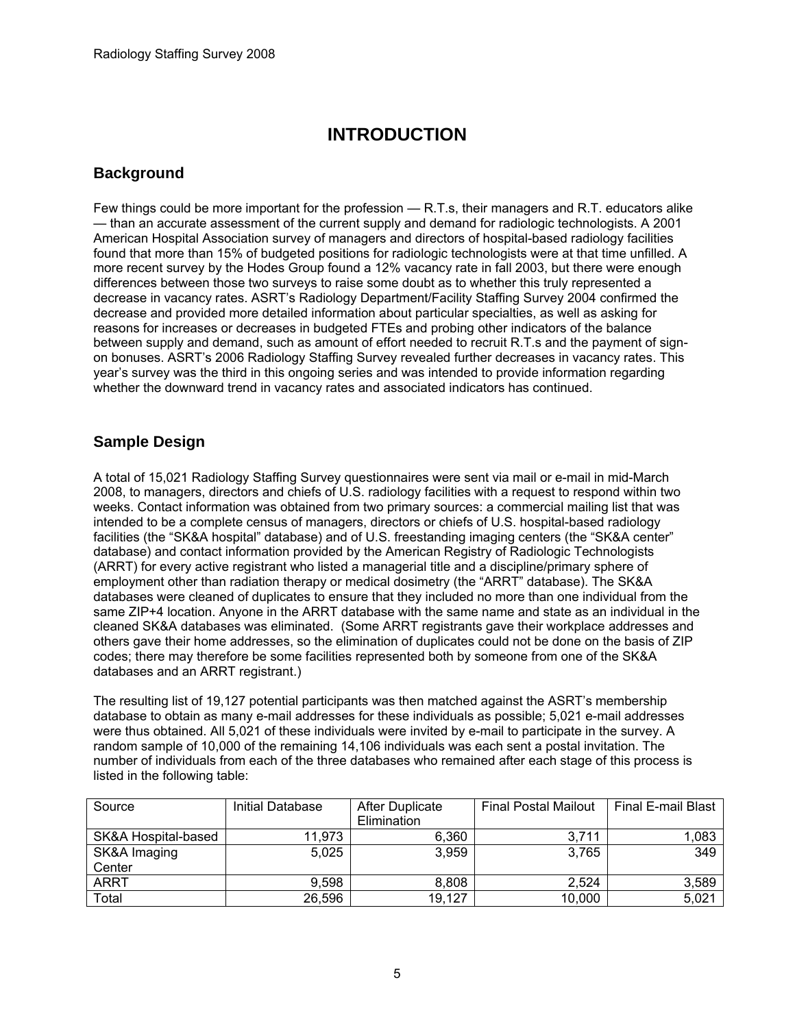# INTRODUCTION

## Background

Few things could be more important for the profession — R.T.s, their managers and R.T. educators alike — than an accurate assessment of the current supply and demand for radiologic technologists. A 2001 American Hospital Association survey of managers and directors of hospital-based radiology facilities found that more than 15% of budgeted positions for radiologic technologists were at that time unfilled. A more recent survey by the Hodes Group found a 12% vacancy rate in fall 2003, but there were enough differences between those two surveys to raise some doubt as to whether this truly represented a decrease in vacancy rates. ASRT's Radiology Department/Facility Staffing Survey 2004 confirmed the decrease and provided more detailed information about particular specialties, as well as asking for reasons for increases or decreases in budgeted FTEs and probing other indicators of the balance between supply and demand, such as amount of effort needed to recruit R.T.s and the payment of sign-on bonuses. ASRT's 2006 Radiology Staffing Survey revealed further decreases in vacancy rates. This year's survey was the third in this ongoing series and was intended to provide information regarding whether the downward trend in vacancy rates and associated indicators has continued.

## Sample Design

A total of 15,021 Radiology Staffing Survey questionnaires were sent via mail or e-mail in mid-March 2008, to managers, directors and chiefs of U.S. radiology facilities with a request to respond within two weeks. Contact information was obtained from two primary sources: a commercial mailing list that was intended to be a complete census of managers, directors or chiefs of U.S. hospital-based radiology facilities (the "SK&A hospital" database) and of U.S. freestanding imaging centers (the "SK&A center" database) and contact information provided by the American Registry of Radiologic Technologists (ARRT) for every active registrant who listed a managerial title and a discipline/primary sphere of employment other than radiation therapy or medical dosimetry (the "ARRT" database). The SK&A databases were cleaned of duplicates to ensure that they included no more than one individual from the same ZIP+4 location. Anyone in the ARRT database with the same name and state as an individual in the cleaned SK&A databases was eliminated. (Some ARRT registrants gave their workplace addresses and others gave their home addresses, so the elimination of duplicates could not be done on the basis of ZIP codes; there may therefore be some facilities represented both by someone from one of the SK&A databases and an ARRT registrant.)

The resulting list of 19,127 potential participants was then matched against the ASRT's membership database to obtain as many e-mail addresses for these individuals as possible; 5,021 e-mail addresses were thus obtained. All 5,021 of these individuals were invited by e-mail to participate in the survey. A random sample of 10,000 of the remaining 14,106 individuals was each sent a postal invitation. The number of individuals from each of the three databases who remained after each stage of this process is listed in the following table:

| Source | Initial Database | After Duplicate Elimination | Final Postal Mailout | Final E-mail Blast |
|---|---|---|---|---|
| SK&A Hospital-based | 11,973 | 6,360 | 3,711 | 1,083 |
| SK&A Imaging Center | 5,025 | 3,959 | 3,765 | 349 |
| ARRT | 9,598 | 8,808 | 2,524 | 3,589 |
| Total | 26,596 | 19,127 | 10,000 | 5,021 |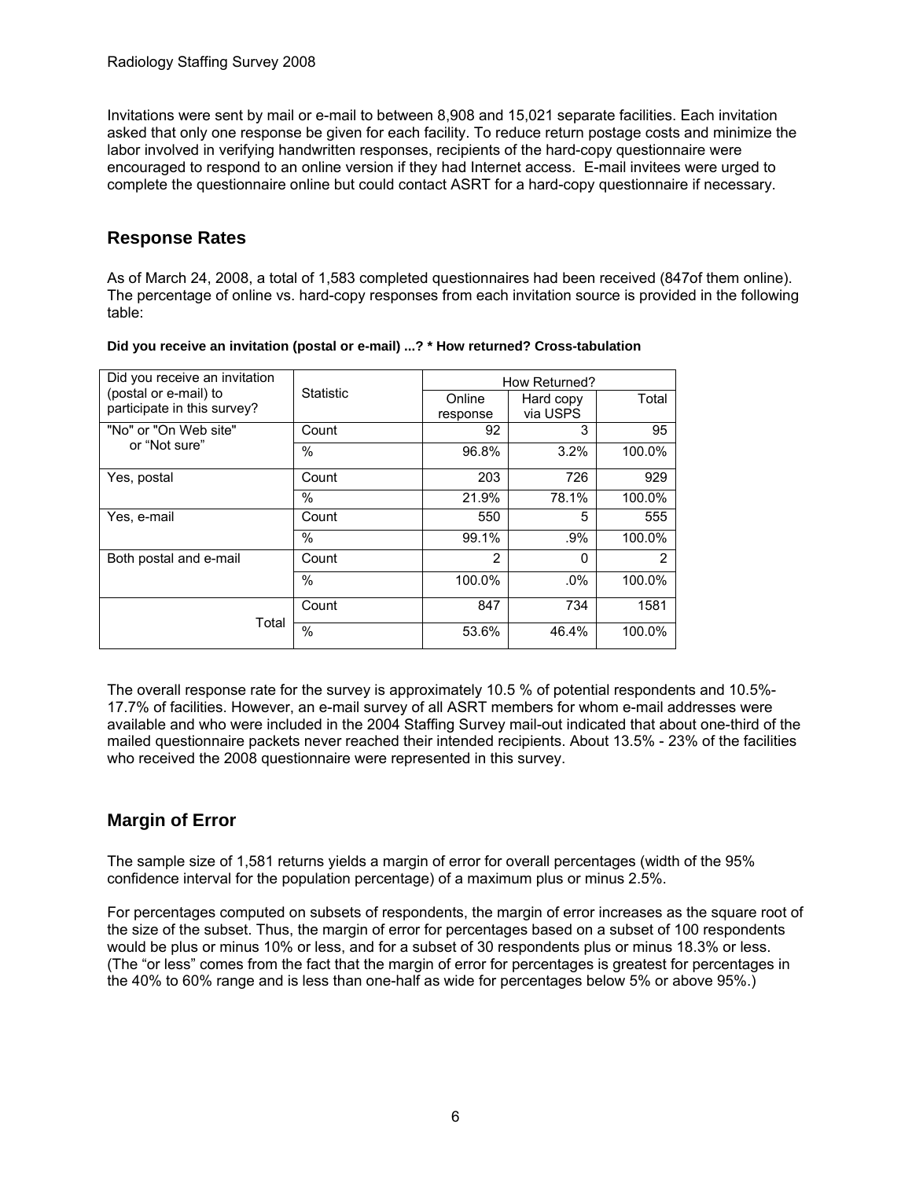Invitations were sent by mail or e-mail to between 8,908 and 15,021 separate facilities. Each invitation asked that only one response be given for each facility. To reduce return postage costs and minimize the labor involved in verifying handwritten responses, recipients of the hard-copy questionnaire were encouraged to respond to an online version if they had Internet access. E-mail invitees were urged to complete the questionnaire online but could contact ASRT for a hard-copy questionnaire if necessary.

## Response Rates

As of March 24, 2008, a total of 1,583 completed questionnaires had been received (847of them online). The percentage of online vs. hard-copy responses from each invitation source is provided in the following table:

**Did you receive an invitation (postal or e-mail) ...? * How returned? Cross-tabulation**

| Did you receive an invitation (postal or e-mail) to participate in this survey? | Statistic | How Returned? | | |
|---|---|---|---|---|
| | | Online response | Hard copy via USPS | Total |
| "No" or "On Web site" or "Not sure" | Count | 92 | 3 | 95 |
| | % | 96.8% | 3.2% | 100.0% |
| Yes, postal | Count | 203 | 726 | 929 |
| | % | 21.9% | 78.1% | 100.0% |
| Yes, e-mail | Count | 550 | 5 | 555 |
| | % | 99.1% | .9% | 100.0% |
| Both postal and e-mail | Count | 2 | 0 | 2 |
| | % | 100.0% | .0% | 100.0% |
| Total | Count | 847 | 734 | 1581 |
| | % | 53.6% | 46.4% | 100.0% |

The overall response rate for the survey is approximately 10.5 % of potential respondents and 10.5%-17.7% of facilities. However, an e-mail survey of all ASRT members for whom e-mail addresses were available and who were included in the 2004 Staffing Survey mail-out indicated that about one-third of the mailed questionnaire packets never reached their intended recipients. About 13.5% - 23% of the facilities who received the 2008 questionnaire were represented in this survey.

## Margin of Error

The sample size of 1,581 returns yields a margin of error for overall percentages (width of the 95% confidence interval for the population percentage) of a maximum plus or minus 2.5%.

For percentages computed on subsets of respondents, the margin of error increases as the square root of the size of the subset. Thus, the margin of error for percentages based on a subset of 100 respondents would be plus or minus 10% or less, and for a subset of 30 respondents plus or minus 18.3% or less. (The "or less" comes from the fact that the margin of error for percentages is greatest for percentages in the 40% to 60% range and is less than one-half as wide for percentages below 5% or above 95%.)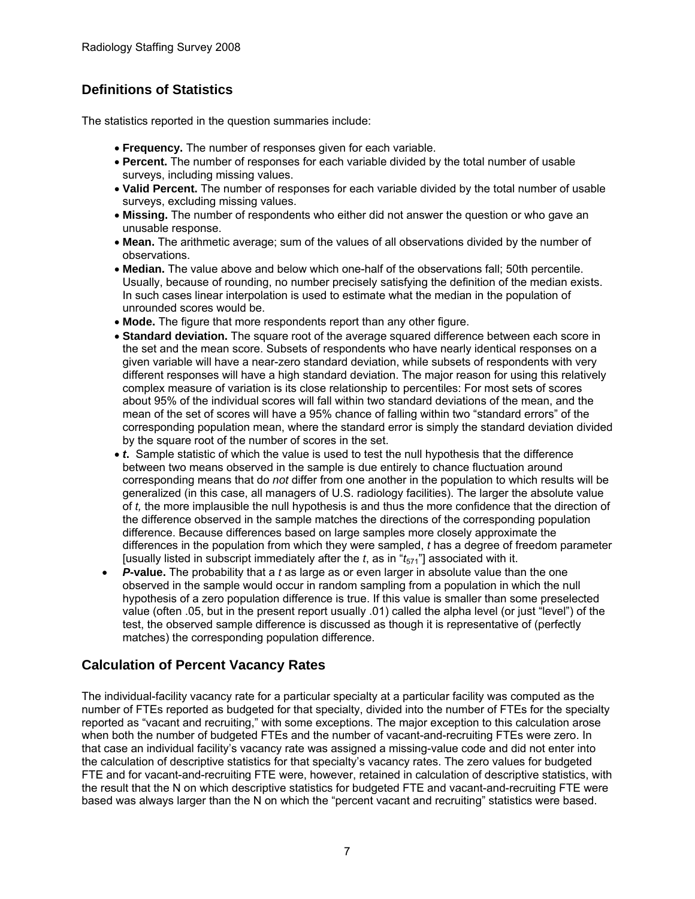## Definitions of Statistics

The statistics reported in the question summaries include:

- **Frequency.** The number of responses given for each variable.
- **Percent.** The number of responses for each variable divided by the total number of usable surveys, including missing values.
- **Valid Percent.** The number of responses for each variable divided by the total number of usable surveys, excluding missing values.
- **Missing.** The number of respondents who either did not answer the question or who gave an unusable response.
- **Mean.** The arithmetic average; sum of the values of all observations divided by the number of observations.
- **Median.** The value above and below which one-half of the observations fall; 50th percentile. Usually, because of rounding, no number precisely satisfying the definition of the median exists. In such cases linear interpolation is used to estimate what the median in the population of unrounded scores would be.
- **Mode.** The figure that more respondents report than any other figure.
- **Standard deviation.** The square root of the average squared difference between each score in the set and the mean score. Subsets of respondents who have nearly identical responses on a given variable will have a near-zero standard deviation, while subsets of respondents with very different responses will have a high standard deviation. The major reason for using this relatively complex measure of variation is its close relationship to percentiles: For most sets of scores about 95% of the individual scores will fall within two standard deviations of the mean, and the mean of the set of scores will have a 95% chance of falling within two "standard errors" of the corresponding population mean, where the standard error is simply the standard deviation divided by the square root of the number of scores in the set.
- ***t*.** Sample statistic of which the value is used to test the null hypothesis that the difference between two means observed in the sample is due entirely to chance fluctuation around corresponding means that do *not* differ from one another in the population to which results will be generalized (in this case, all managers of U.S. radiology facilities). The larger the absolute value of *t,* the more implausible the null hypothesis is and thus the more confidence that the direction of the difference observed in the sample matches the directions of the corresponding population difference. Because differences based on large samples more closely approximate the differences in the population from which they were sampled, *t* has a degree of freedom parameter [usually listed in subscript immediately after the *t*, as in "$t_{571}$"] associated with it.
- ***P*-value.** The probability that a *t* as large as or even larger in absolute value than the one observed in the sample would occur in random sampling from a population in which the null hypothesis of a zero population difference is true. If this value is smaller than some preselected value (often .05, but in the present report usually .01) called the alpha level (or just "level") of the test, the observed sample difference is discussed as though it is representative of (perfectly matches) the corresponding population difference.

## Calculation of Percent Vacancy Rates

The individual-facility vacancy rate for a particular specialty at a particular facility was computed as the number of FTEs reported as budgeted for that specialty, divided into the number of FTEs for the specialty reported as "vacant and recruiting," with some exceptions. The major exception to this calculation arose when both the number of budgeted FTEs and the number of vacant-and-recruiting FTEs were zero. In that case an individual facility's vacancy rate was assigned a missing-value code and did not enter into the calculation of descriptive statistics for that specialty's vacancy rates. The zero values for budgeted FTE and for vacant-and-recruiting FTE were, however, retained in calculation of descriptive statistics, with the result that the N on which descriptive statistics for budgeted FTE and vacant-and-recruiting FTE were based was always larger than the N on which the "percent vacant and recruiting" statistics were based.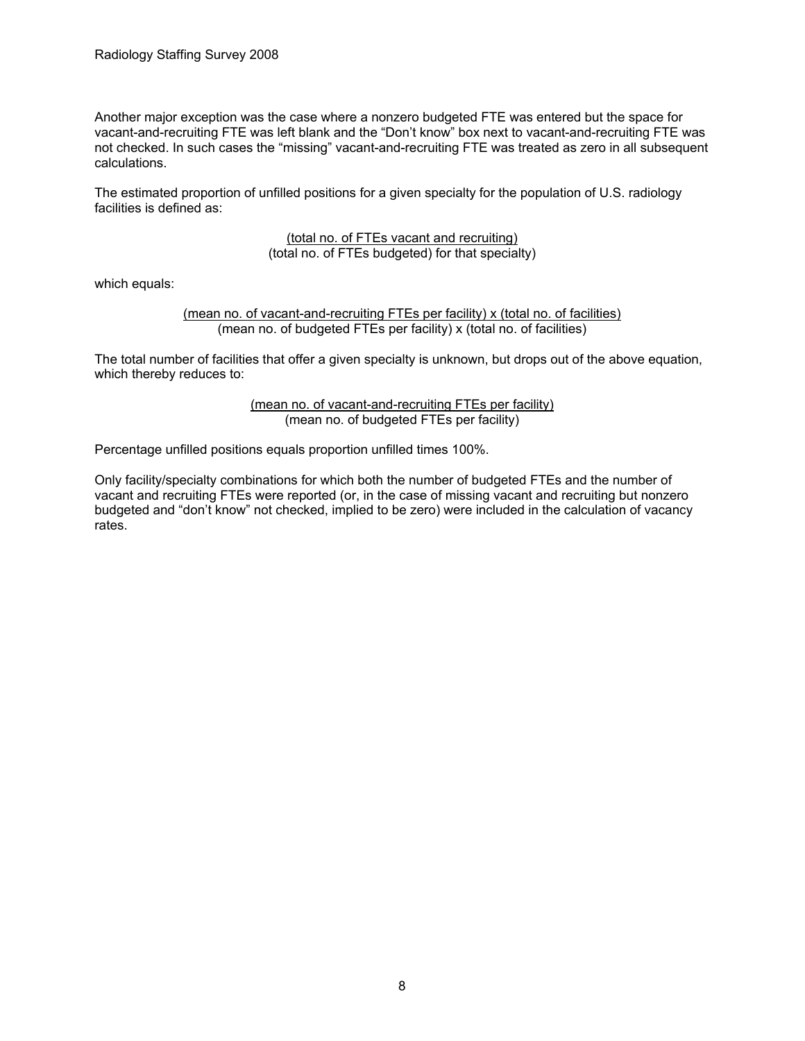Another major exception was the case where a nonzero budgeted FTE was entered but the space for vacant-and-recruiting FTE was left blank and the “Don’t know” box next to vacant-and-recruiting FTE was not checked. In such cases the “missing” vacant-and-recruiting FTE was treated as zero in all subsequent calculations.

The estimated proportion of unfilled positions for a given specialty for the population of U.S. radiology facilities is defined as:

$$\frac{\text{(total no. of FTEs vacant and recruiting)}}{\text{(total no. of FTEs budgeted) for that specialty)}}$$

which equals:

$$\frac{\text{(mean no. of vacant-and-recruiting FTEs per facility) x (total no. of facilities)}}{\text{(mean no. of budgeted FTEs per facility) x (total no. of facilities)}}$$

The total number of facilities that offer a given specialty is unknown, but drops out of the above equation, which thereby reduces to:

$$\frac{\text{(mean no. of vacant-and-recruiting FTEs per facility)}}{\text{(mean no. of budgeted FTEs per facility)}}$$

Percentage unfilled positions equals proportion unfilled times 100%.

Only facility/specialty combinations for which both the number of budgeted FTEs and the number of vacant and recruiting FTEs were reported (or, in the case of missing vacant and recruiting but nonzero budgeted and “don’t know” not checked, implied to be zero) were included in the calculation of vacancy rates.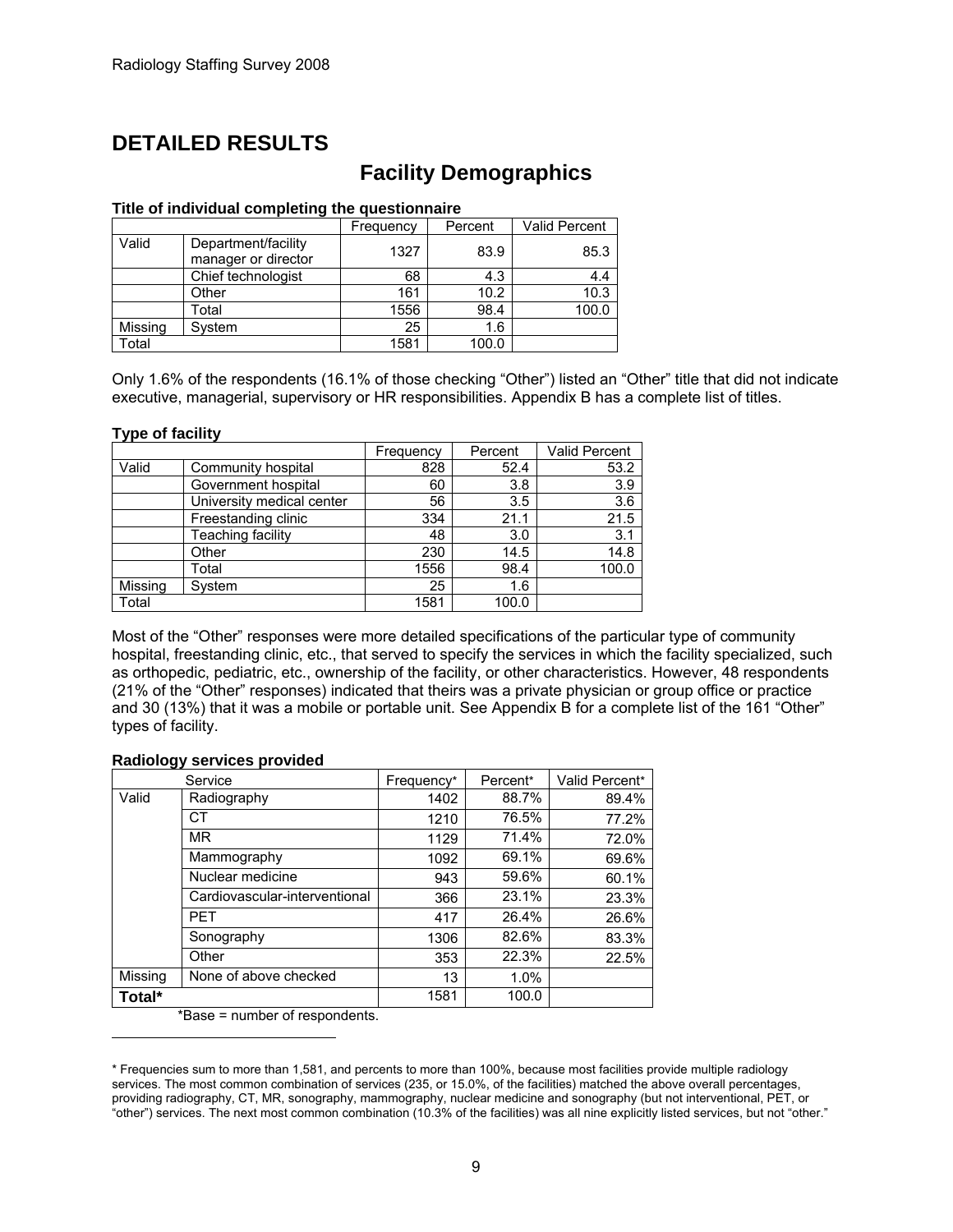# DETAILED RESULTS

## Facility Demographics

**Title of individual completing the questionnaire**

| | | Frequency | Percent | Valid Percent |
|---|---|---|---|---|
| Valid | Department/facility manager or director | 1327 | 83.9 | 85.3 |
| | Chief technologist | 68 | 4.3 | 4.4 |
| | Other | 161 | 10.2 | 10.3 |
| | Total | 1556 | 98.4 | 100.0 |
| Missing | System | 25 | 1.6 | |
| Total | | 1581 | 100.0 | |

Only 1.6% of the respondents (16.1% of those checking "Other") listed an "Other" title that did not indicate executive, managerial, supervisory or HR responsibilities. Appendix B has a complete list of titles.

**Type of facility**

| | | Frequency | Percent | Valid Percent |
|---|---|---|---|---|
| Valid | Community hospital | 828 | 52.4 | 53.2 |
| | Government hospital | 60 | 3.8 | 3.9 |
| | University medical center | 56 | 3.5 | 3.6 |
| | Freestanding clinic | 334 | 21.1 | 21.5 |
| | Teaching facility | 48 | 3.0 | 3.1 |
| | Other | 230 | 14.5 | 14.8 |
| | Total | 1556 | 98.4 | 100.0 |
| Missing | System | 25 | 1.6 | |
| Total | | 1581 | 100.0 | |

Most of the "Other" responses were more detailed specifications of the particular type of community hospital, freestanding clinic, etc., that served to specify the services in which the facility specialized, such as orthopedic, pediatric, etc., ownership of the facility, or other characteristics. However, 48 respondents (21% of the "Other" responses) indicated that theirs was a private physician or group office or practice and 30 (13%) that it was a mobile or portable unit. See Appendix B for a complete list of the 161 "Other" types of facility.

**Radiology services provided**

| Service | | Frequency* | Percent* | Valid Percent* |
|---|---|---|---|---|
| Valid | Radiography | 1402 | 88.7% | 89.4% |
| | CT | 1210 | 76.5% | 77.2% |
| | MR | 1129 | 71.4% | 72.0% |
| | Mammography | 1092 | 69.1% | 69.6% |
| | Nuclear medicine | 943 | 59.6% | 60.1% |
| | Cardiovascular-interventional | 366 | 23.1% | 23.3% |
| | PET | 417 | 26.4% | 26.6% |
| | Sonography | 1306 | 82.6% | 83.3% |
| | Other | 353 | 22.3% | 22.5% |
| Missing | None of above checked | 13 | 1.0% | |
| **Total*** | | 1581 | 100.0 | |

*Base = number of respondents.

* Frequencies sum to more than 1,581, and percents to more than 100%, because most facilities provide multiple radiology services. The most common combination of services (235, or 15.0%, of the facilities) matched the above overall percentages, providing radiography, CT, MR, sonography, mammography, nuclear medicine and sonography (but not interventional, PET, or "other") services. The next most common combination (10.3% of the facilities) was all nine explicitly listed services, but not "other."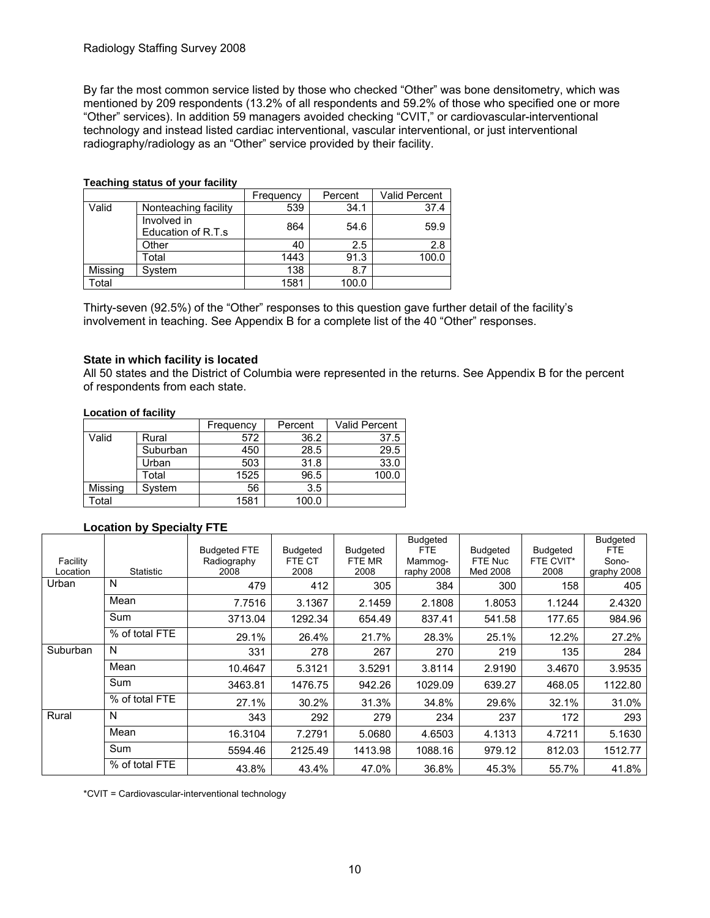By far the most common service listed by those who checked "Other" was bone densitometry, which was mentioned by 209 respondents (13.2% of all respondents and 59.2% of those who specified one or more "Other" services). In addition 59 managers avoided checking "CVIT," or cardiovascular-interventional technology and instead listed cardiac interventional, vascular interventional, or just interventional radiography/radiology as an "Other" service provided by their facility.

**Teaching status of your facility**

| | | Frequency | Percent | Valid Percent |
|---|---|---|---|---|
| Valid | Nonteaching facility | 539 | 34.1 | 37.4 |
| | Involved in Education of R.T.s | 864 | 54.6 | 59.9 |
| | Other | 40 | 2.5 | 2.8 |
| | Total | 1443 | 91.3 | 100.0 |
| Missing | System | 138 | 8.7 | |
| Total | | 1581 | 100.0 | |

Thirty-seven (92.5%) of the "Other" responses to this question gave further detail of the facility's involvement in teaching. See Appendix B for a complete list of the 40 "Other" responses.

### State in which facility is located

All 50 states and the District of Columbia were represented in the returns. See Appendix B for the percent of respondents from each state.

**Location of facility**

| | | Frequency | Percent | Valid Percent |
|---|---|---|---|---|
| Valid | Rural | 572 | 36.2 | 37.5 |
| | Suburban | 450 | 28.5 | 29.5 |
| | Urban | 503 | 31.8 | 33.0 |
| | Total | 1525 | 96.5 | 100.0 |
| Missing | System | 56 | 3.5 | |
| Total | | 1581 | 100.0 | |

**Location by Specialty FTE**

| Facility Location | Statistic | Budgeted FTE Radiography 2008 | Budgeted FTE CT 2008 | Budgeted FTE MR 2008 | Budgeted FTE Mammography 2008 | Budgeted FTE Nuc Med 2008 | Budgeted FTE CVIT* 2008 | Budgeted FTE Sonography 2008 |
|---|---|---|---|---|---|---|---|---|
| Urban | N | 479 | 412 | 305 | 384 | 300 | 158 | 405 |
| | Mean | 7.7516 | 3.1367 | 2.1459 | 2.1808 | 1.8053 | 1.1244 | 2.4320 |
| | Sum | 3713.04 | 1292.34 | 654.49 | 837.41 | 541.58 | 177.65 | 984.96 |
| | % of total FTE | 29.1% | 26.4% | 21.7% | 28.3% | 25.1% | 12.2% | 27.2% |
| Suburban | N | 331 | 278 | 267 | 270 | 219 | 135 | 284 |
| | Mean | 10.4647 | 5.3121 | 3.5291 | 3.8114 | 2.9190 | 3.4670 | 3.9535 |
| | Sum | 3463.81 | 1476.75 | 942.26 | 1029.09 | 639.27 | 468.05 | 1122.80 |
| | % of total FTE | 27.1% | 30.2% | 31.3% | 34.8% | 29.6% | 32.1% | 31.0% |
| Rural | N | 343 | 292 | 279 | 234 | 237 | 172 | 293 |
| | Mean | 16.3104 | 7.2791 | 5.0680 | 4.6503 | 4.1313 | 4.7211 | 5.1630 |
| | Sum | 5594.46 | 2125.49 | 1413.98 | 1088.16 | 979.12 | 812.03 | 1512.77 |
| | % of total FTE | 43.8% | 43.4% | 47.0% | 36.8% | 45.3% | 55.7% | 41.8% |

*CVIT = Cardiovascular-interventional technology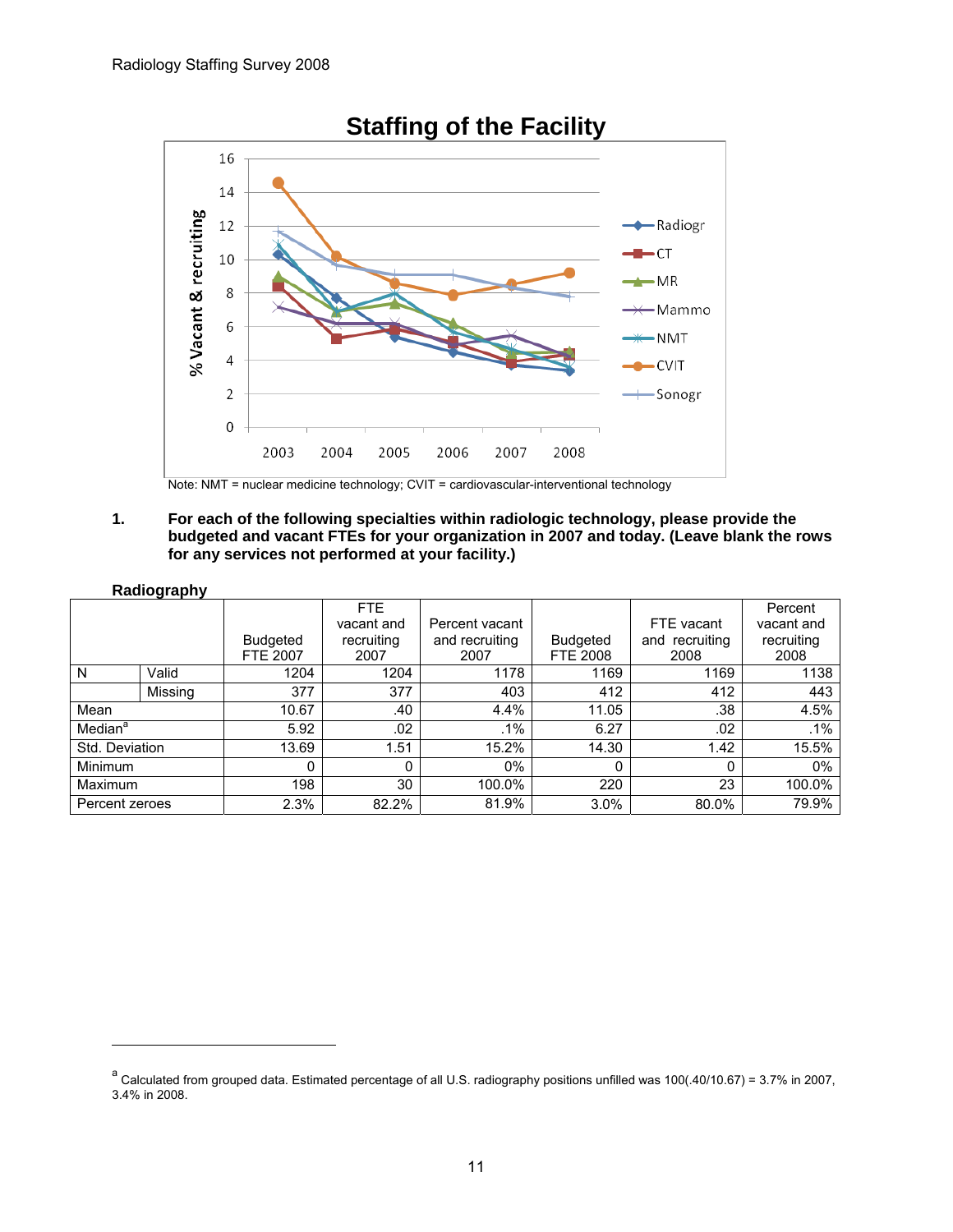## Staffing of the Facility

Note: NMT = nuclear medicine technology; CVIT = cardiovascular-interventional technology

**1. For each of the following specialties within radiologic technology, please provide the budgeted and vacant FTEs for your organization in 2007 and today. (Leave blank the rows for any services not performed at your facility.)**

**Radiography**

| | | Budgeted FTE 2007 | FTE vacant and recruiting 2007 | Percent vacant and recruiting 2007 | Budgeted FTE 2008 | FTE vacant and recruiting 2008 | Percent vacant and recruiting 2008 |
|---|---|---|---|---|---|---|---|
| N | Valid | 1204 | 1204 | 1178 | 1169 | 1169 | 1138 |
| | Missing | 377 | 377 | 403 | 412 | 412 | 443 |
| Mean | | 10.67 | .40 | 4.4% | 11.05 | .38 | 4.5% |
| Median[a] | | 5.92 | .02 | .1% | 6.27 | .02 | .1% |
| Std. Deviation | | 13.69 | 1.51 | 15.2% | 14.30 | 1.42 | 15.5% |
| Minimum | | 0 | 0 | 0% | 0 | 0 | 0% |
| Maximum | | 198 | 30 | 100.0% | 220 | 23 | 100.0% |
| Percent zeroes | | 2.3% | 82.2% | 81.9% | 3.0% | 80.0% | 79.9% |

[a] Calculated from grouped data. Estimated percentage of all U.S. radiography positions unfilled was 100(.40/10.67) = 3.7% in 2007, 3.4% in 2008.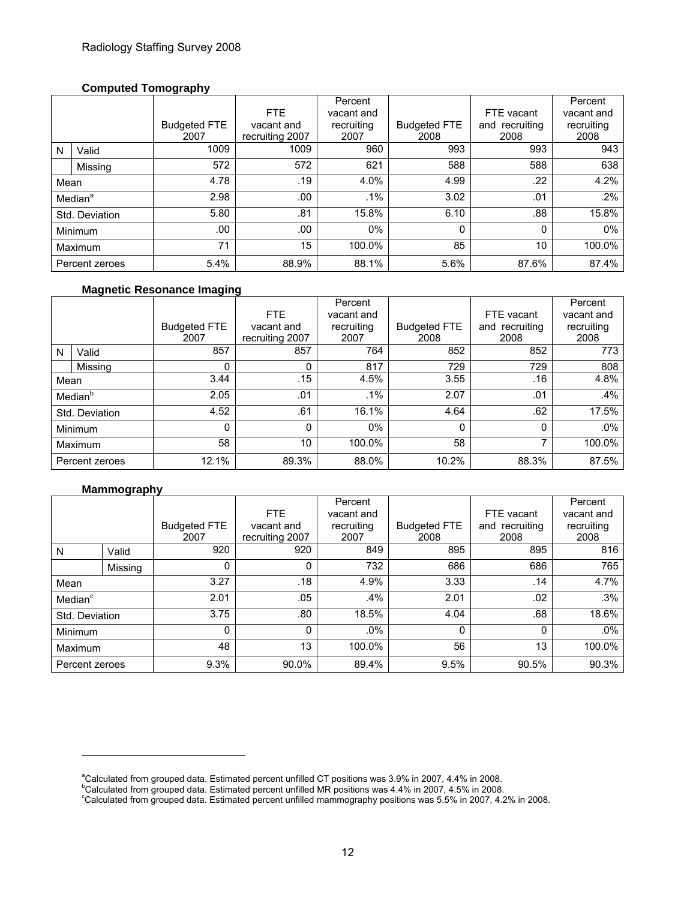### Computed Tomography

| | | Budgeted FTE 2007 | FTE vacant and recruiting 2007 | Percent vacant and recruiting 2007 | Budgeted FTE 2008 | FTE vacant and recruiting 2008 | Percent vacant and recruiting 2008 |
|---|---|---|---|---|---|---|---|
| N | Valid | 1009 | 1009 | 960 | 993 | 993 | 943 |
| | Missing | 572 | 572 | 621 | 588 | 588 | 638 |
| Mean | | 4.78 | .19 | 4.0% | 4.99 | .22 | 4.2% |
| Median[a] | | 2.98 | .00 | .1% | 3.02 | .01 | .2% |
| Std. Deviation | | 5.80 | .81 | 15.8% | 6.10 | .88 | 15.8% |
| Minimum | | .00 | .00 | 0% | 0 | 0 | 0% |
| Maximum | | 71 | 15 | 100.0% | 85 | 10 | 100.0% |
| Percent zeroes | | 5.4% | 88.9% | 88.1% | 5.6% | 87.6% | 87.4% |

### Magnetic Resonance Imaging

| | | Budgeted FTE 2007 | FTE vacant and recruiting 2007 | Percent vacant and recruiting 2007 | Budgeted FTE 2008 | FTE vacant and recruiting 2008 | Percent vacant and recruiting 2008 |
|---|---|---|---|---|---|---|---|
| N | Valid | 857 | 857 | 764 | 852 | 852 | 773 |
| | Missing | 0 | 0 | 817 | 729 | 729 | 808 |
| Mean | | 3.44 | .15 | 4.5% | 3.55 | .16 | 4.8% |
| Median[b] | | 2.05 | .01 | .1% | 2.07 | .01 | .4% |
| Std. Deviation | | 4.52 | .61 | 16.1% | 4.64 | .62 | 17.5% |
| Minimum | | 0 | 0 | 0% | 0 | 0 | .0% |
| Maximum | | 58 | 10 | 100.0% | 58 | 7 | 100.0% |
| Percent zeroes | | 12.1% | 89.3% | 88.0% | 10.2% | 88.3% | 87.5% |

### Mammography

| | | Budgeted FTE 2007 | FTE vacant and recruiting 2007 | Percent vacant and recruiting 2007 | Budgeted FTE 2008 | FTE vacant and recruiting 2008 | Percent vacant and recruiting 2008 |
|---|---|---|---|---|---|---|---|
| N | Valid | 920 | 920 | 849 | 895 | 895 | 816 |
| | Missing | 0 | 0 | 732 | 686 | 686 | 765 |
| Mean | | 3.27 | .18 | 4.9% | 3.33 | .14 | 4.7% |
| Median[c] | | 2.01 | .05 | .4% | 2.01 | .02 | .3% |
| Std. Deviation | | 3.75 | .80 | 18.5% | 4.04 | .68 | 18.6% |
| Minimum | | 0 | 0 | .0% | 0 | 0 | .0% |
| Maximum | | 48 | 13 | 100.0% | 56 | 13 | 100.0% |
| Percent zeroes | | 9.3% | 90.0% | 89.4% | 9.5% | 90.5% | 90.3% |

---

[a]Calculated from grouped data. Estimated percent unfilled CT positions was 3.9% in 2007, 4.4% in 2008.
[b]Calculated from grouped data. Estimated percent unfilled MR positions was 4.4% in 2007, 4.5% in 2008.
[c]Calculated from grouped data. Estimated percent unfilled mammography positions was 5.5% in 2007, 4.2% in 2008.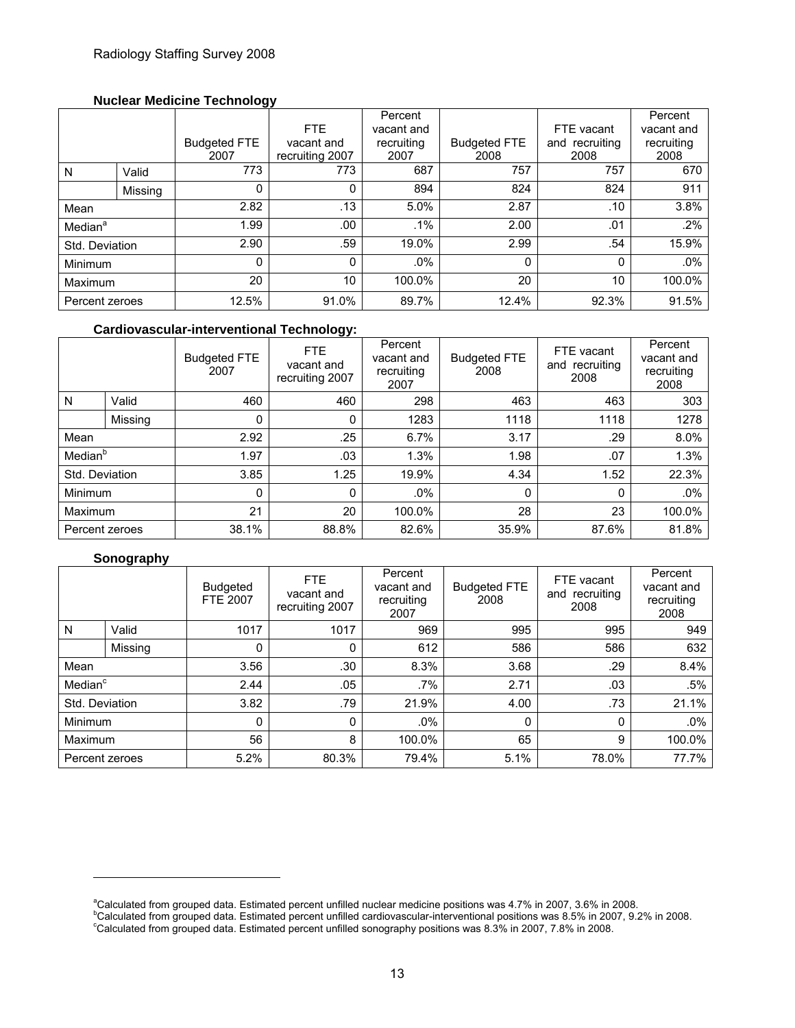### Nuclear Medicine Technology

| | | Budgeted FTE 2007 | FTE vacant and recruiting 2007 | Percent vacant and recruiting 2007 | Budgeted FTE 2008 | FTE vacant and recruiting 2008 | Percent vacant and recruiting 2008 |
|---|---|---|---|---|---|---|---|
| N | Valid | 773 | 773 | 687 | 757 | 757 | 670 |
| | Missing | 0 | 0 | 894 | 824 | 824 | 911 |
| Mean | | 2.82 | .13 | 5.0% | 2.87 | .10 | 3.8% |
| Median[a] | | 1.99 | .00 | .1% | 2.00 | .01 | .2% |
| Std. Deviation | | 2.90 | .59 | 19.0% | 2.99 | .54 | 15.9% |
| Minimum | | 0 | 0 | .0% | 0 | 0 | .0% |
| Maximum | | 20 | 10 | 100.0% | 20 | 10 | 100.0% |
| Percent zeroes | | 12.5% | 91.0% | 89.7% | 12.4% | 92.3% | 91.5% |

### Cardiovascular-interventional Technology:

| | | Budgeted FTE 2007 | FTE vacant and recruiting 2007 | Percent vacant and recruiting 2007 | Budgeted FTE 2008 | FTE vacant and recruiting 2008 | Percent vacant and recruiting 2008 |
|---|---|---|---|---|---|---|---|
| N | Valid | 460 | 460 | 298 | 463 | 463 | 303 |
| | Missing | 0 | 0 | 1283 | 1118 | 1118 | 1278 |
| Mean | | 2.92 | .25 | 6.7% | 3.17 | .29 | 8.0% |
| Median[b] | | 1.97 | .03 | 1.3% | 1.98 | .07 | 1.3% |
| Std. Deviation | | 3.85 | 1.25 | 19.9% | 4.34 | 1.52 | 22.3% |
| Minimum | | 0 | 0 | .0% | 0 | 0 | .0% |
| Maximum | | 21 | 20 | 100.0% | 28 | 23 | 100.0% |
| Percent zeroes | | 38.1% | 88.8% | 82.6% | 35.9% | 87.6% | 81.8% |

### Sonography

| | | Budgeted FTE 2007 | FTE vacant and recruiting 2007 | Percent vacant and recruiting 2007 | Budgeted FTE 2008 | FTE vacant and recruiting 2008 | Percent vacant and recruiting 2008 |
|---|---|---|---|---|---|---|---|
| N | Valid | 1017 | 1017 | 969 | 995 | 995 | 949 |
| | Missing | 0 | 0 | 612 | 586 | 586 | 632 |
| Mean | | 3.56 | .30 | 8.3% | 3.68 | .29 | 8.4% |
| Median[c] | | 2.44 | .05 | .7% | 2.71 | .03 | .5% |
| Std. Deviation | | 3.82 | .79 | 21.9% | 4.00 | .73 | 21.1% |
| Minimum | | 0 | 0 | .0% | 0 | 0 | .0% |
| Maximum | | 56 | 8 | 100.0% | 65 | 9 | 100.0% |
| Percent zeroes | | 5.2% | 80.3% | 79.4% | 5.1% | 78.0% | 77.7% |

---

[a] Calculated from grouped data. Estimated percent unfilled nuclear medicine positions was 4.7% in 2007, 3.6% in 2008.
[b] Calculated from grouped data. Estimated percent unfilled cardiovascular-interventional positions was 8.5% in 2007, 9.2% in 2008.
[c] Calculated from grouped data. Estimated percent unfilled sonography positions was 8.3% in 2007, 7.8% in 2008.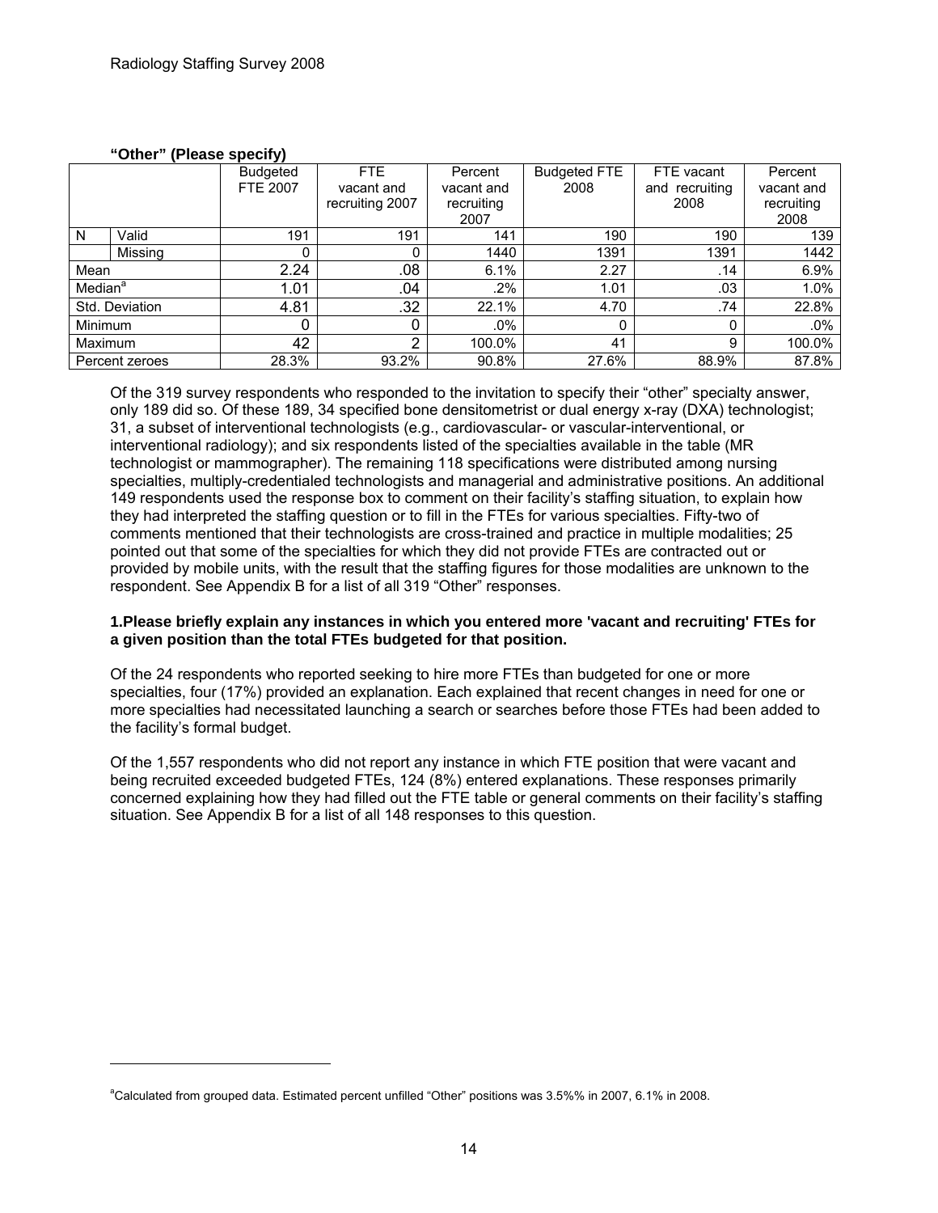**"Other" (Please specify)**

| | | Budgeted FTE 2007 | FTE vacant and recruiting 2007 | Percent vacant and recruiting 2007 | Budgeted FTE 2008 | FTE vacant and recruiting 2008 | Percent vacant and recruiting 2008 |
|---|---|---|---|---|---|---|---|
| N | Valid | 191 | 191 | 141 | 190 | 190 | 139 |
| | Missing | 0 | 0 | 1440 | 1391 | 1391 | 1442 |
| Mean | | 2.24 | .08 | 6.1% | 2.27 | .14 | 6.9% |
| Median[a] | | 1.01 | .04 | .2% | 1.01 | .03 | 1.0% |
| Std. Deviation | | 4.81 | .32 | 22.1% | 4.70 | .74 | 22.8% |
| Minimum | | 0 | 0 | .0% | 0 | 0 | .0% |
| Maximum | | 42 | 2 | 100.0% | 41 | 9 | 100.0% |
| Percent zeroes | | 28.3% | 93.2% | 90.8% | 27.6% | 88.9% | 87.8% |

Of the 319 survey respondents who responded to the invitation to specify their "other" specialty answer, only 189 did so. Of these 189, 34 specified bone densitometrist or dual energy x-ray (DXA) technologist; 31, a subset of interventional technologists (e.g., cardiovascular- or vascular-interventional, or interventional radiology); and six respondents listed of the specialties available in the table (MR technologist or mammographer). The remaining 118 specifications were distributed among nursing specialties, multiply-credentialed technologists and managerial and administrative positions. An additional 149 respondents used the response box to comment on their facility's staffing situation, to explain how they had interpreted the staffing question or to fill in the FTEs for various specialties. Fifty-two of comments mentioned that their technologists are cross-trained and practice in multiple modalities; 25 pointed out that some of the specialties for which they did not provide FTEs are contracted out or provided by mobile units, with the result that the staffing figures for those modalities are unknown to the respondent. See Appendix B for a list of all 319 "Other" responses.

**1.Please briefly explain any instances in which you entered more 'vacant and recruiting' FTEs for a given position than the total FTEs budgeted for that position.**

Of the 24 respondents who reported seeking to hire more FTEs than budgeted for one or more specialties, four (17%) provided an explanation. Each explained that recent changes in need for one or more specialties had necessitated launching a search or searches before those FTEs had been added to the facility's formal budget.

Of the 1,557 respondents who did not report any instance in which FTE position that were vacant and being recruited exceeded budgeted FTEs, 124 (8%) entered explanations. These responses primarily concerned explaining how they had filled out the FTE table or general comments on their facility's staffing situation. See Appendix B for a list of all 148 responses to this question.

[a]Calculated from grouped data. Estimated percent unfilled "Other" positions was 3.5%% in 2007, 6.1% in 2008.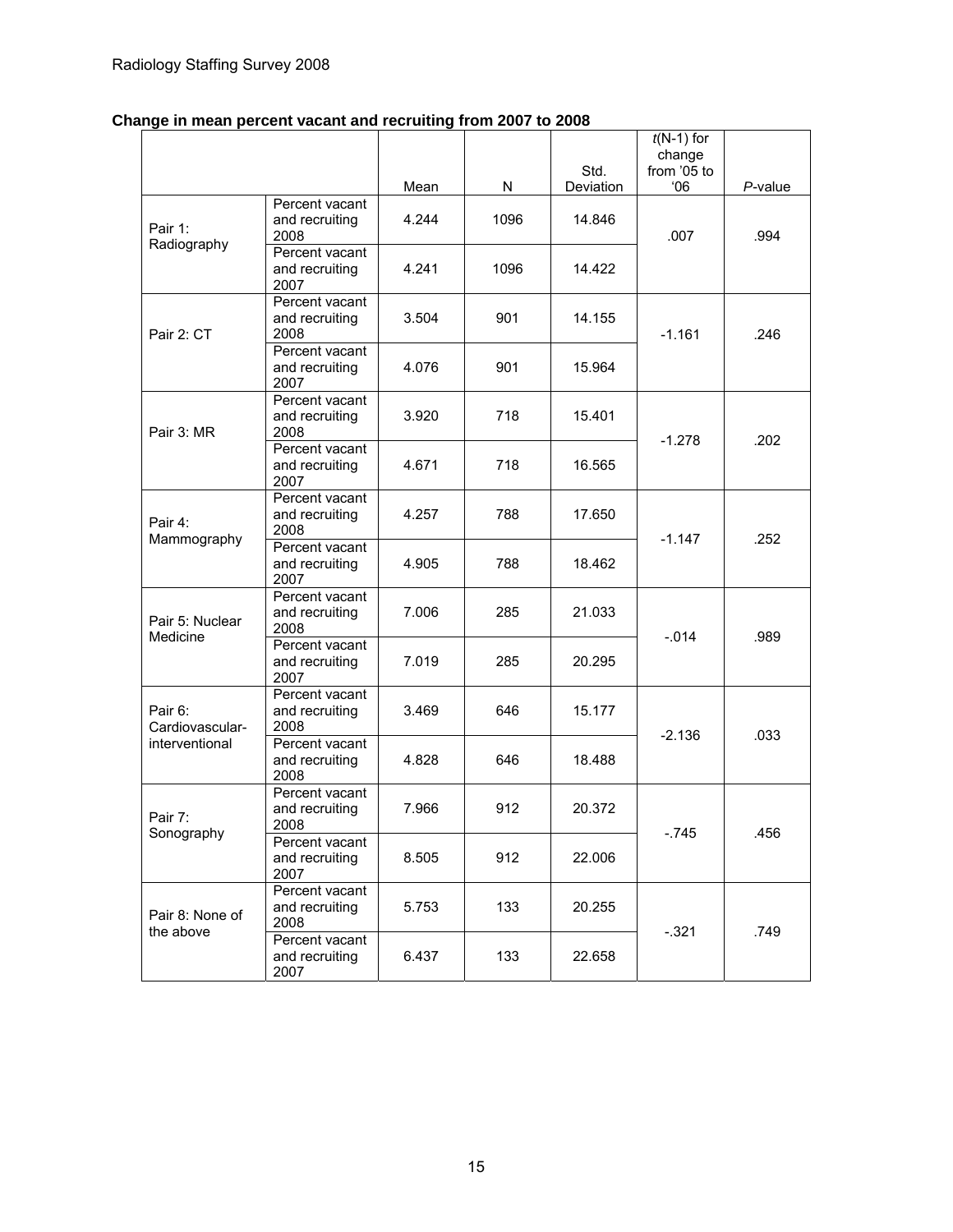**Change in mean percent vacant and recruiting from 2007 to 2008**

| | | Mean | N | Std. Deviation | $t$(N-1) for change from '05 to '06 | $P$-value |
|---|---|---|---|---|---|---|
| Pair 1: Radiography | Percent vacant and recruiting 2008 | 4.244 | 1096 | 14.846 | .007 | .994 |
| | Percent vacant and recruiting 2007 | 4.241 | 1096 | 14.422 | | |
| Pair 2: CT | Percent vacant and recruiting 2008 | 3.504 | 901 | 14.155 | -1.161 | .246 |
| | Percent vacant and recruiting 2007 | 4.076 | 901 | 15.964 | | |
| Pair 3: MR | Percent vacant and recruiting 2008 | 3.920 | 718 | 15.401 | -1.278 | .202 |
| | Percent vacant and recruiting 2007 | 4.671 | 718 | 16.565 | | |
| Pair 4: Mammography | Percent vacant and recruiting 2008 | 4.257 | 788 | 17.650 | -1.147 | .252 |
| | Percent vacant and recruiting 2007 | 4.905 | 788 | 18.462 | | |
| Pair 5: Nuclear Medicine | Percent vacant and recruiting 2008 | 7.006 | 285 | 21.033 | -.014 | .989 |
| | Percent vacant and recruiting 2007 | 7.019 | 285 | 20.295 | | |
| Pair 6: Cardiovascular-interventional | Percent vacant and recruiting 2008 | 3.469 | 646 | 15.177 | -2.136 | .033 |
| | Percent vacant and recruiting 2008 | 4.828 | 646 | 18.488 | | |
| Pair 7: Sonography | Percent vacant and recruiting 2008 | 7.966 | 912 | 20.372 | -.745 | .456 |
| | Percent vacant and recruiting 2007 | 8.505 | 912 | 22.006 | | |
| Pair 8: None of the above | Percent vacant and recruiting 2008 | 5.753 | 133 | 20.255 | -.321 | .749 |
| | Percent vacant and recruiting 2007 | 6.437 | 133 | 22.658 | | |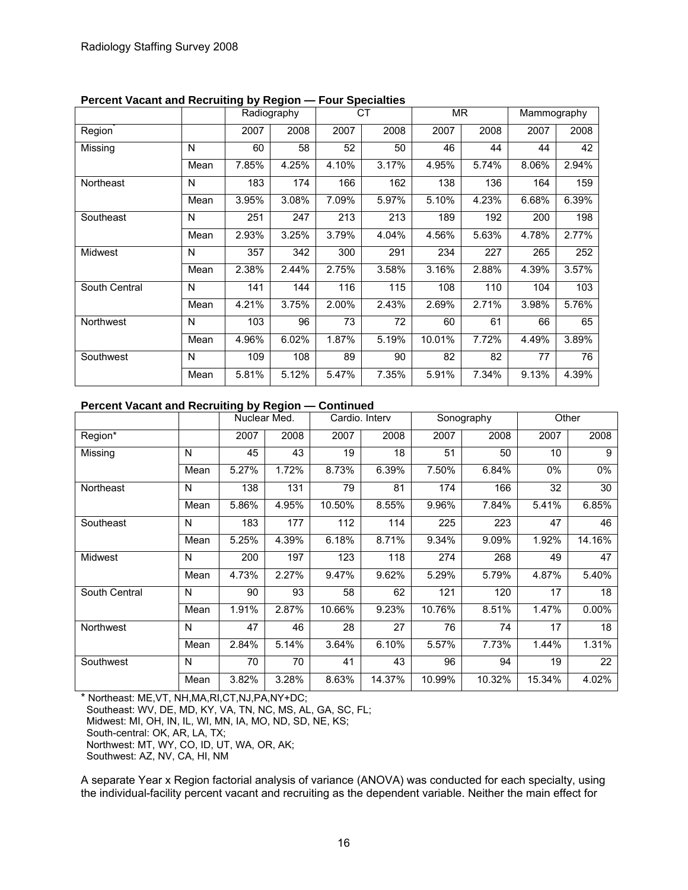**Percent Vacant and Recruiting by Region — Four Specialties**

| | | Radiography | | CT | | MR | | Mammography | |
|---|---|---|---|---|---|---|---|---|---|
| Region* | | 2007 | 2008 | 2007 | 2008 | 2007 | 2008 | 2007 | 2008 |
| Missing | N | 60 | 58 | 52 | 50 | 46 | 44 | 44 | 42 |
| | Mean | 7.85% | 4.25% | 4.10% | 3.17% | 4.95% | 5.74% | 8.06% | 2.94% |
| Northeast | N | 183 | 174 | 166 | 162 | 138 | 136 | 164 | 159 |
| | Mean | 3.95% | 3.08% | 7.09% | 5.97% | 5.10% | 4.23% | 6.68% | 6.39% |
| Southeast | N | 251 | 247 | 213 | 213 | 189 | 192 | 200 | 198 |
| | Mean | 2.93% | 3.25% | 3.79% | 4.04% | 4.56% | 5.63% | 4.78% | 2.77% |
| Midwest | N | 357 | 342 | 300 | 291 | 234 | 227 | 265 | 252 |
| | Mean | 2.38% | 2.44% | 2.75% | 3.58% | 3.16% | 2.88% | 4.39% | 3.57% |
| South Central | N | 141 | 144 | 116 | 115 | 108 | 110 | 104 | 103 |
| | Mean | 4.21% | 3.75% | 2.00% | 2.43% | 2.69% | 2.71% | 3.98% | 5.76% |
| Northwest | N | 103 | 96 | 73 | 72 | 60 | 61 | 66 | 65 |
| | Mean | 4.96% | 6.02% | 1.87% | 5.19% | 10.01% | 7.72% | 4.49% | 3.89% |
| Southwest | N | 109 | 108 | 89 | 90 | 82 | 82 | 77 | 76 |
| | Mean | 5.81% | 5.12% | 5.47% | 7.35% | 5.91% | 7.34% | 9.13% | 4.39% |

**Percent Vacant and Recruiting by Region — Continued**

| | | Nuclear Med. | | Cardio. Interv | | Sonography | | Other | |
|---|---|---|---|---|---|---|---|---|---|
| Region* | | 2007 | 2008 | 2007 | 2008 | 2007 | 2008 | 2007 | 2008 |
| Missing | N | 45 | 43 | 19 | 18 | 51 | 50 | 10 | 9 |
| | Mean | 5.27% | 1.72% | 8.73% | 6.39% | 7.50% | 6.84% | 0% | 0% |
| Northeast | N | 138 | 131 | 79 | 81 | 174 | 166 | 32 | 30 |
| | Mean | 5.86% | 4.95% | 10.50% | 8.55% | 9.96% | 7.84% | 5.41% | 6.85% |
| Southeast | N | 183 | 177 | 112 | 114 | 225 | 223 | 47 | 46 |
| | Mean | 5.25% | 4.39% | 6.18% | 8.71% | 9.34% | 9.09% | 1.92% | 14.16% |
| Midwest | N | 200 | 197 | 123 | 118 | 274 | 268 | 49 | 47 |
| | Mean | 4.73% | 2.27% | 9.47% | 9.62% | 5.29% | 5.79% | 4.87% | 5.40% |
| South Central | N | 90 | 93 | 58 | 62 | 121 | 120 | 17 | 18 |
| | Mean | 1.91% | 2.87% | 10.66% | 9.23% | 10.76% | 8.51% | 1.47% | 0.00% |
| Northwest | N | 47 | 46 | 28 | 27 | 76 | 74 | 17 | 18 |
| | Mean | 2.84% | 5.14% | 3.64% | 6.10% | 5.57% | 7.73% | 1.44% | 1.31% |
| Southwest | N | 70 | 70 | 41 | 43 | 96 | 94 | 19 | 22 |
| | Mean | 3.82% | 3.28% | 8.63% | 14.37% | 10.99% | 10.32% | 15.34% | 4.02% |

* Northeast: ME,VT, NH,MA,RI,CT,NJ,PA,NY+DC;
Southeast: WV, DE, MD, KY, VA, TN, NC, MS, AL, GA, SC, FL;
Midwest: MI, OH, IN, IL, WI, MN, IA, MO, ND, SD, NE, KS;
South-central: OK, AR, LA, TX;
Northwest: MT, WY, CO, ID, UT, WA, OR, AK;
Southwest: AZ, NV, CA, HI, NM

A separate Year x Region factorial analysis of variance (ANOVA) was conducted for each specialty, using the individual-facility percent vacant and recruiting as the dependent variable. Neither the main effect for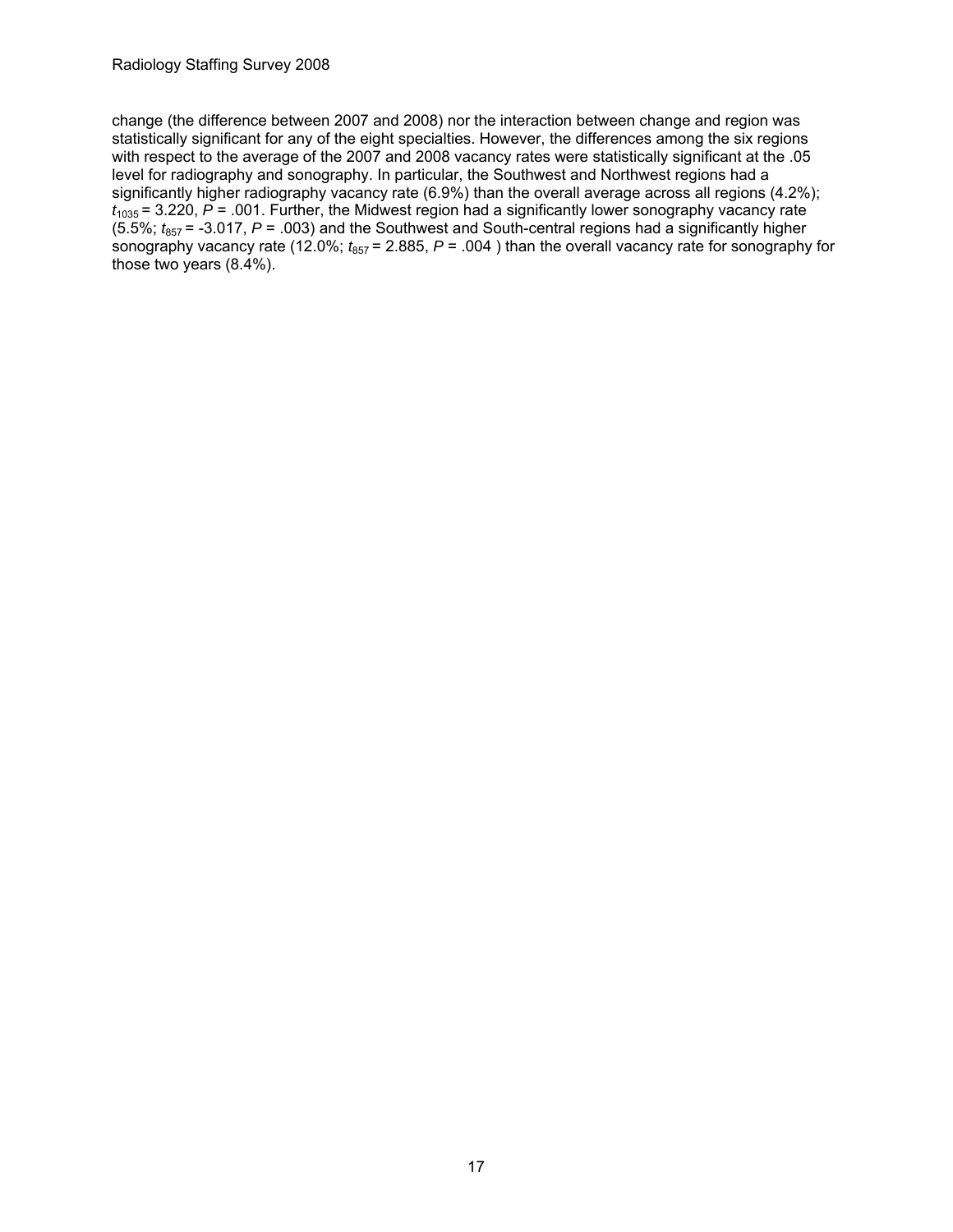change (the difference between 2007 and 2008) nor the interaction between change and region was statistically significant for any of the eight specialties. However, the differences among the six regions with respect to the average of the 2007 and 2008 vacancy rates were statistically significant at the .05 level for radiography and sonography. In particular, the Southwest and Northwest regions had a significantly higher radiography vacancy rate (6.9%) than the overall average across all regions (4.2%); $t_{1035} = 3.220$, $P = .001$. Further, the Midwest region had a significantly lower sonography vacancy rate (5.5%; $t_{857} = -3.017$, $P = .003$) and the Southwest and South-central regions had a significantly higher sonography vacancy rate (12.0%; $t_{857} = 2.885$, $P = .004$ ) than the overall vacancy rate for sonography for those two years (8.4%).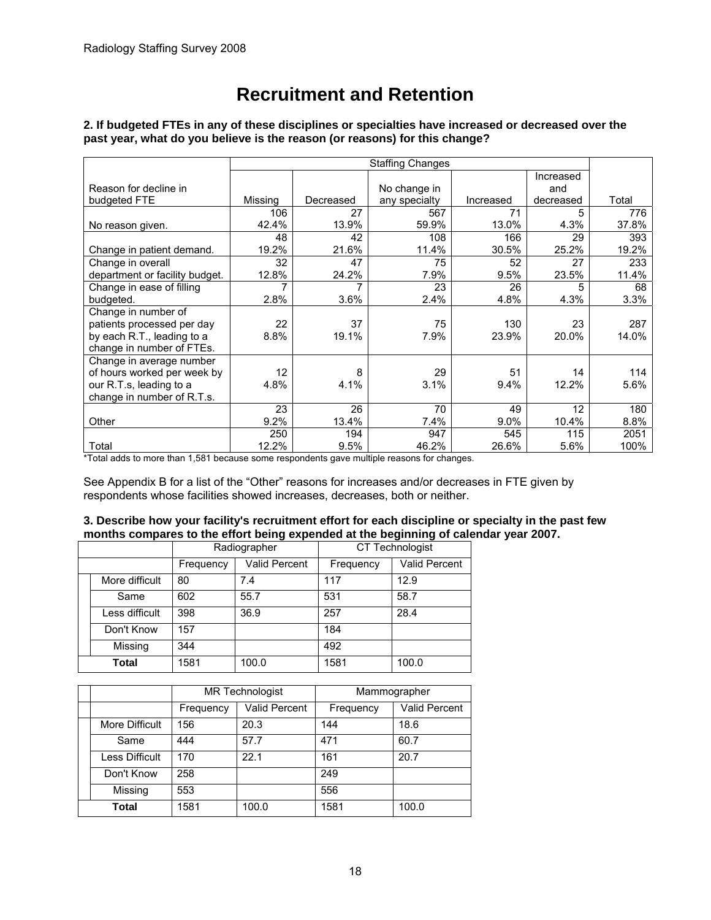# Recruitment and Retention

**2. If budgeted FTEs in any of these disciplines or specialties have increased or decreased over the past year, what do you believe is the reason (or reasons) for this change?**

| Reason for decline in budgeted FTE | Staffing Changes | | | | | Total |
|---|---|---|---|---|---|---|
| | Missing | Decreased | No change in any specialty | Increased | Increased and decreased | |
| No reason given. | 106<br>42.4% | 27<br>13.9% | 567<br>59.9% | 71<br>13.0% | 5<br>4.3% | 776<br>37.8% |
| Change in patient demand. | 48<br>19.2% | 42<br>21.6% | 108<br>11.4% | 166<br>30.5% | 29<br>25.2% | 393<br>19.2% |
| Change in overall department or facility budget. | 32<br>12.8% | 47<br>24.2% | 75<br>7.9% | 52<br>9.5% | 27<br>23.5% | 233<br>11.4% |
| Change in ease of filling budgeted. | 7<br>2.8% | 7<br>3.6% | 23<br>2.4% | 26<br>4.8% | 5<br>4.3% | 68<br>3.3% |
| Change in number of patients processed per day by each R.T., leading to a change in number of FTEs. | 22<br>8.8% | 37<br>19.1% | 75<br>7.9% | 130<br>23.9% | 23<br>20.0% | 287<br>14.0% |
| Change in average number of hours worked per week by our R.T.s, leading to a change in number of R.T.s. | 12<br>4.8% | 8<br>4.1% | 29<br>3.1% | 51<br>9.4% | 14<br>12.2% | 114<br>5.6% |
| Other | 23<br>9.2% | 26<br>13.4% | 70<br>7.4% | 49<br>9.0% | 12<br>10.4% | 180<br>8.8% |
| Total | 250<br>12.2% | 194<br>9.5% | 947<br>46.2% | 545<br>26.6% | 115<br>5.6% | 2051<br>100% |

*Total adds to more than 1,581 because some respondents gave multiple reasons for changes.

See Appendix B for a list of the "Other" reasons for increases and/or decreases in FTE given by respondents whose facilities showed increases, decreases, both or neither.

**3. Describe how your facility's recruitment effort for each discipline or specialty in the past few months compares to the effort being expended at the beginning of calendar year 2007.**

| | Radiographer | | CT Technologist | |
|---|---|---|---|---|
| | Frequency | Valid Percent | Frequency | Valid Percent |
| More difficult | 80 | 7.4 | 117 | 12.9 |
| Same | 602 | 55.7 | 531 | 58.7 |
| Less difficult | 398 | 36.9 | 257 | 28.4 |
| Don't Know | 157 | | 184 | |
| Missing | 344 | | 492 | |
| **Total** | 1581 | 100.0 | 1581 | 100.0 |

| | MR Technologist | | Mammographer | |
|---|---|---|---|---|
| | Frequency | Valid Percent | Frequency | Valid Percent |
| More Difficult | 156 | 20.3 | 144 | 18.6 |
| Same | 444 | 57.7 | 471 | 60.7 |
| Less Difficult | 170 | 22.1 | 161 | 20.7 |
| Don't Know | 258 | | 249 | |
| Missing | 553 | | 556 | |
| **Total** | 1581 | 100.0 | 1581 | 100.0 |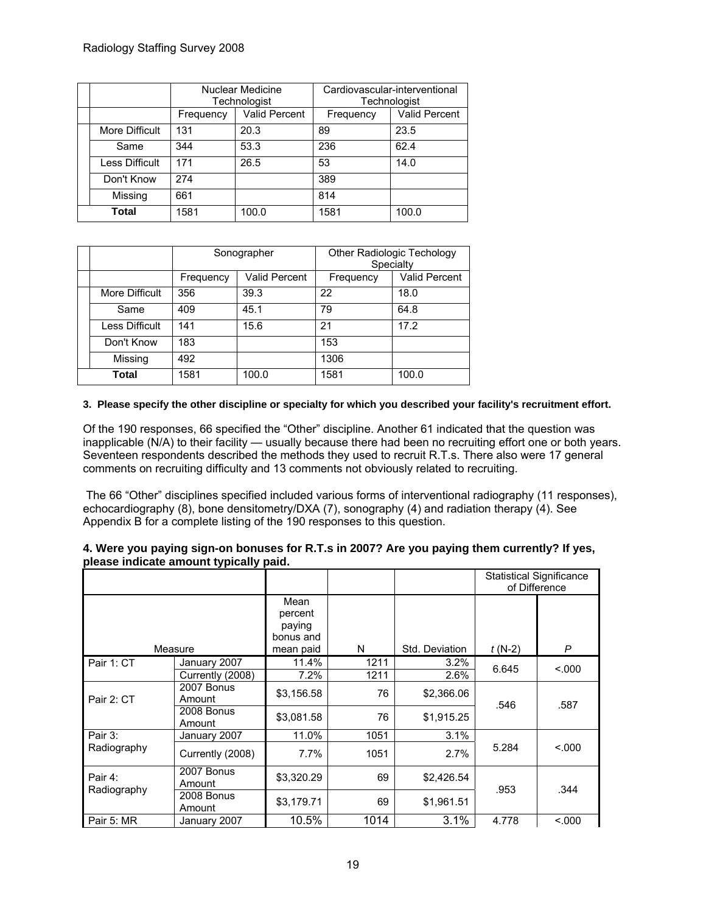| | Nuclear Medicine Technologist | | Cardiovascular-interventional Technologist | |
|---|---|---|---|---|
| | Frequency | Valid Percent | Frequency | Valid Percent |
| More Difficult | 131 | 20.3 | 89 | 23.5 |
| Same | 344 | 53.3 | 236 | 62.4 |
| Less Difficult | 171 | 26.5 | 53 | 14.0 |
| Don't Know | 274 | | 389 | |
| Missing | 661 | | 814 | |
| **Total** | 1581 | 100.0 | 1581 | 100.0 |

| | Sonographer | | Other Radiologic Techology Specialty | |
|---|---|---|---|---|
| | Frequency | Valid Percent | Frequency | Valid Percent |
| More Difficult | 356 | 39.3 | 22 | 18.0 |
| Same | 409 | 45.1 | 79 | 64.8 |
| Less Difficult | 141 | 15.6 | 21 | 17.2 |
| Don't Know | 183 | | 153 | |
| Missing | 492 | | 1306 | |
| **Total** | 1581 | 100.0 | 1581 | 100.0 |

**3. Please specify the other discipline or specialty for which you described your facility's recruitment effort.**

Of the 190 responses, 66 specified the "Other" discipline. Another 61 indicated that the question was inapplicable (N/A) to their facility — usually because there had been no recruiting effort one or both years. Seventeen respondents described the methods they used to recruit R.T.s. There also were 17 general comments on recruiting difficulty and 13 comments not obviously related to recruiting.

The 66 "Other" disciplines specified included various forms of interventional radiography (11 responses), echocardiography (8), bone densitometry/DXA (7), sonography (4) and radiation therapy (4). See Appendix B for a complete listing of the 190 responses to this question.

**4. Were you paying sign-on bonuses for R.T.s in 2007? Are you paying them currently? If yes, please indicate amount typically paid.**

| | | | | | Statistical Significance of Difference | |
|---|---|---|---|---|---|---|
| Measure | | Mean percent paying bonus and mean paid | N | Std. Deviation | *t* (N-2) | *P* |
| Pair 1: CT | January 2007 | 11.4% | 1211 | 3.2% | 6.645 | <.000 |
| | Currently (2008) | 7.2% | 1211 | 2.6% | | |
| Pair 2: CT | 2007 Bonus Amount | $3,156.58 | 76 | $2,366.06 | .546 | .587 |
| | 2008 Bonus Amount | $3,081.58 | 76 | $1,915.25 | | |
| Pair 3: Radiography | January 2007 | 11.0% | 1051 | 3.1% | 5.284 | <.000 |
| | Currently (2008) | 7.7% | 1051 | 2.7% | | |
| Pair 4: Radiography | 2007 Bonus Amount | $3,320.29 | 69 | $2,426.54 | .953 | .344 |
| | 2008 Bonus Amount | $3,179.71 | 69 | $1,961.51 | | |
| Pair 5: MR | January 2007 | 10.5% | 1014 | 3.1% | 4.778 | <.000 |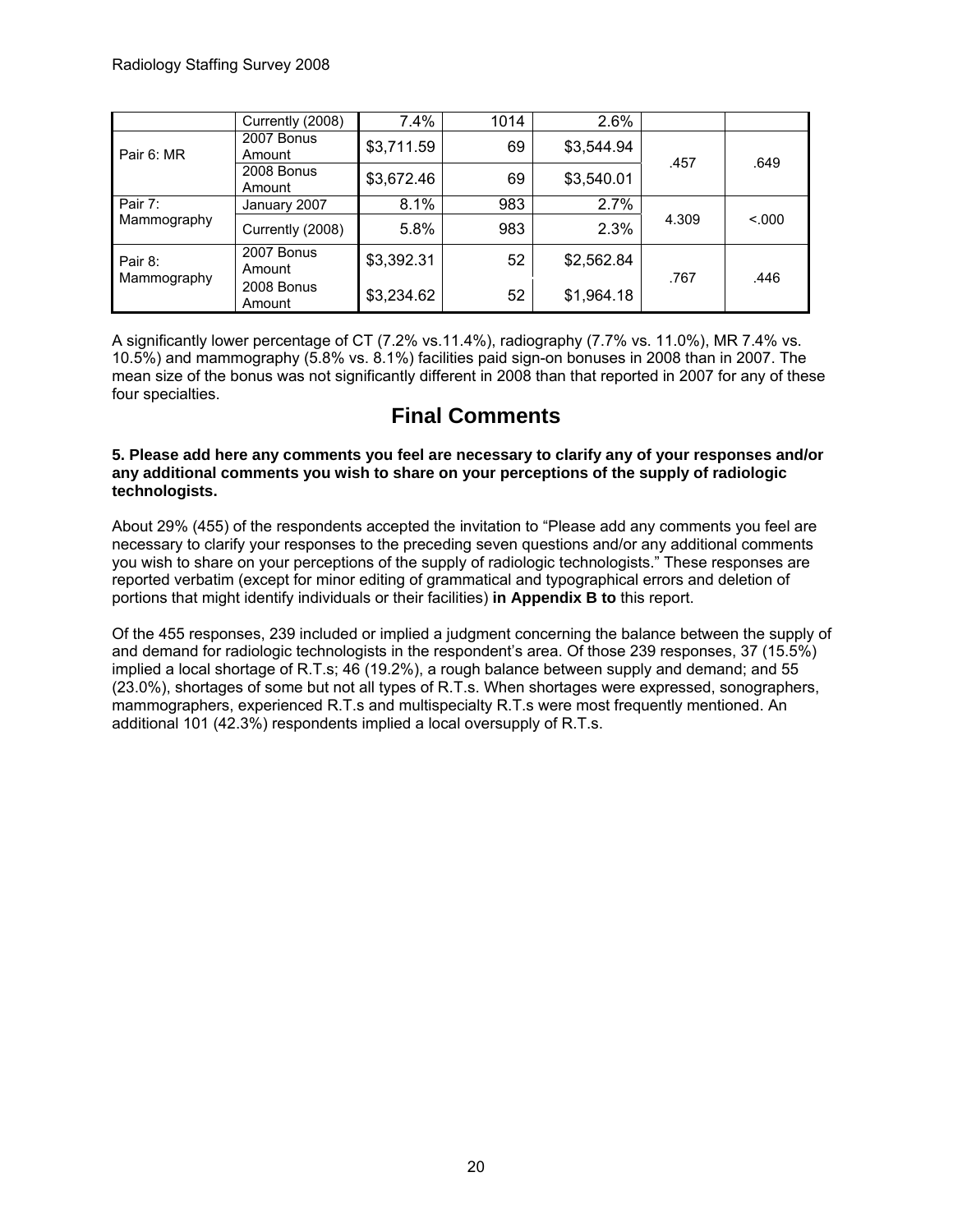| | Currently (2008) | 7.4% | 1014 | 2.6% | | |
|---|---|---|---|---|---|---|
| Pair 6: MR | 2007 Bonus Amount | $3,711.59 | 69 | $3,544.94 | .457 | .649 |
| | 2008 Bonus Amount | $3,672.46 | 69 | $3,540.01 | | |
| Pair 7: Mammography | January 2007 | 8.1% | 983 | 2.7% | 4.309 | <.000 |
| | Currently (2008) | 5.8% | 983 | 2.3% | | |
| Pair 8: Mammography | 2007 Bonus Amount | $3,392.31 | 52 | $2,562.84 | .767 | .446 |
| | 2008 Bonus Amount | $3,234.62 | 52 | $1,964.18 | | |

A significantly lower percentage of CT (7.2% vs.11.4%), radiography (7.7% vs. 11.0%), MR 7.4% vs. 10.5%) and mammography (5.8% vs. 8.1%) facilities paid sign-on bonuses in 2008 than in 2007. The mean size of the bonus was not significantly different in 2008 than that reported in 2007 for any of these four specialties.

# Final Comments

**5. Please add here any comments you feel are necessary to clarify any of your responses and/or any additional comments you wish to share on your perceptions of the supply of radiologic technologists.**

About 29% (455) of the respondents accepted the invitation to "Please add any comments you feel are necessary to clarify your responses to the preceding seven questions and/or any additional comments you wish to share on your perceptions of the supply of radiologic technologists." These responses are reported verbatim (except for minor editing of grammatical and typographical errors and deletion of portions that might identify individuals or their facilities) **in Appendix B to** this report.

Of the 455 responses, 239 included or implied a judgment concerning the balance between the supply of and demand for radiologic technologists in the respondent's area. Of those 239 responses, 37 (15.5%) implied a local shortage of R.T.s; 46 (19.2%), a rough balance between supply and demand; and 55 (23.0%), shortages of some but not all types of R.T.s. When shortages were expressed, sonographers, mammographers, experienced R.T.s and multispecialty R.T.s were most frequently mentioned. An additional 101 (42.3%) respondents implied a local oversupply of R.T.s.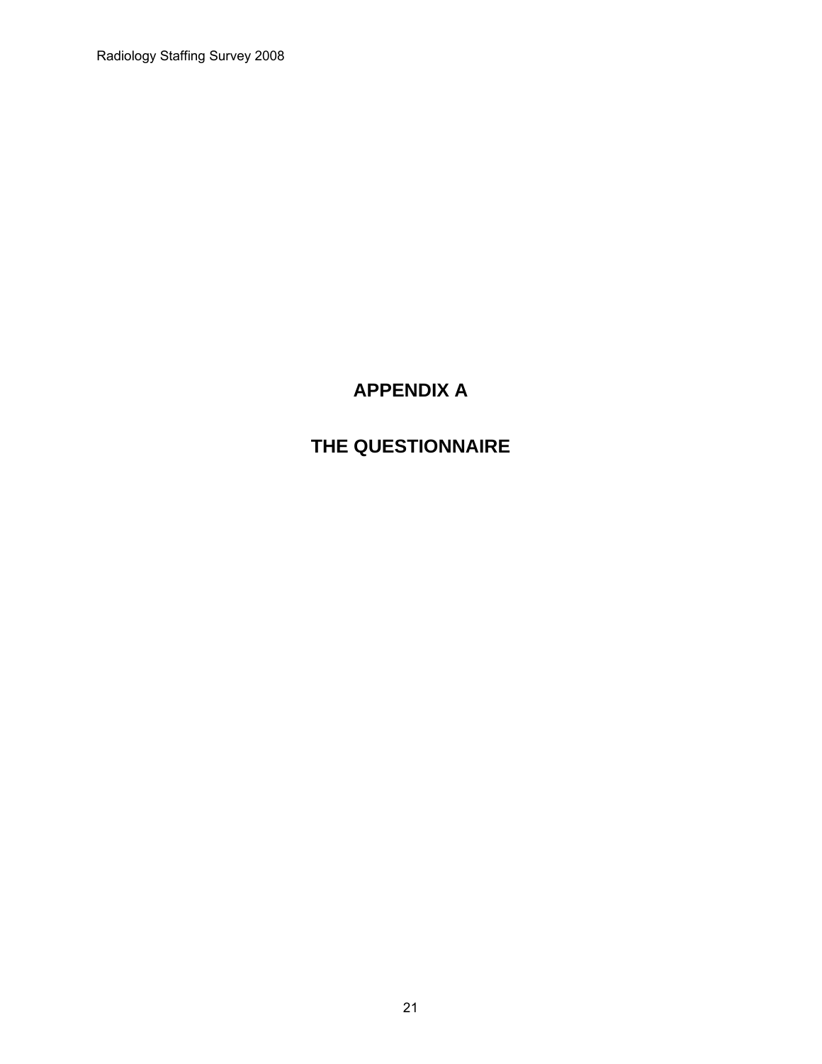# APPENDIX A

# THE QUESTIONNAIRE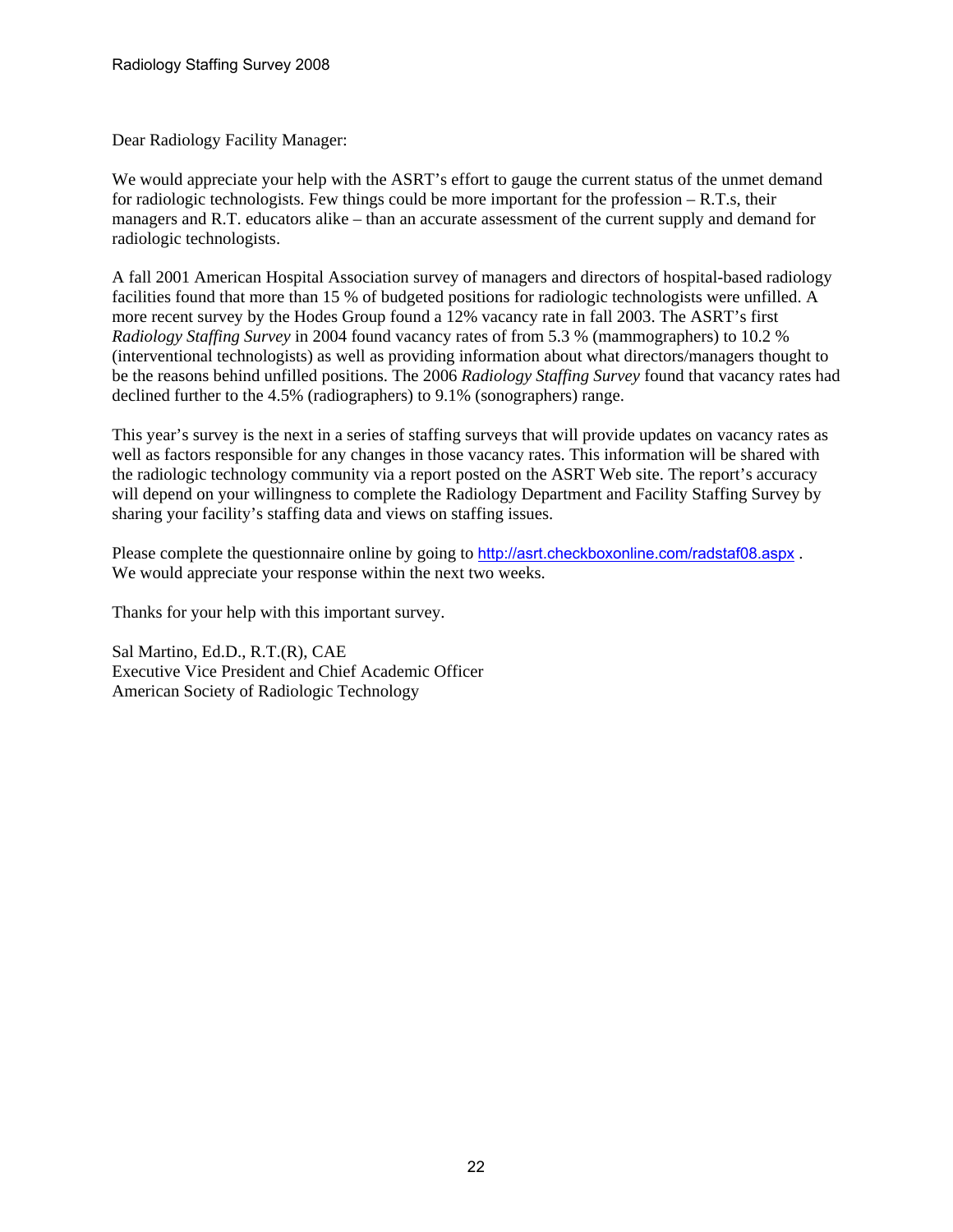Dear Radiology Facility Manager:

We would appreciate your help with the ASRT's effort to gauge the current status of the unmet demand for radiologic technologists. Few things could be more important for the profession – R.T.s, their managers and R.T. educators alike – than an accurate assessment of the current supply and demand for radiologic technologists.

A fall 2001 American Hospital Association survey of managers and directors of hospital-based radiology facilities found that more than 15 % of budgeted positions for radiologic technologists were unfilled. A more recent survey by the Hodes Group found a 12% vacancy rate in fall 2003. The ASRT's first *Radiology Staffing Survey* in 2004 found vacancy rates of from 5.3 % (mammographers) to 10.2 % (interventional technologists) as well as providing information about what directors/managers thought to be the reasons behind unfilled positions. The 2006 *Radiology Staffing Survey* found that vacancy rates had declined further to the 4.5% (radiographers) to 9.1% (sonographers) range.

This year's survey is the next in a series of staffing surveys that will provide updates on vacancy rates as well as factors responsible for any changes in those vacancy rates. This information will be shared with the radiologic technology community via a report posted on the ASRT Web site. The report's accuracy will depend on your willingness to complete the Radiology Department and Facility Staffing Survey by sharing your facility's staffing data and views on staffing issues.

Please complete the questionnaire online by going to http://asrt.checkboxonline.com/radstaf08.aspx .
We would appreciate your response within the next two weeks.

Thanks for your help with this important survey.

Sal Martino, Ed.D., R.T.(R), CAE
Executive Vice President and Chief Academic Officer
American Society of Radiologic Technology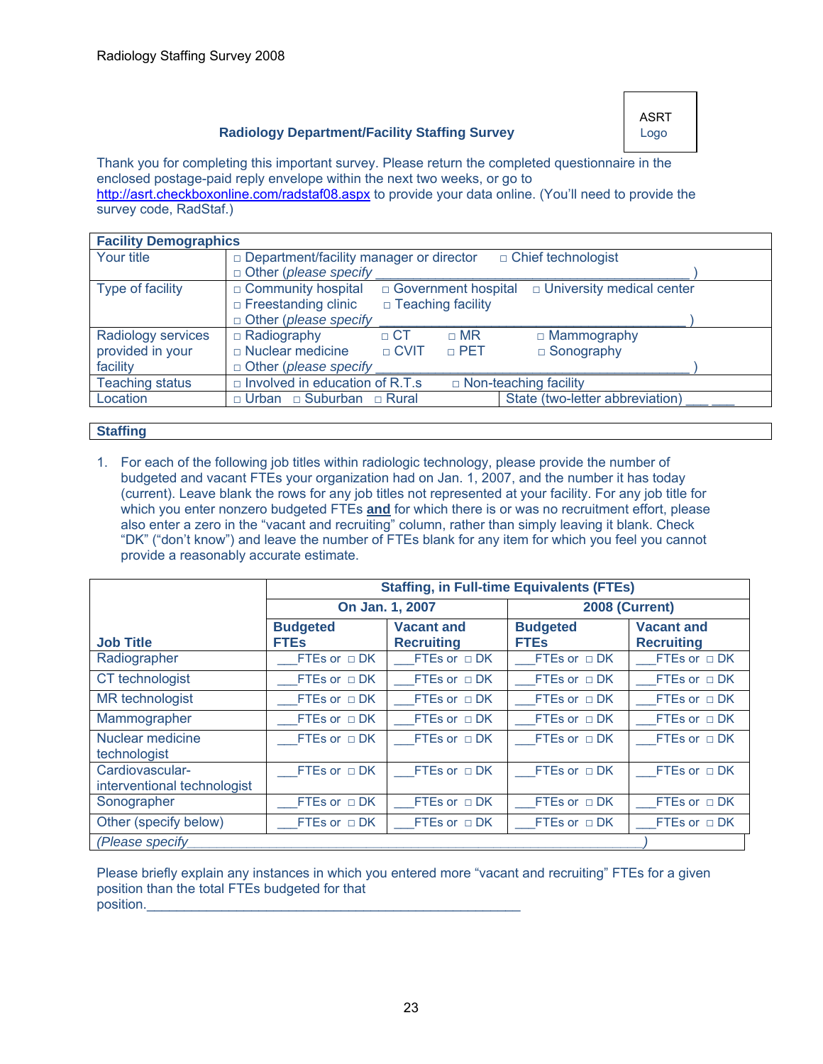Radiology Staffing Survey 2008

## Radiology Department/Facility Staffing Survey

ASRT Logo

Thank you for completing this important survey. Please return the completed questionnaire in the enclosed postage-paid reply envelope within the next two weeks, or go to http://asrt.checkboxonline.com/radstaf08.aspx to provide your data online. (You'll need to provide the survey code, RadStaf.)

| **Facility Demographics** | | |
|---|---|---|
| Your title | □ Department/facility manager or director □ Chief technologist<br>□ Other (*please specify* ____________________________________________ ) | |
| Type of facility | □ Community hospital □ Government hospital □ University medical center<br>□ Freestanding clinic □ Teaching facility<br>□ Other (*please specify* ____________________________________________ ) | |
| Radiology services provided in your facility | □ Radiography □ CT □ MR □ Mammography<br>□ Nuclear medicine □ CVIT □ PET □ Sonography<br>□ Other (*please specify* ____________________________________________ ) | |
| Teaching status | □ Involved in education of R.T.s □ Non-teaching facility | |
| Location | □ Urban □ Suburban □ Rural | State (two-letter abbreviation) ___ ___ |

**Staffing**

1. For each of the following job titles within radiologic technology, please provide the number of budgeted and vacant FTEs your organization had on Jan. 1, 2007, and the number it has today (current). Leave blank the rows for any job titles not represented at your facility. For any job title for which you enter nonzero budgeted FTEs **and** for which there is or was no recruitment effort, please also enter a zero in the "vacant and recruiting" column, rather than simply leaving it blank. Check "DK" ("don't know") and leave the number of FTEs blank for any item for which you feel you cannot provide a reasonably accurate estimate.

| | **Staffing, in Full-time Equivalents (FTEs)** | | | |
|---|---|---|---|---|
| | **On Jan. 1, 2007** | | **2008 (Current)** | |
| **Job Title** | **Budgeted FTEs** | **Vacant and Recruiting** | **Budgeted FTEs** | **Vacant and Recruiting** |
| Radiographer | ___FTEs or □ DK | ___FTEs or □ DK | ___FTEs or □ DK | ___FTEs or □ DK |
| CT technologist | ___FTEs or □ DK | ___FTEs or □ DK | ___FTEs or □ DK | ___FTEs or □ DK |
| MR technologist | ___FTEs or □ DK | ___FTEs or □ DK | ___FTEs or □ DK | ___FTEs or □ DK |
| Mammographer | ___FTEs or □ DK | ___FTEs or □ DK | ___FTEs or □ DK | ___FTEs or □ DK |
| Nuclear medicine technologist | ___FTEs or □ DK | ___FTEs or □ DK | ___FTEs or □ DK | ___FTEs or □ DK |
| Cardiovascular-interventional technologist | ___FTEs or □ DK | ___FTEs or □ DK | ___FTEs or □ DK | ___FTEs or □ DK |
| Sonographer | ___FTEs or □ DK | ___FTEs or □ DK | ___FTEs or □ DK | ___FTEs or □ DK |
| Other (specify below) | ___FTEs or □ DK | ___FTEs or □ DK | ___FTEs or □ DK | ___FTEs or □ DK |
| (*Please specify*________________________________________________) | | | | |

Please briefly explain any instances in which you entered more "vacant and recruiting" FTEs for a given position than the total FTEs budgeted for that position.________________________________________________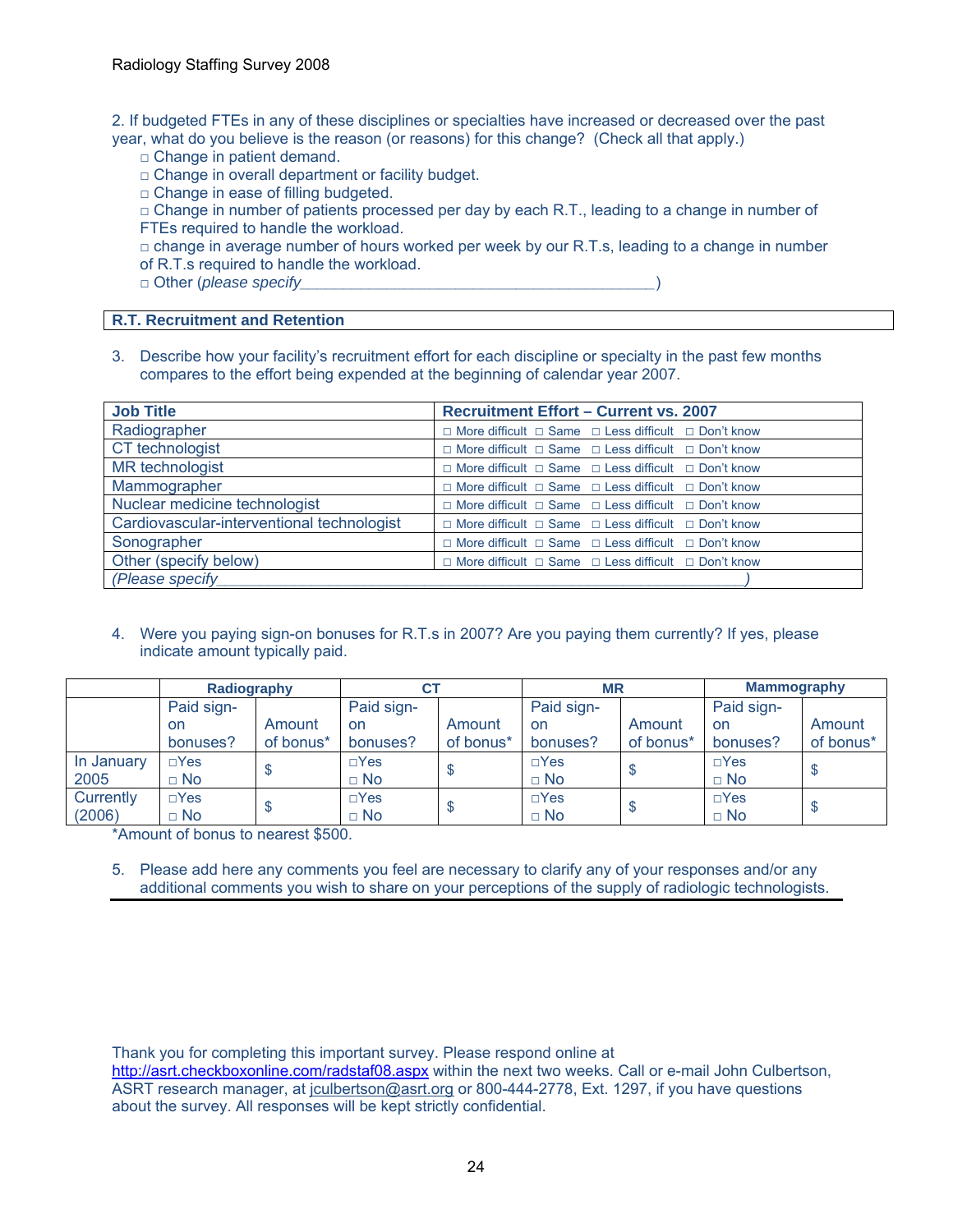2. If budgeted FTEs in any of these disciplines or specialties have increased or decreased over the past year, what do you believe is the reason (or reasons) for this change? (Check all that apply.)
   - □ Change in patient demand.
   - □ Change in overall department or facility budget.
   - □ Change in ease of filling budgeted.
   - □ Change in number of patients processed per day by each R.T., leading to a change in number of FTEs required to handle the workload.
   - □ change in average number of hours worked per week by our R.T.s, leading to a change in number of R.T.s required to handle the workload.
   - □ Other (*please specify*__________________________________________)

## R.T. Recruitment and Retention

3. Describe how your facility's recruitment effort for each discipline or specialty in the past few months compares to the effort being expended at the beginning of calendar year 2007.

| Job Title | Recruitment Effort – Current vs. 2007 |
|---|---|
| Radiographer | □ More difficult □ Same □ Less difficult □ Don't know |
| CT technologist | □ More difficult □ Same □ Less difficult □ Don't know |
| MR technologist | □ More difficult □ Same □ Less difficult □ Don't know |
| Mammographer | □ More difficult □ Same □ Less difficult □ Don't know |
| Nuclear medicine technologist | □ More difficult □ Same □ Less difficult □ Don't know |
| Cardiovascular-interventional technologist | □ More difficult □ Same □ Less difficult □ Don't know |
| Sonographer | □ More difficult □ Same □ Less difficult □ Don't know |
| Other (specify below) | □ More difficult □ Same □ Less difficult □ Don't know |
| *(Please specify*_______________________________________________*)* | |

4. Were you paying sign-on bonuses for R.T.s in 2007? Are you paying them currently? If yes, please indicate amount typically paid.

| | Radiography | | CT | | MR | | Mammography | |
|---|---|---|---|---|---|---|---|---|
| | Paid sign-on bonuses? | Amount of bonus* | Paid sign-on bonuses? | Amount of bonus* | Paid sign-on bonuses? | Amount of bonus* | Paid sign-on bonuses? | Amount of bonus* |
| In January 2005 | □Yes □ No | $ | □Yes □ No | $ | □Yes □ No | $ | □Yes □ No | $ |
| Currently (2006) | □Yes □ No | $ | □Yes □ No | $ | □Yes □ No | $ | □Yes □ No | $ |

*Amount of bonus to nearest $500.

5. Please add here any comments you feel are necessary to clarify any of your responses and/or any additional comments you wish to share on your perceptions of the supply of radiologic technologists.

Thank you for completing this important survey. Please respond online at http://asrt.checkboxonline.com/radstaf08.aspx within the next two weeks. Call or e-mail John Culbertson, ASRT research manager, at jculbertson@asrt.org or 800-444-2778, Ext. 1297, if you have questions about the survey. All responses will be kept strictly confidential.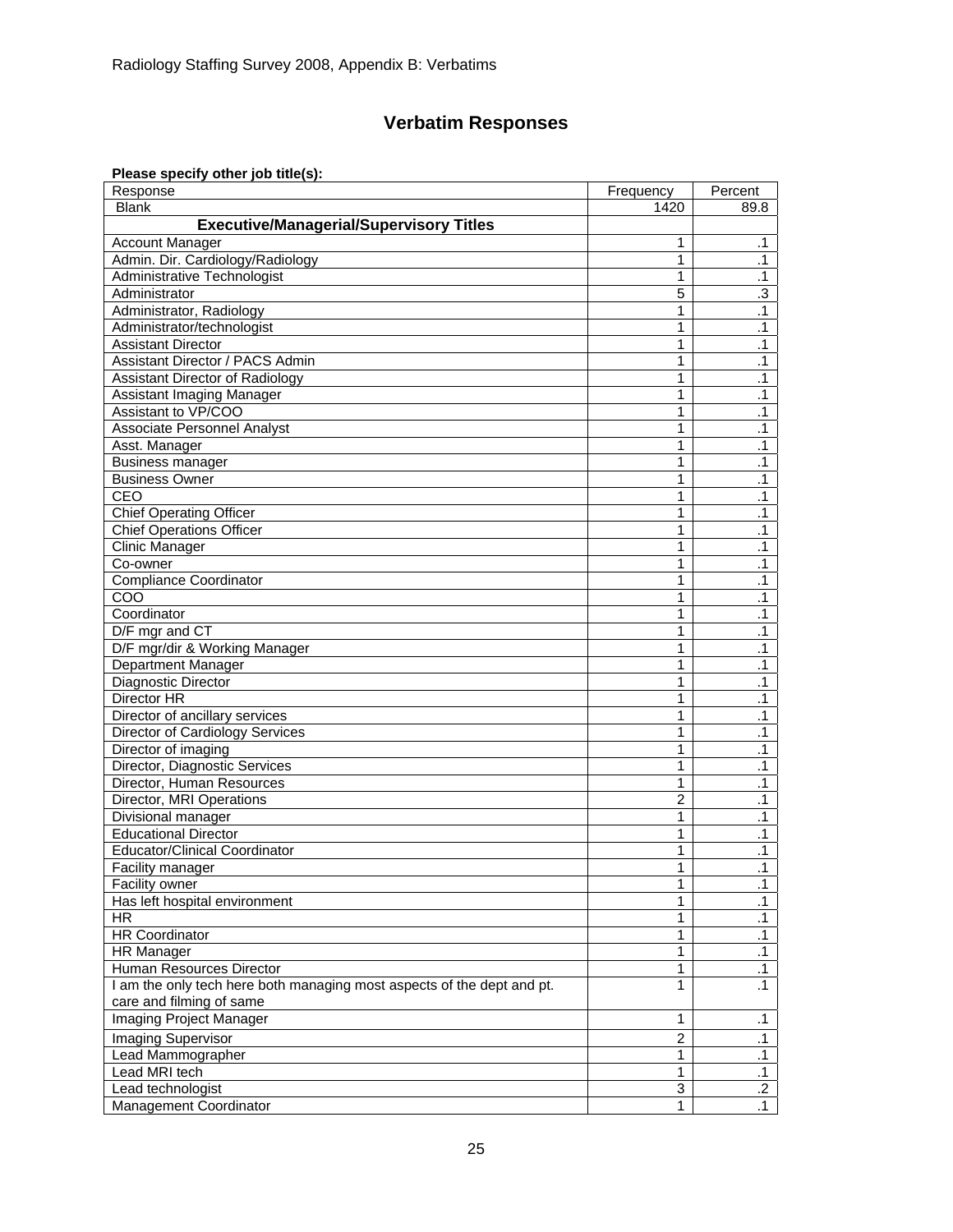# Verbatim Responses

**Please specify other job title(s):**

| Response | Frequency | Percent |
|---|---|---|
| Blank | 1420 | 89.8 |
| **Executive/Managerial/Supervisory Titles** | | |
| Account Manager | 1 | .1 |
| Admin. Dir. Cardiology/Radiology | 1 | .1 |
| Administrative Technologist | 1 | .1 |
| Administrator | 5 | .3 |
| Administrator, Radiology | 1 | .1 |
| Administrator/technologist | 1 | .1 |
| Assistant Director | 1 | .1 |
| Assistant Director / PACS Admin | 1 | .1 |
| Assistant Director of Radiology | 1 | .1 |
| Assistant Imaging Manager | 1 | .1 |
| Assistant to VP/COO | 1 | .1 |
| Associate Personnel Analyst | 1 | .1 |
| Asst. Manager | 1 | .1 |
| Business manager | 1 | .1 |
| Business Owner | 1 | .1 |
| CEO | 1 | .1 |
| Chief Operating Officer | 1 | .1 |
| Chief Operations Officer | 1 | .1 |
| Clinic Manager | 1 | .1 |
| Co-owner | 1 | .1 |
| Compliance Coordinator | 1 | .1 |
| COO | 1 | .1 |
| Coordinator | 1 | .1 |
| D/F mgr and CT | 1 | .1 |
| D/F mgr/dir & Working Manager | 1 | .1 |
| Department Manager | 1 | .1 |
| Diagnostic Director | 1 | .1 |
| Director HR | 1 | .1 |
| Director of ancillary services | 1 | .1 |
| Director of Cardiology Services | 1 | .1 |
| Director of imaging | 1 | .1 |
| Director, Diagnostic Services | 1 | .1 |
| Director, Human Resources | 1 | .1 |
| Director, MRI Operations | 2 | .1 |
| Divisional manager | 1 | .1 |
| Educational Director | 1 | .1 |
| Educator/Clinical Coordinator | 1 | .1 |
| Facility manager | 1 | .1 |
| Facility owner | 1 | .1 |
| Has left hospital environment | 1 | .1 |
| HR | 1 | .1 |
| HR Coordinator | 1 | .1 |
| HR Manager | 1 | .1 |
| Human Resources Director | 1 | .1 |
| I am the only tech here both managing most aspects of the dept and pt. care and filming of same | 1 | .1 |
| Imaging Project Manager | 1 | .1 |
| Imaging Supervisor | 2 | .1 |
| Lead Mammographer | 1 | .1 |
| Lead MRI tech | 1 | .1 |
| Lead technologist | 3 | .2 |
| Management Coordinator | 1 | .1 |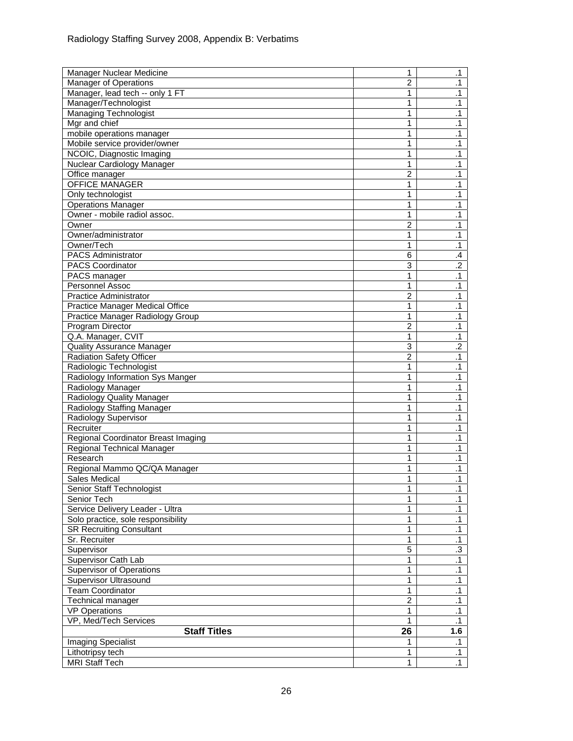| | | |
|---|---|---|
| Manager Nuclear Medicine | 1 | .1 |
| Manager of Operations | 2 | .1 |
| Manager, lead tech -- only 1 FT | 1 | .1 |
| Manager/Technologist | 1 | .1 |
| Managing Technologist | 1 | .1 |
| Mgr and chief | 1 | .1 |
| mobile operations manager | 1 | .1 |
| Mobile service provider/owner | 1 | .1 |
| NCOIC, Diagnostic Imaging | 1 | .1 |
| Nuclear Cardiology Manager | 1 | .1 |
| Office manager | 2 | .1 |
| OFFICE MANAGER | 1 | .1 |
| Only technologist | 1 | .1 |
| Operations Manager | 1 | .1 |
| Owner - mobile radiol assoc. | 1 | .1 |
| Owner | 2 | .1 |
| Owner/administrator | 1 | .1 |
| Owner/Tech | 1 | .1 |
| PACS Administrator | 6 | .4 |
| PACS Coordinator | 3 | .2 |
| PACS manager | 1 | .1 |
| Personnel Assoc | 1 | .1 |
| Practice Administrator | 2 | .1 |
| Practice Manager Medical Office | 1 | .1 |
| Practice Manager Radiology Group | 1 | .1 |
| Program Director | 2 | .1 |
| Q.A. Manager, CVIT | 1 | .1 |
| Quality Assurance Manager | 3 | .2 |
| Radiation Safety Officer | 2 | .1 |
| Radiologic Technologist | 1 | .1 |
| Radiology Information Sys Manger | 1 | .1 |
| Radiology Manager | 1 | .1 |
| Radiology Quality Manager | 1 | .1 |
| Radiology Staffing Manager | 1 | .1 |
| Radiology Supervisor | 1 | .1 |
| Recruiter | 1 | .1 |
| Regional Coordinator Breast Imaging | 1 | .1 |
| Regional Technical Manager | 1 | .1 |
| Research | 1 | .1 |
| Regional Mammo QC/QA Manager | 1 | .1 |
| Sales Medical | 1 | .1 |
| Senior Staff Technologist | 1 | .1 |
| Senior Tech | 1 | .1 |
| Service Delivery Leader - Ultra | 1 | .1 |
| Solo practice, sole responsibility | 1 | .1 |
| SR Recruiting Consultant | 1 | .1 |
| Sr. Recruiter | 1 | .1 |
| Supervisor | 5 | .3 |
| Supervisor Cath Lab | 1 | .1 |
| Supervisor of Operations | 1 | .1 |
| Supervisor Ultrasound | 1 | .1 |
| Team Coordinator | 1 | .1 |
| Technical manager | 2 | .1 |
| VP Operations | 1 | .1 |
| VP, Med/Tech Services | 1 | .1 |
| **Staff Titles** | **26** | **1.6** |
| Imaging Specialist | 1 | .1 |
| Lithotripsy tech | 1 | .1 |
| MRI Staff Tech | 1 | .1 |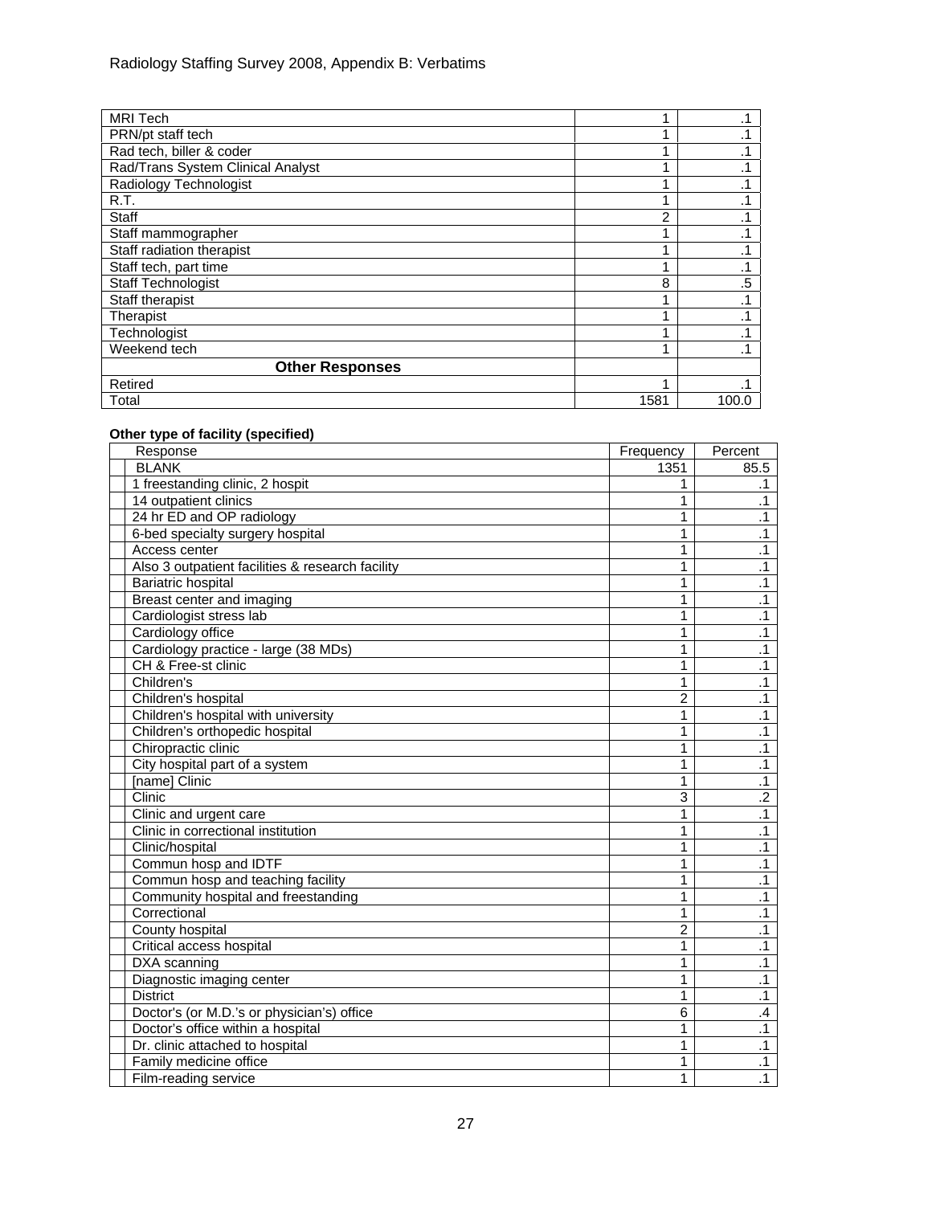| | | |
|---|---|---|
| MRI Tech | 1 | .1 |
| PRN/pt staff tech | 1 | .1 |
| Rad tech, biller & coder | 1 | .1 |
| Rad/Trans System Clinical Analyst | 1 | .1 |
| Radiology Technologist | 1 | .1 |
| R.T. | 1 | .1 |
| Staff | 2 | .1 |
| Staff mammographer | 1 | .1 |
| Staff radiation therapist | 1 | .1 |
| Staff tech, part time | 1 | .1 |
| Staff Technologist | 8 | .5 |
| Staff therapist | 1 | .1 |
| Therapist | 1 | .1 |
| Technologist | 1 | .1 |
| Weekend tech | 1 | .1 |
| **Other Responses** | | |
| Retired | 1 | .1 |
| Total | 1581 | 100.0 |

**Other type of facility (specified)**

| Response | Frequency | Percent |
|---|---|---|
| BLANK | 1351 | 85.5 |
| 1 freestanding clinic, 2 hospit | 1 | .1 |
| 14 outpatient clinics | 1 | .1 |
| 24 hr ED and OP radiology | 1 | .1 |
| 6-bed specialty surgery hospital | 1 | .1 |
| Access center | 1 | .1 |
| Also 3 outpatient facilities & research facility | 1 | .1 |
| Bariatric hospital | 1 | .1 |
| Breast center and imaging | 1 | .1 |
| Cardiologist stress lab | 1 | .1 |
| Cardiology office | 1 | .1 |
| Cardiology practice - large (38 MDs) | 1 | .1 |
| CH & Free-st clinic | 1 | .1 |
| Children's | 1 | .1 |
| Children's hospital | 2 | .1 |
| Children's hospital with university | 1 | .1 |
| Children's orthopedic hospital | 1 | .1 |
| Chiropractic clinic | 1 | .1 |
| City hospital part of a system | 1 | .1 |
| [name] Clinic | 1 | .1 |
| Clinic | 3 | .2 |
| Clinic and urgent care | 1 | .1 |
| Clinic in correctional institution | 1 | .1 |
| Clinic/hospital | 1 | .1 |
| Commun hosp and IDTF | 1 | .1 |
| Commun hosp and teaching facility | 1 | .1 |
| Community hospital and freestanding | 1 | .1 |
| Correctional | 1 | .1 |
| County hospital | 2 | .1 |
| Critical access hospital | 1 | .1 |
| DXA scanning | 1 | .1 |
| Diagnostic imaging center | 1 | .1 |
| District | 1 | .1 |
| Doctor's (or M.D.'s or physician's) office | 6 | .4 |
| Doctor's office within a hospital | 1 | .1 |
| Dr. clinic attached to hospital | 1 | .1 |
| Family medicine office | 1 | .1 |
| Film-reading service | 1 | .1 |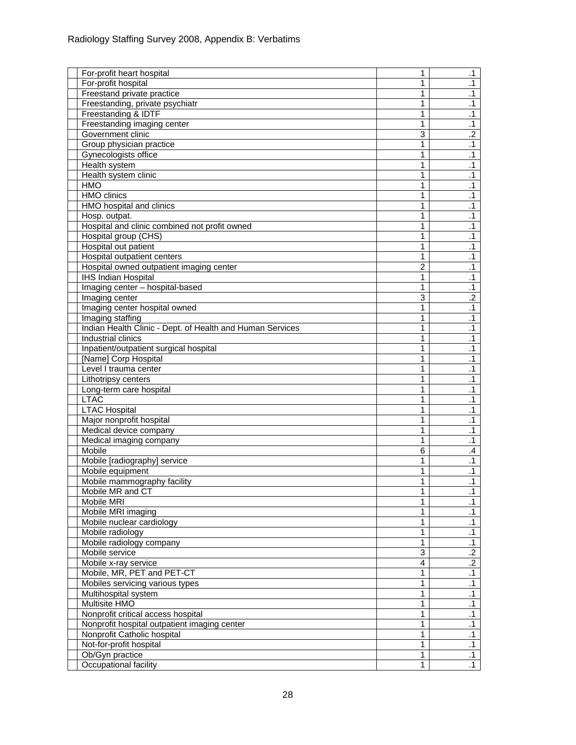| | | |
|---|---|---|
| For-profit heart hospital | 1 | .1 |
| For-profit hospital | 1 | .1 |
| Freestand private practice | 1 | .1 |
| Freestanding, private psychiatr | 1 | .1 |
| Freestanding & IDTF | 1 | .1 |
| Freestanding imaging center | 1 | .1 |
| Government clinic | 3 | .2 |
| Group physician practice | 1 | .1 |
| Gynecologists office | 1 | .1 |
| Health system | 1 | .1 |
| Health system clinic | 1 | .1 |
| HMO | 1 | .1 |
| HMO clinics | 1 | .1 |
| HMO hospital and clinics | 1 | .1 |
| Hosp. outpat. | 1 | .1 |
| Hospital and clinic combined not profit owned | 1 | .1 |
| Hospital group (CHS) | 1 | .1 |
| Hospital out patient | 1 | .1 |
| Hospital outpatient centers | 1 | .1 |
| Hospital owned outpatient imaging center | 2 | .1 |
| IHS Indian Hospital | 1 | .1 |
| Imaging center – hospital-based | 1 | .1 |
| Imaging center | 3 | .2 |
| Imaging center hospital owned | 1 | .1 |
| Imaging staffing | 1 | .1 |
| Indian Health Clinic - Dept. of Health and Human Services | 1 | .1 |
| Industrial clinics | 1 | .1 |
| Inpatient/outpatient surgical hospital | 1 | .1 |
| [Name] Corp Hospital | 1 | .1 |
| Level I trauma center | 1 | .1 |
| Lithotripsy centers | 1 | .1 |
| Long-term care hospital | 1 | .1 |
| LTAC | 1 | .1 |
| LTAC Hospital | 1 | .1 |
| Major nonprofit hospital | 1 | .1 |
| Medical device company | 1 | .1 |
| Medical imaging company | 1 | .1 |
| Mobile | 6 | .4 |
| Mobile [radiography] service | 1 | .1 |
| Mobile equipment | 1 | .1 |
| Mobile mammography facility | 1 | .1 |
| Mobile MR and CT | 1 | .1 |
| Mobile MRI | 1 | .1 |
| Mobile MRI imaging | 1 | .1 |
| Mobile nuclear cardiology | 1 | .1 |
| Mobile radiology | 1 | .1 |
| Mobile radiology company | 1 | .1 |
| Mobile service | 3 | .2 |
| Mobile x-ray service | 4 | .2 |
| Mobile, MR, PET and PET-CT | 1 | .1 |
| Mobiles servicing various types | 1 | .1 |
| Multihospital system | 1 | .1 |
| Multisite HMO | 1 | .1 |
| Nonprofit critical access hospital | 1 | .1 |
| Nonprofit hospital outpatient imaging center | 1 | .1 |
| Nonprofit Catholic hospital | 1 | .1 |
| Not-for-profit hospital | 1 | .1 |
| Ob/Gyn practice | 1 | .1 |
| Occupational facility | 1 | .1 |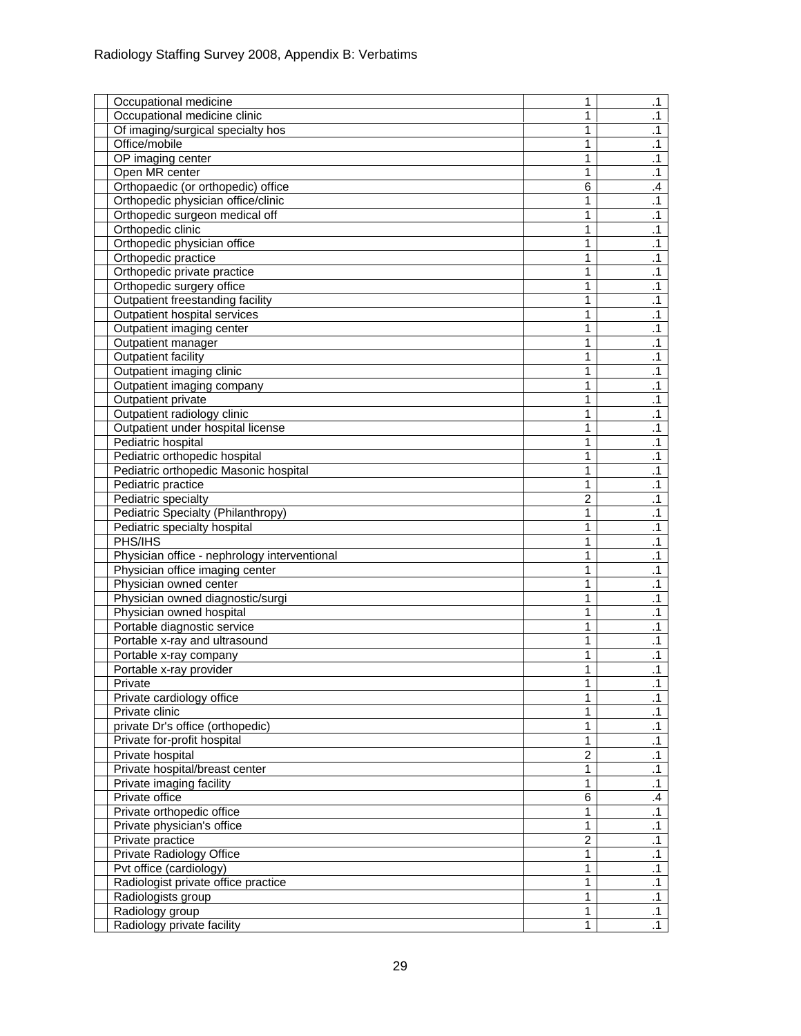|  |  |  |  |
|---|---|---|---|
|  | Occupational medicine | 1 | .1 |
|  | Occupational medicine clinic | 1 | .1 |
|  | Of imaging/surgical specialty hos | 1 | .1 |
|  | Office/mobile | 1 | .1 |
|  | OP imaging center | 1 | .1 |
|  | Open MR center | 1 | .1 |
|  | Orthopaedic (or orthopedic) office | 6 | .4 |
|  | Orthopedic physician office/clinic | 1 | .1 |
|  | Orthopedic surgeon medical off | 1 | .1 |
|  | Orthopedic clinic | 1 | .1 |
|  | Orthopedic physician office | 1 | .1 |
|  | Orthopedic practice | 1 | .1 |
|  | Orthopedic private practice | 1 | .1 |
|  | Orthopedic surgery office | 1 | .1 |
|  | Outpatient freestanding facility | 1 | .1 |
|  | Outpatient hospital services | 1 | .1 |
|  | Outpatient imaging center | 1 | .1 |
|  | Outpatient manager | 1 | .1 |
|  | Outpatient facility | 1 | .1 |
|  | Outpatient imaging clinic | 1 | .1 |
|  | Outpatient imaging company | 1 | .1 |
|  | Outpatient private | 1 | .1 |
|  | Outpatient radiology clinic | 1 | .1 |
|  | Outpatient under hospital license | 1 | .1 |
|  | Pediatric hospital | 1 | .1 |
|  | Pediatric orthopedic hospital | 1 | .1 |
|  | Pediatric orthopedic Masonic hospital | 1 | .1 |
|  | Pediatric practice | 1 | .1 |
|  | Pediatric specialty | 2 | .1 |
|  | Pediatric Specialty (Philanthropy) | 1 | .1 |
|  | Pediatric specialty hospital | 1 | .1 |
|  | PHS/IHS | 1 | .1 |
|  | Physician office - nephrology interventional | 1 | .1 |
|  | Physician office imaging center | 1 | .1 |
|  | Physician owned center | 1 | .1 |
|  | Physician owned diagnostic/surgi | 1 | .1 |
|  | Physician owned hospital | 1 | .1 |
|  | Portable diagnostic service | 1 | .1 |
|  | Portable x-ray and ultrasound | 1 | .1 |
|  | Portable x-ray company | 1 | .1 |
|  | Portable x-ray provider | 1 | .1 |
|  | Private | 1 | .1 |
|  | Private cardiology office | 1 | .1 |
|  | Private clinic | 1 | .1 |
|  | private Dr's office (orthopedic) | 1 | .1 |
|  | Private for-profit hospital | 1 | .1 |
|  | Private hospital | 2 | .1 |
|  | Private hospital/breast center | 1 | .1 |
|  | Private imaging facility | 1 | .1 |
|  | Private office | 6 | .4 |
|  | Private orthopedic office | 1 | .1 |
|  | Private physician's office | 1 | .1 |
|  | Private practice | 2 | .1 |
|  | Private Radiology Office | 1 | .1 |
|  | Pvt office (cardiology) | 1 | .1 |
|  | Radiologist private office practice | 1 | .1 |
|  | Radiologists group | 1 | .1 |
|  | Radiology group | 1 | .1 |
|  | Radiology private facility | 1 | .1 |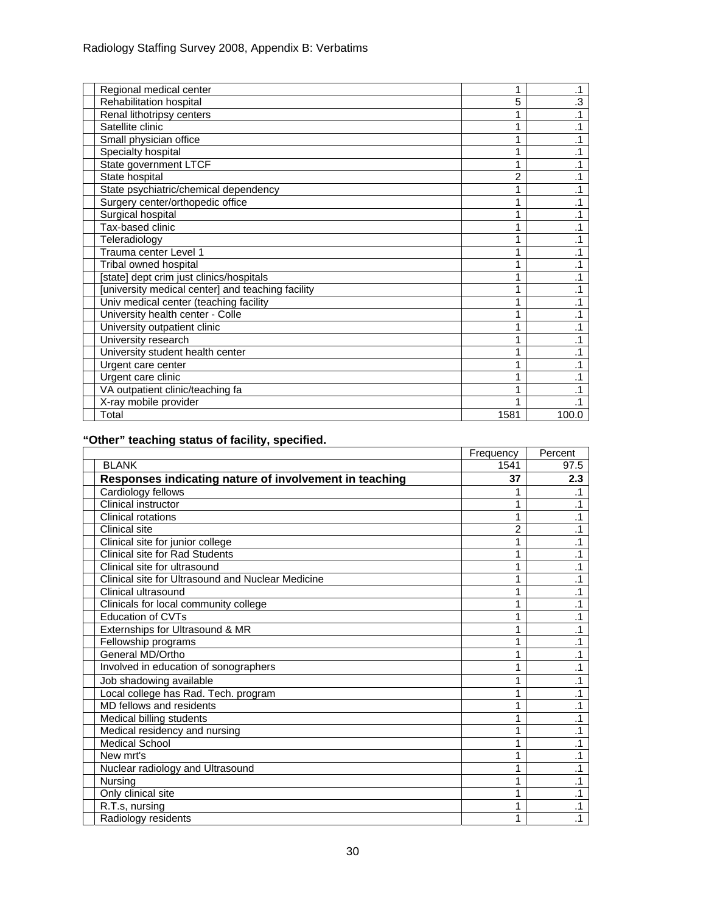| | | |
|---|---|---|
| Regional medical center | 1 | .1 |
| Rehabilitation hospital | 5 | .3 |
| Renal lithotripsy centers | 1 | .1 |
| Satellite clinic | 1 | .1 |
| Small physician office | 1 | .1 |
| Specialty hospital | 1 | .1 |
| State government LTCF | 1 | .1 |
| State hospital | 2 | .1 |
| State psychiatric/chemical dependency | 1 | .1 |
| Surgery center/orthopedic office | 1 | .1 |
| Surgical hospital | 1 | .1 |
| Tax-based clinic | 1 | .1 |
| Teleradiology | 1 | .1 |
| Trauma center Level 1 | 1 | .1 |
| Tribal owned hospital | 1 | .1 |
| [state] dept crim just clinics/hospitals | 1 | .1 |
| [university medical center] and teaching facility | 1 | .1 |
| Univ medical center (teaching facility | 1 | .1 |
| University health center - Colle | 1 | .1 |
| University outpatient clinic | 1 | .1 |
| University research | 1 | .1 |
| University student health center | 1 | .1 |
| Urgent care center | 1 | .1 |
| Urgent care clinic | 1 | .1 |
| VA outpatient clinic/teaching fa | 1 | .1 |
| X-ray mobile provider | 1 | .1 |
| Total | 1581 | 100.0 |

**"Other" teaching status of facility, specified.**

| | Frequency | Percent |
|---|---|---|
| BLANK | 1541 | 97.5 |
| **Responses indicating nature of involvement in teaching** | **37** | **2.3** |
| Cardiology fellows | 1 | .1 |
| Clinical instructor | 1 | .1 |
| Clinical rotations | 1 | .1 |
| Clinical site | 2 | .1 |
| Clinical site for junior college | 1 | .1 |
| Clinical site for Rad Students | 1 | .1 |
| Clinical site for ultrasound | 1 | .1 |
| Clinical site for Ultrasound and Nuclear Medicine | 1 | .1 |
| Clinical ultrasound | 1 | .1 |
| Clinicals for local community college | 1 | .1 |
| Education of CVTs | 1 | .1 |
| Externships for Ultrasound & MR | 1 | .1 |
| Fellowship programs | 1 | .1 |
| General MD/Ortho | 1 | .1 |
| Involved in education of sonographers | 1 | .1 |
| Job shadowing available | 1 | .1 |
| Local college has Rad. Tech. program | 1 | .1 |
| MD fellows and residents | 1 | .1 |
| Medical billing students | 1 | .1 |
| Medical residency and nursing | 1 | .1 |
| Medical School | 1 | .1 |
| New mrt's | 1 | .1 |
| Nuclear radiology and Ultrasound | 1 | .1 |
| Nursing | 1 | .1 |
| Only clinical site | 1 | .1 |
| R.T.s, nursing | 1 | .1 |
| Radiology residents | 1 | .1 |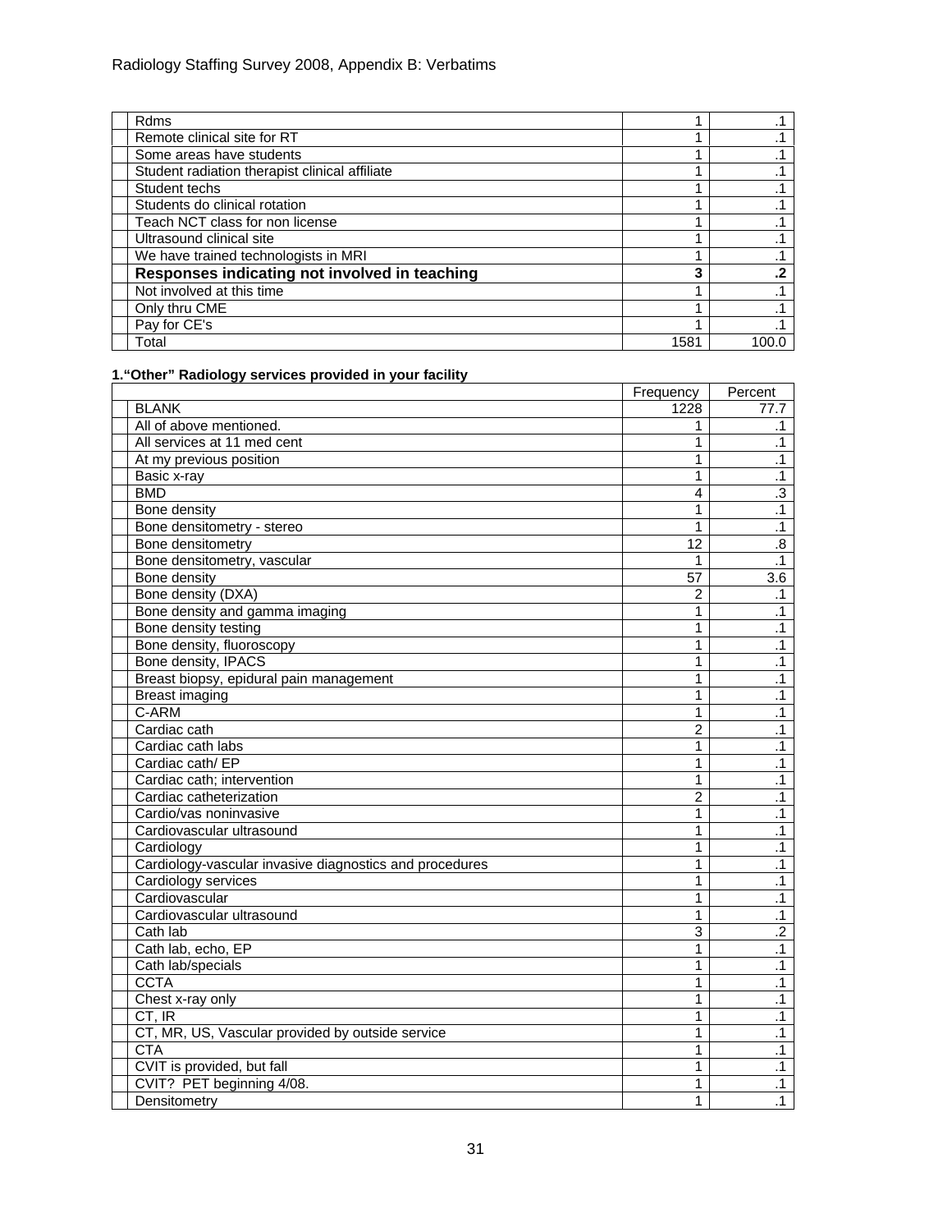| | Frequency | Percent |
|---|---|---|
| Rdms | 1 | .1 |
| Remote clinical site for RT | 1 | .1 |
| Some areas have students | 1 | .1 |
| Student radiation therapist clinical affiliate | 1 | .1 |
| Student techs | 1 | .1 |
| Students do clinical rotation | 1 | .1 |
| Teach NCT class for non license | 1 | .1 |
| Ultrasound clinical site | 1 | .1 |
| We have trained technologists in MRI | 1 | .1 |
| **Responses indicating not involved in teaching** | **3** | **.2** |
| Not involved at this time | 1 | .1 |
| Only thru CME | 1 | .1 |
| Pay for CE's | 1 | .1 |
| Total | 1581 | 100.0 |

**1.“Other” Radiology services provided in your facility**

| | Frequency | Percent |
|---|---|---|
| BLANK | 1228 | 77.7 |
| All of above mentioned. | 1 | .1 |
| All services at 11 med cent | 1 | .1 |
| At my previous position | 1 | .1 |
| Basic x-ray | 1 | .1 |
| BMD | 4 | .3 |
| Bone density | 1 | .1 |
| Bone densitometry - stereo | 1 | .1 |
| Bone densitometry | 12 | .8 |
| Bone densitometry, vascular | 1 | .1 |
| Bone density | 57 | 3.6 |
| Bone density (DXA) | 2 | .1 |
| Bone density and gamma imaging | 1 | .1 |
| Bone density testing | 1 | .1 |
| Bone density, fluoroscopy | 1 | .1 |
| Bone density, IPACS | 1 | .1 |
| Breast biopsy, epidural pain management | 1 | .1 |
| Breast imaging | 1 | .1 |
| C-ARM | 1 | .1 |
| Cardiac cath | 2 | .1 |
| Cardiac cath labs | 1 | .1 |
| Cardiac cath/ EP | 1 | .1 |
| Cardiac cath; intervention | 1 | .1 |
| Cardiac catheterization | 2 | .1 |
| Cardio/vas noninvasive | 1 | .1 |
| Cardiovascular ultrasound | 1 | .1 |
| Cardiology | 1 | .1 |
| Cardiology-vascular invasive diagnostics and procedures | 1 | .1 |
| Cardiology services | 1 | .1 |
| Cardiovascular | 1 | .1 |
| Cardiovascular ultrasound | 1 | .1 |
| Cath lab | 3 | .2 |
| Cath lab, echo, EP | 1 | .1 |
| Cath lab/specials | 1 | .1 |
| CCTA | 1 | .1 |
| Chest x-ray only | 1 | .1 |
| CT, IR | 1 | .1 |
| CT, MR, US, Vascular provided by outside service | 1 | .1 |
| CTA | 1 | .1 |
| CVIT is provided, but fall | 1 | .1 |
| CVIT? PET beginning 4/08. | 1 | .1 |
| Densitometry | 1 | .1 |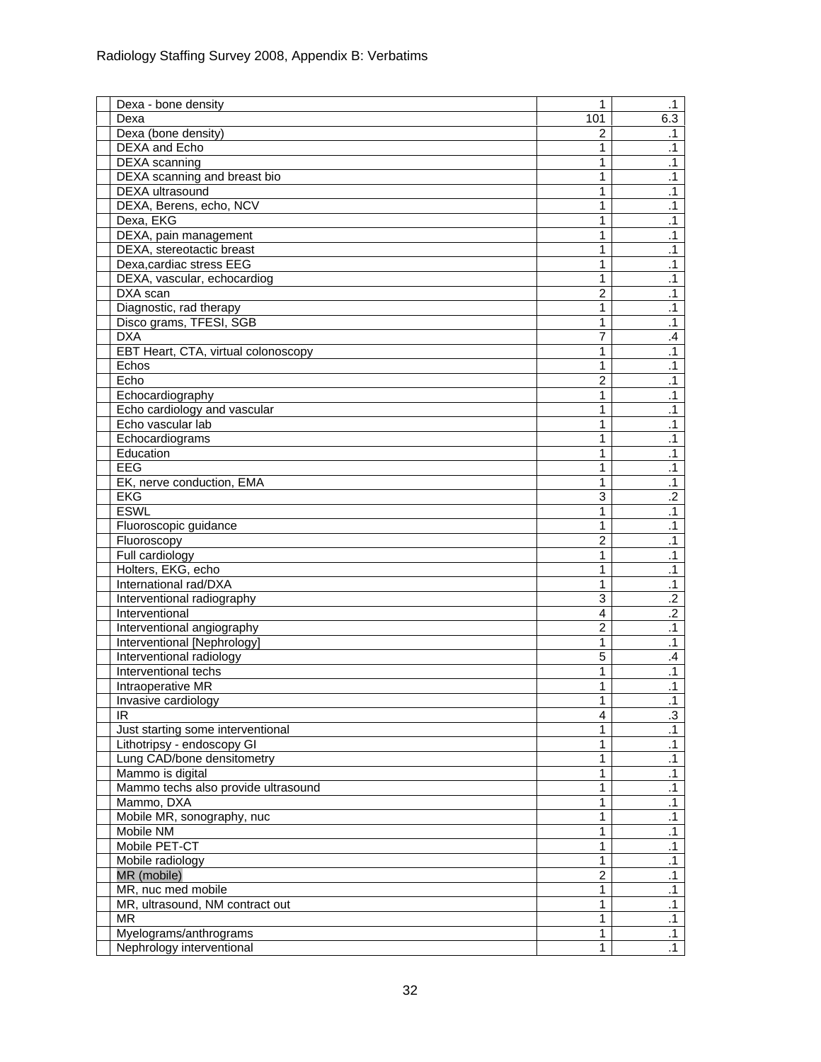| | | |
|---|---|---|
| Dexa - bone density | 1 | .1 |
| Dexa | 101 | 6.3 |
| Dexa (bone density) | 2 | .1 |
| DEXA and Echo | 1 | .1 |
| DEXA scanning | 1 | .1 |
| DEXA scanning and breast bio | 1 | .1 |
| DEXA ultrasound | 1 | .1 |
| DEXA, Berens, echo, NCV | 1 | .1 |
| Dexa, EKG | 1 | .1 |
| DEXA, pain management | 1 | .1 |
| DEXA, stereotactic breast | 1 | .1 |
| Dexa,cardiac stress EEG | 1 | .1 |
| DEXA, vascular, echocardiog | 1 | .1 |
| DXA scan | 2 | .1 |
| Diagnostic, rad therapy | 1 | .1 |
| Disco grams, TFESI, SGB | 1 | .1 |
| DXA | 7 | .4 |
| EBT Heart, CTA, virtual colonoscopy | 1 | .1 |
| Echos | 1 | .1 |
| Echo | 2 | .1 |
| Echocardiography | 1 | .1 |
| Echo cardiology and vascular | 1 | .1 |
| Echo vascular lab | 1 | .1 |
| Echocardiograms | 1 | .1 |
| Education | 1 | .1 |
| EEG | 1 | .1 |
| EK, nerve conduction, EMA | 1 | .1 |
| EKG | 3 | .2 |
| ESWL | 1 | .1 |
| Fluoroscopic guidance | 1 | .1 |
| Fluoroscopy | 2 | .1 |
| Full cardiology | 1 | .1 |
| Holters, EKG, echo | 1 | .1 |
| International rad/DXA | 1 | .1 |
| Interventional radiography | 3 | .2 |
| Interventional | 4 | .2 |
| Interventional angiography | 2 | .1 |
| Interventional [Nephrology] | 1 | .1 |
| Interventional radiology | 5 | .4 |
| Interventional techs | 1 | .1 |
| Intraoperative MR | 1 | .1 |
| Invasive cardiology | 1 | .1 |
| IR | 4 | .3 |
| Just starting some interventional | 1 | .1 |
| Lithotripsy - endoscopy GI | 1 | .1 |
| Lung CAD/bone densitometry | 1 | .1 |
| Mammo is digital | 1 | .1 |
| Mammo techs also provide ultrasound | 1 | .1 |
| Mammo, DXA | 1 | .1 |
| Mobile MR, sonography, nuc | 1 | .1 |
| Mobile NM | 1 | .1 |
| Mobile PET-CT | 1 | .1 |
| Mobile radiology | 1 | .1 |
| MR (mobile) | 2 | .1 |
| MR, nuc med mobile | 1 | .1 |
| MR, ultrasound, NM contract out | 1 | .1 |
| MR | 1 | .1 |
| Myelograms/anthrograms | 1 | .1 |
| Nephrology interventional | 1 | .1 |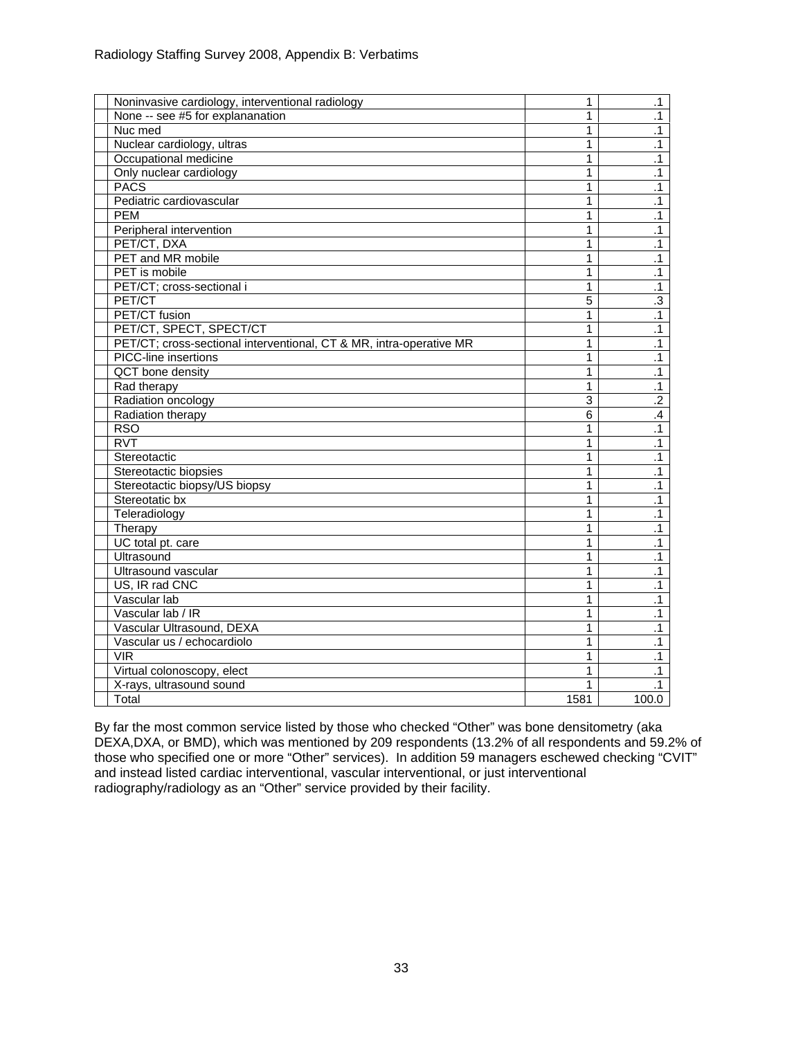| | | | |
|---|---|---|---|
| | Noninvasive cardiology, interventional radiology | 1 | .1 |
| | None -- see #5 for explananation | 1 | .1 |
| | Nuc med | 1 | .1 |
| | Nuclear cardiology, ultras | 1 | .1 |
| | Occupational medicine | 1 | .1 |
| | Only nuclear cardiology | 1 | .1 |
| | PACS | 1 | .1 |
| | Pediatric cardiovascular | 1 | .1 |
| | PEM | 1 | .1 |
| | Peripheral intervention | 1 | .1 |
| | PET/CT, DXA | 1 | .1 |
| | PET and MR mobile | 1 | .1 |
| | PET is mobile | 1 | .1 |
| | PET/CT; cross-sectional i | 1 | .1 |
| | PET/CT | 5 | .3 |
| | PET/CT fusion | 1 | .1 |
| | PET/CT, SPECT, SPECT/CT | 1 | .1 |
| | PET/CT; cross-sectional interventional, CT & MR, intra-operative MR | 1 | .1 |
| | PICC-line insertions | 1 | .1 |
| | QCT bone density | 1 | .1 |
| | Rad therapy | 1 | .1 |
| | Radiation oncology | 3 | .2 |
| | Radiation therapy | 6 | .4 |
| | RSO | 1 | .1 |
| | RVT | 1 | .1 |
| | Stereotactic | 1 | .1 |
| | Stereotactic biopsies | 1 | .1 |
| | Stereotactic biopsy/US biopsy | 1 | .1 |
| | Stereotatic bx | 1 | .1 |
| | Teleradiology | 1 | .1 |
| | Therapy | 1 | .1 |
| | UC total pt. care | 1 | .1 |
| | Ultrasound | 1 | .1 |
| | Ultrasound vascular | 1 | .1 |
| | US, IR rad CNC | 1 | .1 |
| | Vascular lab | 1 | .1 |
| | Vascular lab / IR | 1 | .1 |
| | Vascular Ultrasound, DEXA | 1 | .1 |
| | Vascular us / echocardiolo | 1 | .1 |
| | VIR | 1 | .1 |
| | Virtual colonoscopy, elect | 1 | .1 |
| | X-rays, ultrasound sound | 1 | .1 |
| | Total | 1581 | 100.0 |

By far the most common service listed by those who checked "Other" was bone densitometry (aka DEXA,DXA, or BMD), which was mentioned by 209 respondents (13.2% of all respondents and 59.2% of those who specified one or more "Other" services). In addition 59 managers eschewed checking "CVIT" and instead listed cardiac interventional, vascular interventional, or just interventional radiography/radiology as an "Other" service provided by their facility.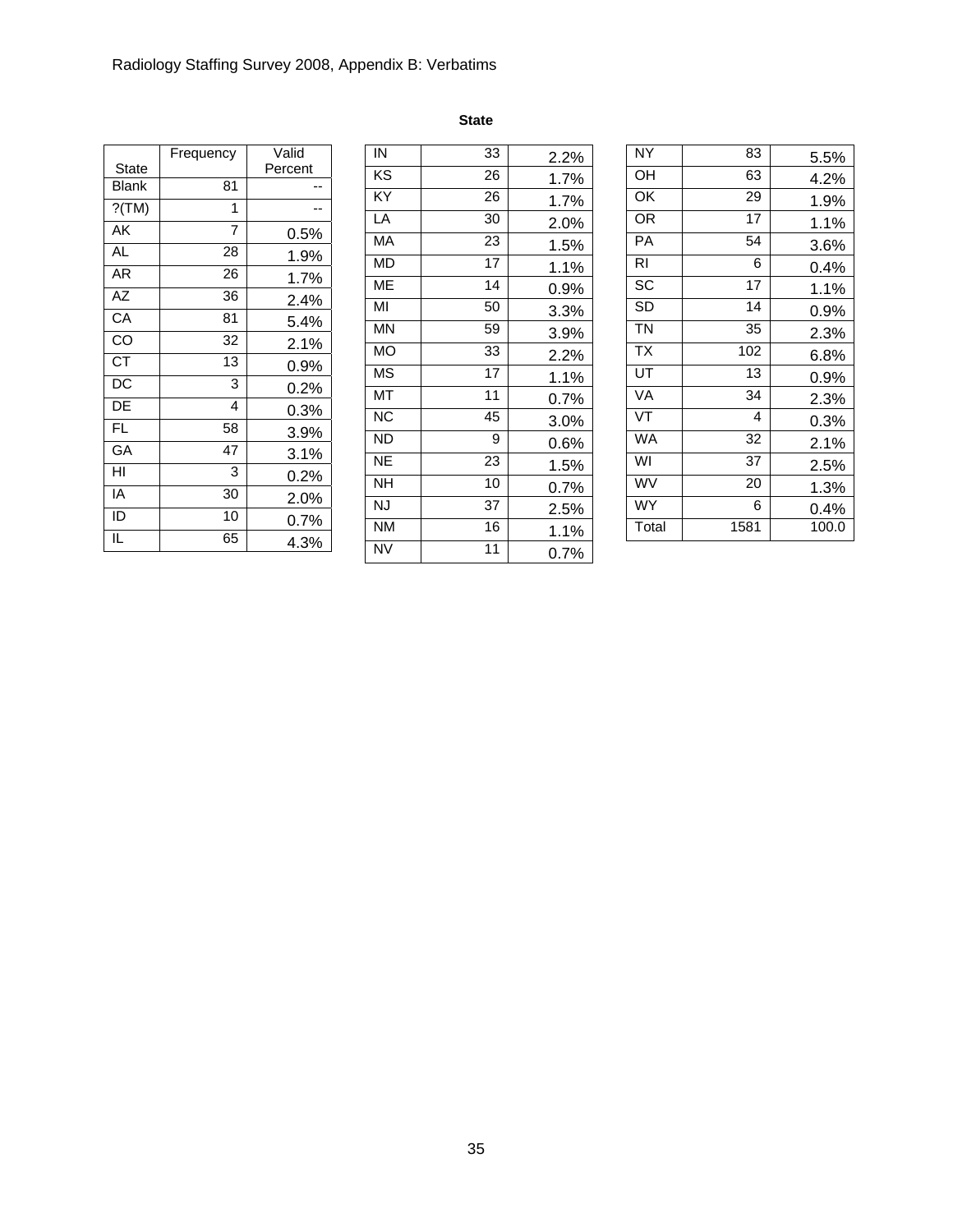**State**

| State | Frequency | Valid Percent |
|---|---|---|
| Blank | 81 | -- |
| ?(TM) | 1 | -- |
| AK | 7 | 0.5% |
| AL | 28 | 1.9% |
| AR | 26 | 1.7% |
| AZ | 36 | 2.4% |
| CA | 81 | 5.4% |
| CO | 32 | 2.1% |
| CT | 13 | 0.9% |
| DC | 3 | 0.2% |
| DE | 4 | 0.3% |
| FL | 58 | 3.9% |
| GA | 47 | 3.1% |
| HI | 3 | 0.2% |
| IA | 30 | 2.0% |
| ID | 10 | 0.7% |
| IL | 65 | 4.3% |
| IN | 33 | 2.2% |
| KS | 26 | 1.7% |
| KY | 26 | 1.7% |
| LA | 30 | 2.0% |
| MA | 23 | 1.5% |
| MD | 17 | 1.1% |
| ME | 14 | 0.9% |
| MI | 50 | 3.3% |
| MN | 59 | 3.9% |
| MO | 33 | 2.2% |
| MS | 17 | 1.1% |
| MT | 11 | 0.7% |
| NC | 45 | 3.0% |
| ND | 9 | 0.6% |
| NE | 23 | 1.5% |
| NH | 10 | 0.7% |
| NJ | 37 | 2.5% |
| NM | 16 | 1.1% |
| NV | 11 | 0.7% |
| NY | 83 | 5.5% |
| OH | 63 | 4.2% |
| OK | 29 | 1.9% |
| OR | 17 | 1.1% |
| PA | 54 | 3.6% |
| RI | 6 | 0.4% |
| SC | 17 | 1.1% |
| SD | 14 | 0.9% |
| TN | 35 | 2.3% |
| TX | 102 | 6.8% |
| UT | 13 | 0.9% |
| VA | 34 | 2.3% |
| VT | 4 | 0.3% |
| WA | 32 | 2.1% |
| WI | 37 | 2.5% |
| WV | 20 | 1.3% |
| WY | 6 | 0.4% |
| Total | 1581 | 100.0 |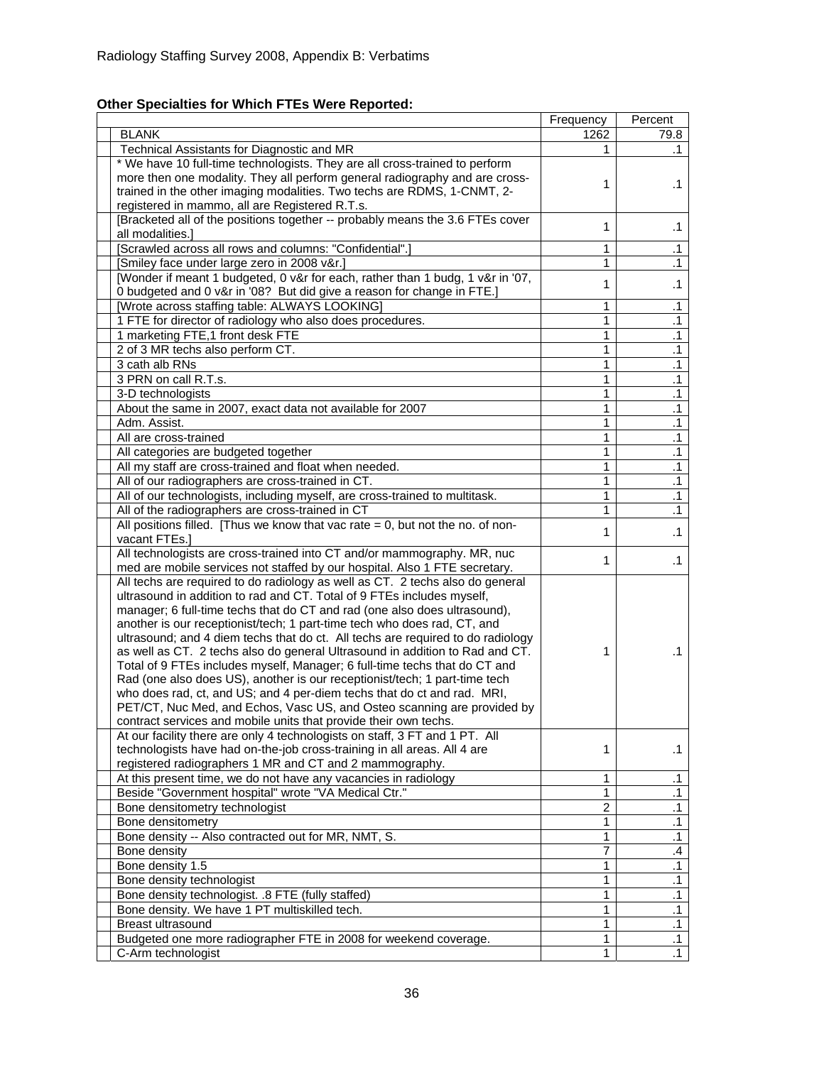Radiology Staffing Survey 2008, Appendix B: Verbatims

**Other Specialties for Which FTEs Were Reported:**

| | Frequency | Percent |
|---|---|---|
| BLANK | 1262 | 79.8 |
| Technical Assistants for Diagnostic and MR | 1 | .1 |
| * We have 10 full-time technologists. They are all cross-trained to perform more then one modality. They all perform general radiography and are cross-trained in the other imaging modalities. Two techs are RDMS, 1-CNMT, 2-registered in mammo, all are Registered R.T.s. | 1 | .1 |
| [Bracketed all of the positions together -- probably means the 3.6 FTEs cover all modalities.] | 1 | .1 |
| [Scrawled across all rows and columns: "Confidential".] | 1 | .1 |
| [Smiley face under large zero in 2008 v&r.] | 1 | .1 |
| [Wonder if meant 1 budgeted, 0 v&r for each, rather than 1 budg, 1 v&r in '07, 0 budgeted and 0 v&r in '08? But did give a reason for change in FTE.] | 1 | .1 |
| [Wrote across staffing table: ALWAYS LOOKING] | 1 | .1 |
| 1 FTE for director of radiology who also does procedures. | 1 | .1 |
| 1 marketing FTE,1 front desk FTE | 1 | .1 |
| 2 of 3 MR techs also perform CT. | 1 | .1 |
| 3 cath alb RNs | 1 | .1 |
| 3 PRN on call R.T.s. | 1 | .1 |
| 3-D technologists | 1 | .1 |
| About the same in 2007, exact data not available for 2007 | 1 | .1 |
| Adm. Assist. | 1 | .1 |
| All are cross-trained | 1 | .1 |
| All categories are budgeted together | 1 | .1 |
| All my staff are cross-trained and float when needed. | 1 | .1 |
| All of our radiographers are cross-trained in CT. | 1 | .1 |
| All of our technologists, including myself, are cross-trained to multitask. | 1 | .1 |
| All of the radiographers are cross-trained in CT | 1 | .1 |
| All positions filled. [Thus we know that vac rate = 0, but not the no. of non-vacant FTEs.] | 1 | .1 |
| All technologists are cross-trained into CT and/or mammography. MR, nuc med are mobile services not staffed by our hospital. Also 1 FTE secretary. | 1 | .1 |
| All techs are required to do radiology as well as CT. 2 techs also do general ultrasound in addition to rad and CT. Total of 9 FTEs includes myself, manager; 6 full-time techs that do CT and rad (one also does ultrasound), another is our receptionist/tech; 1 part-time tech who does rad, CT, and ultrasound; and 4 diem techs that do ct. All techs are required to do radiology as well as CT. 2 techs also do general Ultrasound in addition to Rad and CT. Total of 9 FTEs includes myself, Manager; 6 full-time techs that do CT and Rad (one also does US), another is our receptionist/tech; 1 part-time tech who does rad, ct, and US; and 4 per-diem techs that do ct and rad. MRI, PET/CT, Nuc Med, and Echos, Vasc US, and Osteo scanning are provided by contract services and mobile units that provide their own techs. | 1 | .1 |
| At our facility there are only 4 technologists on staff, 3 FT and 1 PT. All technologists have had on-the-job cross-training in all areas. All 4 are registered radiographers 1 MR and CT and 2 mammography. | 1 | .1 |
| At this present time, we do not have any vacancies in radiology | 1 | .1 |
| Beside "Government hospital" wrote "VA Medical Ctr." | 1 | .1 |
| Bone densitometry technologist | 2 | .1 |
| Bone densitometry | 1 | .1 |
| Bone density -- Also contracted out for MR, NMT, S. | 1 | .1 |
| Bone density | 7 | .4 |
| Bone density 1.5 | 1 | .1 |
| Bone density technologist | 1 | .1 |
| Bone density technologist. .8 FTE (fully staffed) | 1 | .1 |
| Bone density. We have 1 PT multiskilled tech. | 1 | .1 |
| Breast ultrasound | 1 | .1 |
| Budgeted one more radiographer FTE in 2008 for weekend coverage. | 1 | .1 |
| C-Arm technologist | 1 | .1 |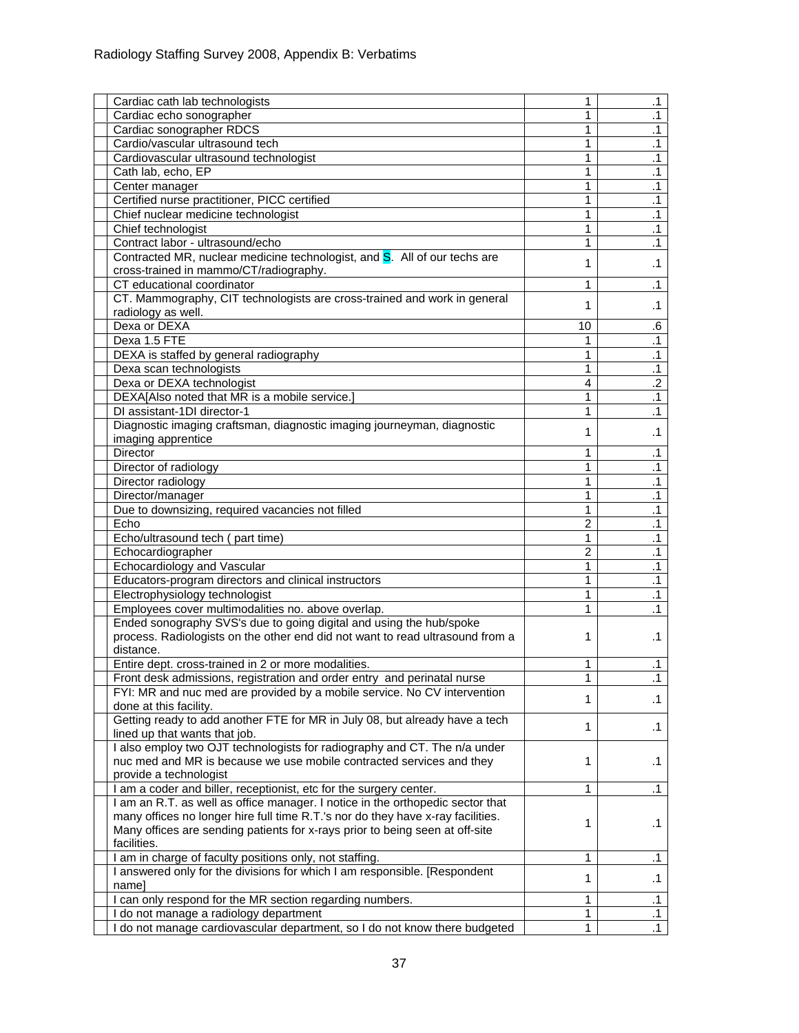Radiology Staffing Survey 2008, Appendix B: Verbatims

| | | | |
|---|---|---|---|
| | Cardiac cath lab technologists | 1 | .1 |
| | Cardiac echo sonographer | 1 | .1 |
| | Cardiac sonographer RDCS | 1 | .1 |
| | Cardio/vascular ultrasound tech | 1 | .1 |
| | Cardiovascular ultrasound technologist | 1 | .1 |
| | Cath lab, echo, EP | 1 | .1 |
| | Center manager | 1 | .1 |
| | Certified nurse practitioner, PICC certified | 1 | .1 |
| | Chief nuclear medicine technologist | 1 | .1 |
| | Chief technologist | 1 | .1 |
| | Contract labor - ultrasound/echo | 1 | .1 |
| | Contracted MR, nuclear medicine technologist, and S. All of our techs are cross-trained in mammo/CT/radiography. | 1 | .1 |
| | CT educational coordinator | 1 | .1 |
| | CT. Mammography, CIT technologists are cross-trained and work in general radiology as well. | 1 | .1 |
| | Dexa or DEXA | 10 | .6 |
| | Dexa 1.5 FTE | 1 | .1 |
| | DEXA is staffed by general radiography | 1 | .1 |
| | Dexa scan technologists | 1 | .1 |
| | Dexa or DEXA technologist | 4 | .2 |
| | DEXA[Also noted that MR is a mobile service.] | 1 | .1 |
| | DI assistant-1DI director-1 | 1 | .1 |
| | Diagnostic imaging craftsman, diagnostic imaging journeyman, diagnostic imaging apprentice | 1 | .1 |
| | Director | 1 | .1 |
| | Director of radiology | 1 | .1 |
| | Director radiology | 1 | .1 |
| | Director/manager | 1 | .1 |
| | Due to downsizing, required vacancies not filled | 1 | .1 |
| | Echo | 2 | .1 |
| | Echo/ultrasound tech ( part time) | 1 | .1 |
| | Echocardiographer | 2 | .1 |
| | Echocardiology and Vascular | 1 | .1 |
| | Educators-program directors and clinical instructors | 1 | .1 |
| | Electrophysiology technologist | 1 | .1 |
| | Employees cover multimodalities no. above overlap. | 1 | .1 |
| | Ended sonography SVS's due to going digital and using the hub/spoke process. Radiologists on the other end did not want to read ultrasound from a distance. | 1 | .1 |
| | Entire dept. cross-trained in 2 or more modalities. | 1 | .1 |
| | Front desk admissions, registration and order entry and perinatal nurse | 1 | .1 |
| | FYI: MR and nuc med are provided by a mobile service. No CV intervention done at this facility. | 1 | .1 |
| | Getting ready to add another FTE for MR in July 08, but already have a tech lined up that wants that job. | 1 | .1 |
| | I also employ two OJT technologists for radiography and CT. The n/a under nuc med and MR is because we use mobile contracted services and they provide a technologist | 1 | .1 |
| | I am a coder and biller, receptionist, etc for the surgery center. | 1 | .1 |
| | I am an R.T. as well as office manager. I notice in the orthopedic sector that many offices no longer hire full time R.T.'s nor do they have x-ray facilities. Many offices are sending patients for x-rays prior to being seen at off-site facilities. | 1 | .1 |
| | I am in charge of faculty positions only, not staffing. | 1 | .1 |
| | I answered only for the divisions for which I am responsible. [Respondent name] | 1 | .1 |
| | I can only respond for the MR section regarding numbers. | 1 | .1 |
| | I do not manage a radiology department | 1 | .1 |
| | I do not manage cardiovascular department, so I do not know there budgeted | 1 | .1 |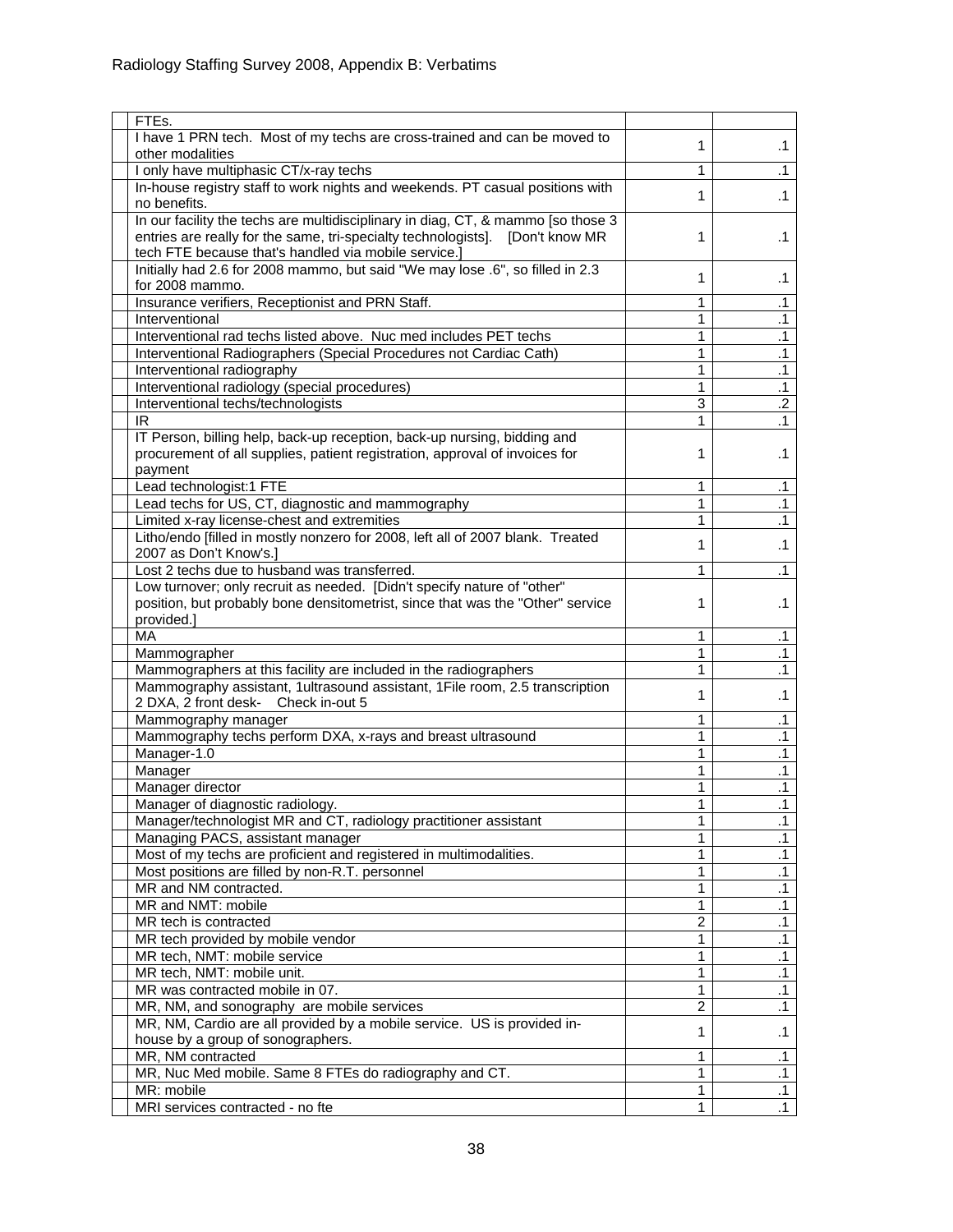| | | | |
|---|---|---|---|
| | FTEs. | | |
| | I have 1 PRN tech. Most of my techs are cross-trained and can be moved to other modalities | 1 | .1 |
| | I only have multiphasic CT/x-ray techs | 1 | .1 |
| | In-house registry staff to work nights and weekends. PT casual positions with no benefits. | 1 | .1 |
| | In our facility the techs are multidisciplinary in diag, CT, & mammo [so those 3 entries are really for the same, tri-specialty technologists]. [Don't know MR tech FTE because that's handled via mobile service.] | 1 | .1 |
| | Initially had 2.6 for 2008 mammo, but said "We may lose .6", so filled in 2.3 for 2008 mammo. | 1 | .1 |
| | Insurance verifiers, Receptionist and PRN Staff. | 1 | .1 |
| | Interventional | 1 | .1 |
| | Interventional rad techs listed above. Nuc med includes PET techs | 1 | .1 |
| | Interventional Radiographers (Special Procedures not Cardiac Cath) | 1 | .1 |
| | Interventional radiography | 1 | .1 |
| | Interventional radiology (special procedures) | 1 | .1 |
| | Interventional techs/technologists | 3 | .2 |
| | IR | 1 | .1 |
| | IT Person, billing help, back-up reception, back-up nursing, bidding and procurement of all supplies, patient registration, approval of invoices for payment | 1 | .1 |
| | Lead technologist:1 FTE | 1 | .1 |
| | Lead techs for US, CT, diagnostic and mammography | 1 | .1 |
| | Limited x-ray license-chest and extremities | 1 | .1 |
| | Litho/endo [filled in mostly nonzero for 2008, left all of 2007 blank. Treated 2007 as Don't Know's.] | 1 | .1 |
| | Lost 2 techs due to husband was transferred. | 1 | .1 |
| | Low turnover; only recruit as needed. [Didn't specify nature of "other" position, but probably bone densitometrist, since that was the "Other" service provided.] | 1 | .1 |
| | MA | 1 | .1 |
| | Mammographer | 1 | .1 |
| | Mammographers at this facility are included in the radiographers | 1 | .1 |
| | Mammography assistant, 1ultrasound assistant, 1File room, 2.5 transcription 2 DXA, 2 front desk- Check in-out 5 | 1 | .1 |
| | Mammography manager | 1 | .1 |
| | Mammography techs perform DXA, x-rays and breast ultrasound | 1 | .1 |
| | Manager-1.0 | 1 | .1 |
| | Manager | 1 | .1 |
| | Manager director | 1 | .1 |
| | Manager of diagnostic radiology. | 1 | .1 |
| | Manager/technologist MR and CT, radiology practitioner assistant | 1 | .1 |
| | Managing PACS, assistant manager | 1 | .1 |
| | Most of my techs are proficient and registered in multimodalities. | 1 | .1 |
| | Most positions are filled by non-R.T. personnel | 1 | .1 |
| | MR and NM contracted. | 1 | .1 |
| | MR and NMT: mobile | 1 | .1 |
| | MR tech is contracted | 2 | .1 |
| | MR tech provided by mobile vendor | 1 | .1 |
| | MR tech, NMT: mobile service | 1 | .1 |
| | MR tech, NMT: mobile unit. | 1 | .1 |
| | MR was contracted mobile in 07. | 1 | .1 |
| | MR, NM, and sonography are mobile services | 2 | .1 |
| | MR, NM, Cardio are all provided by a mobile service. US is provided in-house by a group of sonographers. | 1 | .1 |
| | MR, NM contracted | 1 | .1 |
| | MR, Nuc Med mobile. Same 8 FTEs do radiography and CT. | 1 | .1 |
| | MR: mobile | 1 | .1 |
| | MRI services contracted - no fte | 1 | .1 |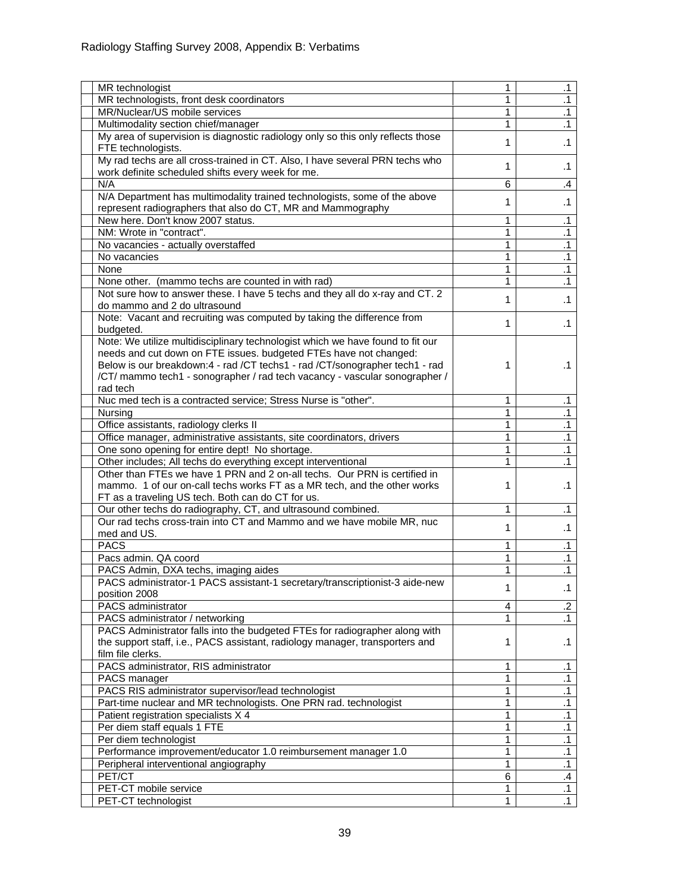| | | | |
|---|---|---|---|
| | MR technologist | 1 | .1 |
| | MR technologists, front desk coordinators | 1 | .1 |
| | MR/Nuclear/US mobile services | 1 | .1 |
| | Multimodality section chief/manager | 1 | .1 |
| | My area of supervision is diagnostic radiology only so this only reflects those FTE technologists. | 1 | .1 |
| | My rad techs are all cross-trained in CT. Also, I have several PRN techs who work definite scheduled shifts every week for me. | 1 | .1 |
| | N/A | 6 | .4 |
| | N/A Department has multimodality trained technologists, some of the above represent radiographers that also do CT, MR and Mammography | 1 | .1 |
| | New here. Don't know 2007 status. | 1 | .1 |
| | NM: Wrote in "contract". | 1 | .1 |
| | No vacancies - actually overstaffed | 1 | .1 |
| | No vacancies | 1 | .1 |
| | None | 1 | .1 |
| | None other. (mammo techs are counted in with rad) | 1 | .1 |
| | Not sure how to answer these. I have 5 techs and they all do x-ray and CT. 2 do mammo and 2 do ultrasound | 1 | .1 |
| | Note: Vacant and recruiting was computed by taking the difference from budgeted. | 1 | .1 |
| | Note: We utilize multidisciplinary technologist which we have found to fit our needs and cut down on FTE issues. budgeted FTEs have not changed: Below is our breakdown:4 - rad /CT techs1 - rad /CT/sonographer tech1 - rad /CT/ mammo tech1 - sonographer / rad tech vacancy - vascular sonographer / rad tech | 1 | .1 |
| | Nuc med tech is a contracted service; Stress Nurse is "other". | 1 | .1 |
| | Nursing | 1 | .1 |
| | Office assistants, radiology clerks II | 1 | .1 |
| | Office manager, administrative assistants, site coordinators, drivers | 1 | .1 |
| | One sono opening for entire dept! No shortage. | 1 | .1 |
| | Other includes; All techs do everything except interventional | 1 | .1 |
| | Other than FTEs we have 1 PRN and 2 on-all techs. Our PRN is certified in mammo. 1 of our on-call techs works FT as a MR tech, and the other works FT as a traveling US tech. Both can do CT for us. | 1 | .1 |
| | Our other techs do radiography, CT, and ultrasound combined. | 1 | .1 |
| | Our rad techs cross-train into CT and Mammo and we have mobile MR, nuc med and US. | 1 | .1 |
| | PACS | 1 | .1 |
| | Pacs admin. QA coord | 1 | .1 |
| | PACS Admin, DXA techs, imaging aides | 1 | .1 |
| | PACS administrator-1 PACS assistant-1 secretary/transcriptionist-3 aide-new position 2008 | 1 | .1 |
| | PACS administrator | 4 | .2 |
| | PACS administrator / networking | 1 | .1 |
| | PACS Administrator falls into the budgeted FTEs for radiographer along with the support staff, i.e., PACS assistant, radiology manager, transporters and film file clerks. | 1 | .1 |
| | PACS administrator, RIS administrator | 1 | .1 |
| | PACS manager | 1 | .1 |
| | PACS RIS administrator supervisor/lead technologist | 1 | .1 |
| | Part-time nuclear and MR technologists. One PRN rad. technologist | 1 | .1 |
| | Patient registration specialists X 4 | 1 | .1 |
| | Per diem staff equals 1 FTE | 1 | .1 |
| | Per diem technologist | 1 | .1 |
| | Performance improvement/educator 1.0 reimbursement manager 1.0 | 1 | .1 |
| | Peripheral interventional angiography | 1 | .1 |
| | PET/CT | 6 | .4 |
| | PET-CT mobile service | 1 | .1 |
| | PET-CT technologist | 1 | .1 |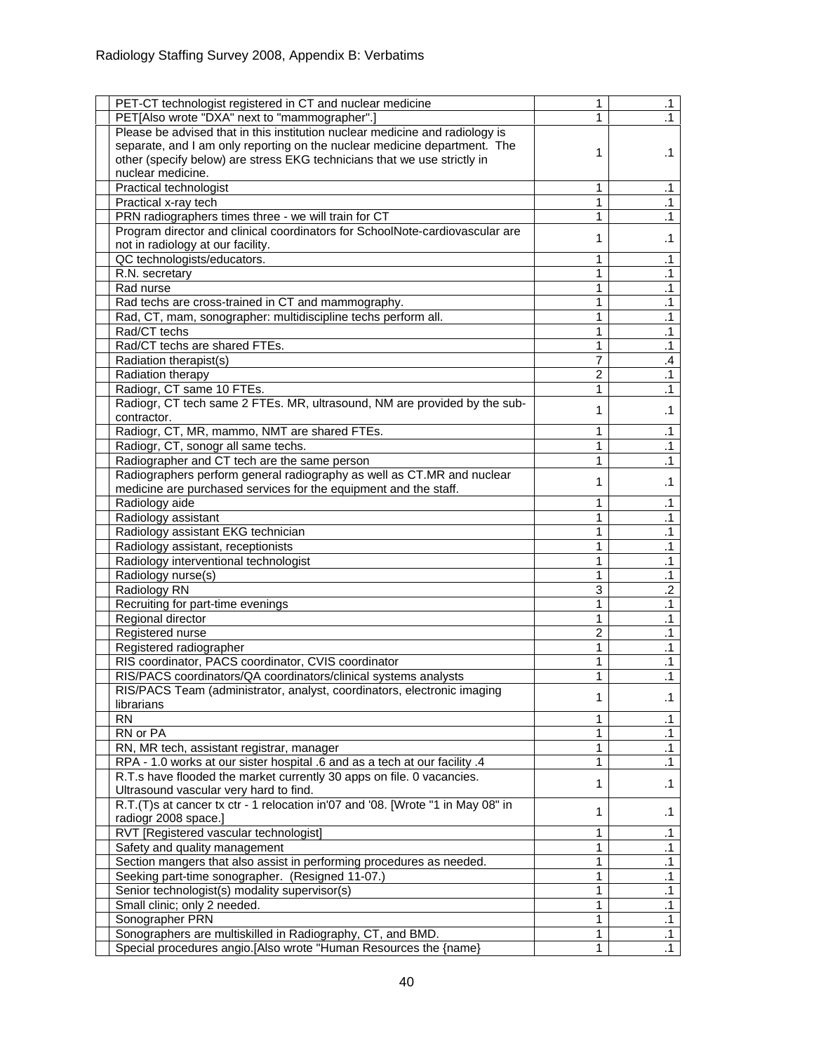| | | | |
|---|---|---|---|
| | PET-CT technologist registered in CT and nuclear medicine | 1 | .1 |
| | PET[Also wrote "DXA" next to "mammographer".] | 1 | .1 |
| | Please be advised that in this institution nuclear medicine and radiology is separate, and I am only reporting on the nuclear medicine department. The other (specify below) are stress EKG technicians that we use strictly in nuclear medicine. | 1 | .1 |
| | Practical technologist | 1 | .1 |
| | Practical x-ray tech | 1 | .1 |
| | PRN radiographers times three - we will train for CT | 1 | .1 |
| | Program director and clinical coordinators for SchoolNote-cardiovascular are not in radiology at our facility. | 1 | .1 |
| | QC technologists/educators. | 1 | .1 |
| | R.N. secretary | 1 | .1 |
| | Rad nurse | 1 | .1 |
| | Rad techs are cross-trained in CT and mammography. | 1 | .1 |
| | Rad, CT, mam, sonographer: multidiscipline techs perform all. | 1 | .1 |
| | Rad/CT techs | 1 | .1 |
| | Rad/CT techs are shared FTEs. | 1 | .1 |
| | Radiation therapist(s) | 7 | .4 |
| | Radiation therapy | 2 | .1 |
| | Radiogr, CT same 10 FTEs. | 1 | .1 |
| | Radiogr, CT tech same 2 FTEs. MR, ultrasound, NM are provided by the sub-contractor. | 1 | .1 |
| | Radiogr, CT, MR, mammo, NMT are shared FTEs. | 1 | .1 |
| | Radiogr, CT, sonogr all same techs. | 1 | .1 |
| | Radiographer and CT tech are the same person | 1 | .1 |
| | Radiographers perform general radiography as well as CT.MR and nuclear medicine are purchased services for the equipment and the staff. | 1 | .1 |
| | Radiology aide | 1 | .1 |
| | Radiology assistant | 1 | .1 |
| | Radiology assistant EKG technician | 1 | .1 |
| | Radiology assistant, receptionists | 1 | .1 |
| | Radiology interventional technologist | 1 | .1 |
| | Radiology nurse(s) | 1 | .1 |
| | Radiology RN | 3 | .2 |
| | Recruiting for part-time evenings | 1 | .1 |
| | Regional director | 1 | .1 |
| | Registered nurse | 2 | .1 |
| | Registered radiographer | 1 | .1 |
| | RIS coordinator, PACS coordinator, CVIS coordinator | 1 | .1 |
| | RIS/PACS coordinators/QA coordinators/clinical systems analysts | 1 | .1 |
| | RIS/PACS Team (administrator, analyst, coordinators, electronic imaging librarians | 1 | .1 |
| | RN | 1 | .1 |
| | RN or PA | 1 | .1 |
| | RN, MR tech, assistant registrar, manager | 1 | .1 |
| | RPA - 1.0 works at our sister hospital .6 and as a tech at our facility .4 | 1 | .1 |
| | R.T.s have flooded the market currently 30 apps on file. 0 vacancies. Ultrasound vascular very hard to find. | 1 | .1 |
| | R.T.(T)s at cancer tx ctr - 1 relocation in'07 and '08. [Wrote "1 in May 08" in radiogr 2008 space.] | 1 | .1 |
| | RVT [Registered vascular technologist] | 1 | .1 |
| | Safety and quality management | 1 | .1 |
| | Section mangers that also assist in performing procedures as needed. | 1 | .1 |
| | Seeking part-time sonographer. (Resigned 11-07.) | 1 | .1 |
| | Senior technologist(s) modality supervisor(s) | 1 | .1 |
| | Small clinic; only 2 needed. | 1 | .1 |
| | Sonographer PRN | 1 | .1 |
| | Sonographers are multiskilled in Radiography, CT, and BMD. | 1 | .1 |
| | Special procedures angio.[Also wrote "Human Resources the {name} | 1 | .1 |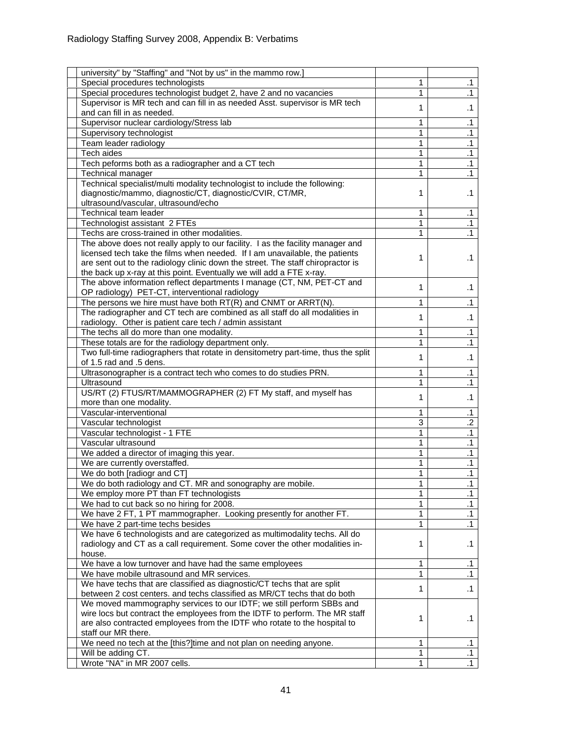| | | | |
|---|---|---|---|
| | university" by "Staffing" and "Not by us" in the mammo row.] | | |
| | Special procedures technologists | 1 | .1 |
| | Special procedures technologist budget 2, have 2 and no vacancies | 1 | .1 |
| | Supervisor is MR tech and can fill in as needed Asst. supervisor is MR tech and can fill in as needed. | 1 | .1 |
| | Supervisor nuclear cardiology/Stress lab | 1 | .1 |
| | Supervisory technologist | 1 | .1 |
| | Team leader radiology | 1 | .1 |
| | Tech aides | 1 | .1 |
| | Tech peforms both as a radiographer and a CT tech | 1 | .1 |
| | Technical manager | 1 | .1 |
| | Technical specialist/multi modality technologist to include the following: diagnostic/mammo, diagnostic/CT, diagnostic/CVIR, CT/MR, ultrasound/vascular, ultrasound/echo | 1 | .1 |
| | Technical team leader | 1 | .1 |
| | Technologist assistant 2 FTEs | 1 | .1 |
| | Techs are cross-trained in other modalities. | 1 | .1 |
| | The above does not really apply to our facility. I as the facility manager and licensed tech take the films when needed. If I am unavailable, the patients are sent out to the radiology clinic down the street. The staff chiropractor is the back up x-ray at this point. Eventually we will add a FTE x-ray. | 1 | .1 |
| | The above information reflect departments I manage (CT, NM, PET-CT and OP radiology) PET-CT, interventional radiology | 1 | .1 |
| | The persons we hire must have both RT(R) and CNMT or ARRT(N). | 1 | .1 |
| | The radiographer and CT tech are combined as all staff do all modalities in radiology. Other is patient care tech / admin assistant | 1 | .1 |
| | The techs all do more than one modality. | 1 | .1 |
| | These totals are for the radiology department only. | 1 | .1 |
| | Two full-time radiographers that rotate in densitometry part-time, thus the split of 1.5 rad and .5 dens. | 1 | .1 |
| | Ultrasonographer is a contract tech who comes to do studies PRN. | 1 | .1 |
| | Ultrasound | 1 | .1 |
| | US/RT (2) FTUS/RT/MAMMOGRAPHER (2) FT My staff, and myself has more than one modality. | 1 | .1 |
| | Vascular-interventional | 1 | .1 |
| | Vascular technologist | 3 | .2 |
| | Vascular technologist - 1 FTE | 1 | .1 |
| | Vascular ultrasound | 1 | .1 |
| | We added a director of imaging this year. | 1 | .1 |
| | We are currently overstaffed. | 1 | .1 |
| | We do both [radiogr and CT] | 1 | .1 |
| | We do both radiology and CT. MR and sonography are mobile. | 1 | .1 |
| | We employ more PT than FT technologists | 1 | .1 |
| | We had to cut back so no hiring for 2008. | 1 | .1 |
| | We have 2 FT, 1 PT mammographer. Looking presently for another FT. | 1 | .1 |
| | We have 2 part-time techs besides | 1 | .1 |
| | We have 6 technologists and are categorized as multimodality techs. All do radiology and CT as a call requirement. Some cover the other modalities in-house. | 1 | .1 |
| | We have a low turnover and have had the same employees | 1 | .1 |
| | We have mobile ultrasound and MR services. | 1 | .1 |
| | We have techs that are classified as diagnostic/CT techs that are split between 2 cost centers. and techs classified as MR/CT techs that do both | 1 | .1 |
| | We moved mammography services to our IDTF; we still perform SBBs and wire locs but contract the employees from the IDTF to perform. The MR staff are also contracted employees from the IDTF who rotate to the hospital to staff our MR there. | 1 | .1 |
| | We need no tech at the [this?]time and not plan on needing anyone. | 1 | .1 |
| | Will be adding CT. | 1 | .1 |
| | Wrote "NA" in MR 2007 cells. | 1 | .1 |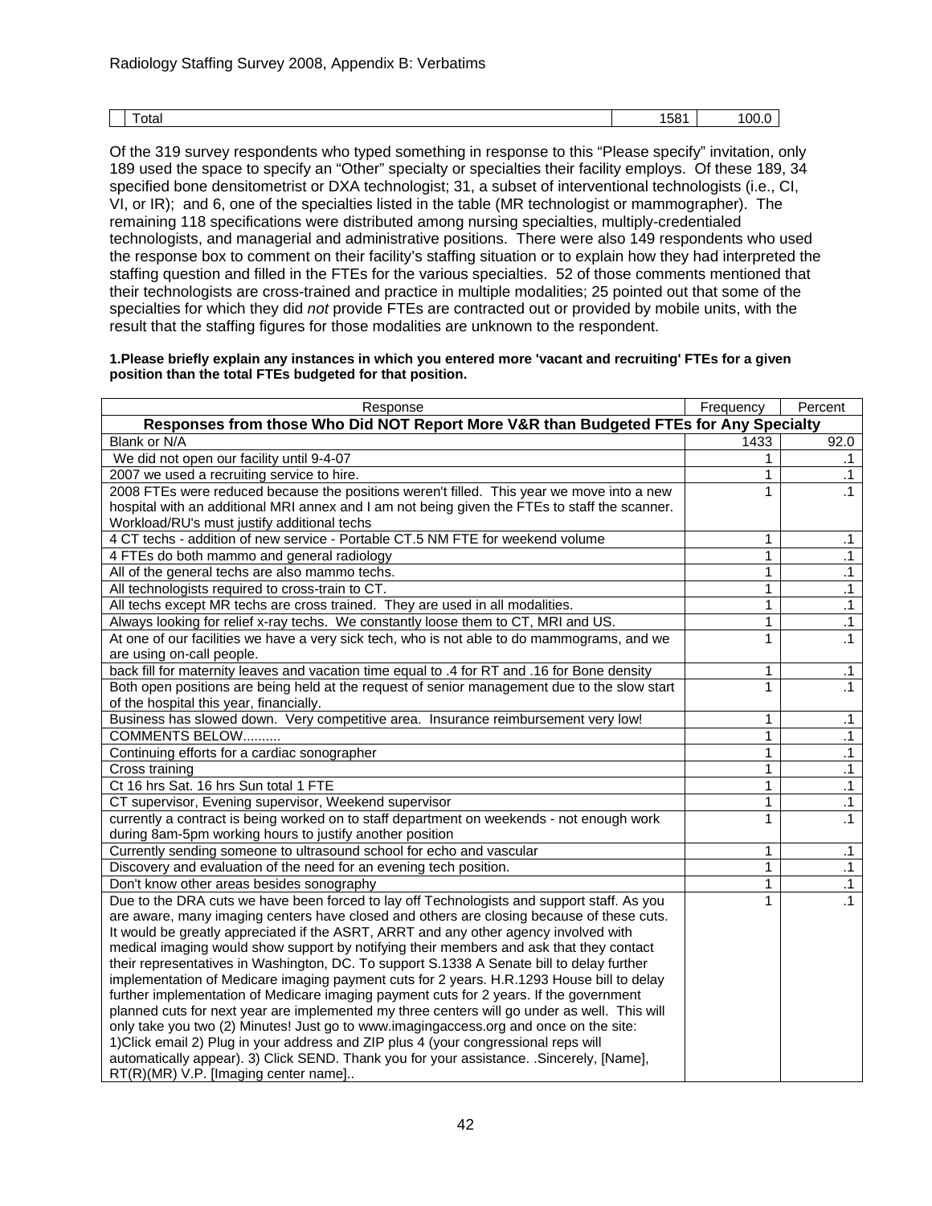| | Total | 1581 | 100.0 |
|---|---|---|---|

Of the 319 survey respondents who typed something in response to this “Please specify” invitation, only 189 used the space to specify an “Other” specialty or specialties their facility employs. Of these 189, 34 specified bone densitometrist or DXA technologist; 31, a subset of interventional technologists (i.e., CI, VI, or IR); and 6, one of the specialties listed in the table (MR technologist or mammographer). The remaining 118 specifications were distributed among nursing specialties, multiply-credentialed technologists, and managerial and administrative positions. There were also 149 respondents who used the response box to comment on their facility’s staffing situation or to explain how they had interpreted the staffing question and filled in the FTEs for the various specialties. 52 of those comments mentioned that their technologists are cross-trained and practice in multiple modalities; 25 pointed out that some of the specialties for which they did *not* provide FTEs are contracted out or provided by mobile units, with the result that the staffing figures for those modalities are unknown to the respondent.

**1.Please briefly explain any instances in which you entered more 'vacant and recruiting' FTEs for a given position than the total FTEs budgeted for that position.**

| Response | Frequency | Percent |
|---|---|---|
| **Responses from those Who Did NOT Report More V&R than Budgeted FTEs for Any Specialty** | | |
| Blank or N/A | 1433 | 92.0 |
| We did not open our facility until 9-4-07 | 1 | .1 |
| 2007 we used a recruiting service to hire. | 1 | .1 |
| 2008 FTEs were reduced because the positions weren't filled. This year we move into a new hospital with an additional MRI annex and I am not being given the FTEs to staff the scanner. Workload/RU's must justify additional techs | 1 | .1 |
| 4 CT techs - addition of new service - Portable CT.5 NM FTE for weekend volume | 1 | .1 |
| 4 FTEs do both mammo and general radiology | 1 | .1 |
| All of the general techs are also mammo techs. | 1 | .1 |
| All technologists required to cross-train to CT. | 1 | .1 |
| All techs except MR techs are cross trained. They are used in all modalities. | 1 | .1 |
| Always looking for relief x-ray techs. We constantly loose them to CT, MRI and US. | 1 | .1 |
| At one of our facilities we have a very sick tech, who is not able to do mammograms, and we are using on-call people. | 1 | .1 |
| back fill for maternity leaves and vacation time equal to .4 for RT and .16 for Bone density | 1 | .1 |
| Both open positions are being held at the request of senior management due to the slow start of the hospital this year, financially. | 1 | .1 |
| Business has slowed down. Very competitive area. Insurance reimbursement very low! | 1 | .1 |
| COMMENTS BELOW.......... | 1 | .1 |
| Continuing efforts for a cardiac sonographer | 1 | .1 |
| Cross training | 1 | .1 |
| Ct 16 hrs Sat. 16 hrs Sun total 1 FTE | 1 | .1 |
| CT supervisor, Evening supervisor, Weekend supervisor | 1 | .1 |
| currently a contract is being worked on to staff department on weekends - not enough work during 8am-5pm working hours to justify another position | 1 | .1 |
| Currently sending someone to ultrasound school for echo and vascular | 1 | .1 |
| Discovery and evaluation of the need for an evening tech position. | 1 | .1 |
| Don't know other areas besides sonography | 1 | .1 |
| Due to the DRA cuts we have been forced to lay off Technologists and support staff. As you are aware, many imaging centers have closed and others are closing because of these cuts. It would be greatly appreciated if the ASRT, ARRT and any other agency involved with medical imaging would show support by notifying their members and ask that they contact their representatives in Washington, DC. To support S.1338 A Senate bill to delay further implementation of Medicare imaging payment cuts for 2 years. H.R.1293 House bill to delay further implementation of Medicare imaging payment cuts for 2 years. If the government planned cuts for next year are implemented my three centers will go under as well. This will only take you two (2) Minutes! Just go to www.imagingaccess.org and once on the site: 1)Click email 2) Plug in your address and ZIP plus 4 (your congressional reps will automatically appear). 3) Click SEND. Thank you for your assistance. .Sincerely, [Name], RT(R)(MR) V.P. [Imaging center name].. | 1 | .1 |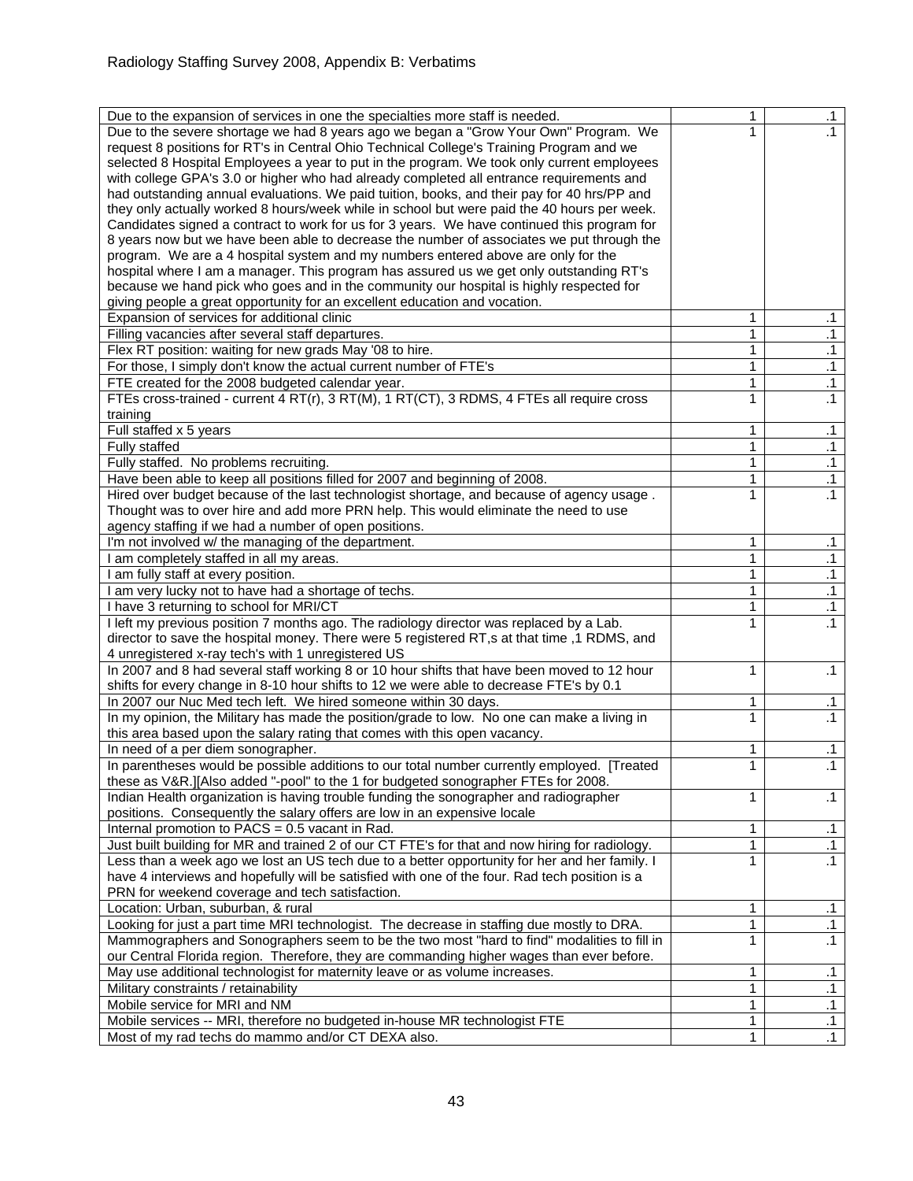| | | |
|---|---|---|
| Due to the expansion of services in one the specialties more staff is needed. | 1 | .1 |
| Due to the severe shortage we had 8 years ago we began a "Grow Your Own" Program. We request 8 positions for RT's in Central Ohio Technical College's Training Program and we selected 8 Hospital Employees a year to put in the program. We took only current employees with college GPA's 3.0 or higher who had already completed all entrance requirements and had outstanding annual evaluations. We paid tuition, books, and their pay for 40 hrs/PP and they only actually worked 8 hours/week while in school but were paid the 40 hours per week. Candidates signed a contract to work for us for 3 years. We have continued this program for 8 years now but we have been able to decrease the number of associates we put through the program. We are a 4 hospital system and my numbers entered above are only for the hospital where I am a manager. This program has assured us we get only outstanding RT's because we hand pick who goes and in the community our hospital is highly respected for giving people a great opportunity for an excellent education and vocation. | 1 | .1 |
| Expansion of services for additional clinic | 1 | .1 |
| Filling vacancies after several staff departures. | 1 | .1 |
| Flex RT position: waiting for new grads May '08 to hire. | 1 | .1 |
| For those, I simply don't know the actual current number of FTE's | 1 | .1 |
| FTE created for the 2008 budgeted calendar year. | 1 | .1 |
| FTEs cross-trained - current 4 RT(r), 3 RT(M), 1 RT(CT), 3 RDMS, 4 FTEs all require cross training | 1 | .1 |
| Full staffed x 5 years | 1 | .1 |
| Fully staffed | 1 | .1 |
| Fully staffed. No problems recruiting. | 1 | .1 |
| Have been able to keep all positions filled for 2007 and beginning of 2008. | 1 | .1 |
| Hired over budget because of the last technologist shortage, and because of agency usage . Thought was to over hire and add more PRN help. This would eliminate the need to use agency staffing if we had a number of open positions. | 1 | .1 |
| I'm not involved w/ the managing of the department. | 1 | .1 |
| I am completely staffed in all my areas. | 1 | .1 |
| I am fully staff at every position. | 1 | .1 |
| I am very lucky not to have had a shortage of techs. | 1 | .1 |
| I have 3 returning to school for MRI/CT | 1 | .1 |
| I left my previous position 7 months ago. The radiology director was replaced by a Lab. director to save the hospital money. There were 5 registered RT,s at that time ,1 RDMS, and 4 unregistered x-ray tech's with 1 unregistered US | 1 | .1 |
| In 2007 and 8 had several staff working 8 or 10 hour shifts that have been moved to 12 hour shifts to for every change in 8-10 hour shifts to 12 we were able to decrease FTE's by 0.1 | 1 | .1 |
| In 2007 our Nuc Med tech left. We hired someone within 30 days. | 1 | .1 |
| In my opinion, the Military has made the position/grade to low. No one can make a living in this area based upon the salary rating that comes with this open vacancy. | 1 | .1 |
| In need of a per diem sonographer. | 1 | .1 |
| In parentheses would be possible additions to our total number currently employed. [Treated these as V&R.][Also added "-pool" to the 1 for budgeted sonographer FTEs for 2008. | 1 | .1 |
| Indian Health organization is having trouble funding the sonographer and radiographer positions. Consequently the salary offers are low in an expensive locale | 1 | .1 |
| Internal promotion to PACS = 0.5 vacant in Rad. | 1 | .1 |
| Just built building for MR and trained 2 of our CT FTE's for that and now hiring for radiology. | 1 | .1 |
| Less than a week ago we lost an US tech due to a better opportunity for her and her family. I have 4 interviews and hopefully will be satisfied with one of the four. Rad tech position is a PRN for weekend coverage and tech satisfaction. | 1 | .1 |
| Location: Urban, suburban, & rural | 1 | .1 |
| Looking for just a part time MRI technologist. The decrease in staffing due mostly to DRA. | 1 | .1 |
| Mammographers and Sonographers seem to be the two most "hard to find" modalities to fill in our Central Florida region. Therefore, they are commanding higher wages than ever before. | 1 | .1 |
| May use additional technologist for maternity leave or as volume increases. | 1 | .1 |
| Military constraints / retainability | 1 | .1 |
| Mobile service for MRI and NM | 1 | .1 |
| Mobile services -- MRI, therefore no budgeted in-house MR technologist FTE | 1 | .1 |
| Most of my rad techs do mammo and/or CT DEXA also. | 1 | .1 |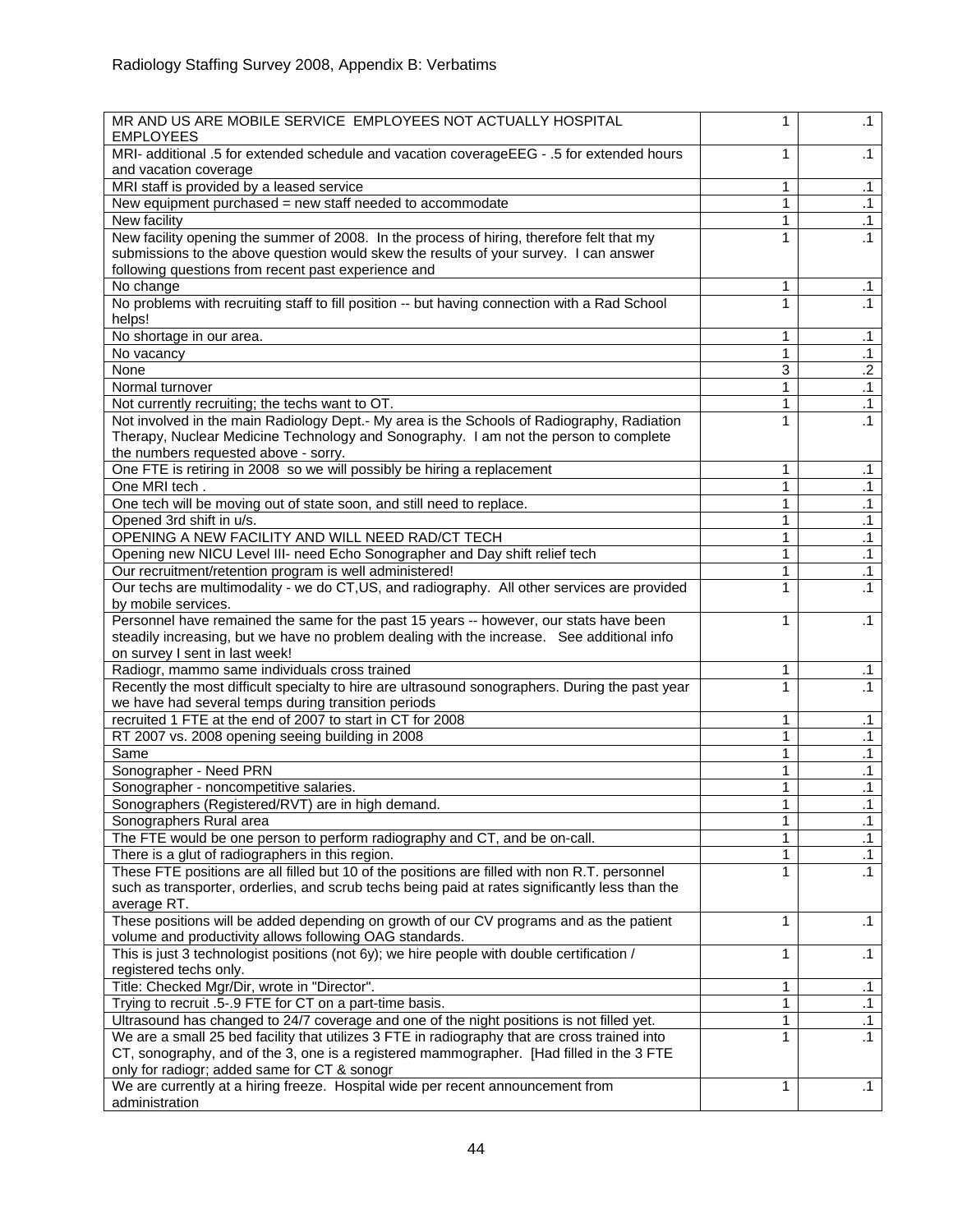| | | |
|---|---|---|
| MR AND US ARE MOBILE SERVICE EMPLOYEES NOT ACTUALLY HOSPITAL EMPLOYEES | 1 | .1 |
| MRI- additional .5 for extended schedule and vacation coverageEEG - .5 for extended hours and vacation coverage | 1 | .1 |
| MRI staff is provided by a leased service | 1 | .1 |
| New equipment purchased = new staff needed to accommodate | 1 | .1 |
| New facility | 1 | .1 |
| New facility opening the summer of 2008. In the process of hiring, therefore felt that my submissions to the above question would skew the results of your survey. I can answer following questions from recent past experience and | 1 | .1 |
| No change | 1 | .1 |
| No problems with recruiting staff to fill position -- but having connection with a Rad School helps! | 1 | .1 |
| No shortage in our area. | 1 | .1 |
| No vacancy | 1 | .1 |
| None | 3 | .2 |
| Normal turnover | 1 | .1 |
| Not currently recruiting; the techs want to OT. | 1 | .1 |
| Not involved in the main Radiology Dept.- My area is the Schools of Radiography, Radiation Therapy, Nuclear Medicine Technology and Sonography. I am not the person to complete the numbers requested above - sorry. | 1 | .1 |
| One FTE is retiring in 2008 so we will possibly be hiring a replacement | 1 | .1 |
| One MRI tech . | 1 | .1 |
| One tech will be moving out of state soon, and still need to replace. | 1 | .1 |
| Opened 3rd shift in u/s. | 1 | .1 |
| OPENING A NEW FACILITY AND WILL NEED RAD/CT TECH | 1 | .1 |
| Opening new NICU Level III- need Echo Sonographer and Day shift relief tech | 1 | .1 |
| Our recruitment/retention program is well administered! | 1 | .1 |
| Our techs are multimodality - we do CT,US, and radiography. All other services are provided by mobile services. | 1 | .1 |
| Personnel have remained the same for the past 15 years -- however, our stats have been steadily increasing, but we have no problem dealing with the increase. See additional info on survey I sent in last week! | 1 | .1 |
| Radiogr, mammo same individuals cross trained | 1 | .1 |
| Recently the most difficult specialty to hire are ultrasound sonographers. During the past year we have had several temps during transition periods | 1 | .1 |
| recruited 1 FTE at the end of 2007 to start in CT for 2008 | 1 | .1 |
| RT 2007 vs. 2008 opening seeing building in 2008 | 1 | .1 |
| Same | 1 | .1 |
| Sonographer - Need PRN | 1 | .1 |
| Sonographer - noncompetitive salaries. | 1 | .1 |
| Sonographers (Registered/RVT) are in high demand. | 1 | .1 |
| Sonographers Rural area | 1 | .1 |
| The FTE would be one person to perform radiography and CT, and be on-call. | 1 | .1 |
| There is a glut of radiographers in this region. | 1 | .1 |
| These FTE positions are all filled but 10 of the positions are filled with non R.T. personnel such as transporter, orderlies, and scrub techs being paid at rates significantly less than the average RT. | 1 | .1 |
| These positions will be added depending on growth of our CV programs and as the patient volume and productivity allows following OAG standards. | 1 | .1 |
| This is just 3 technologist positions (not 6y); we hire people with double certification / registered techs only. | 1 | .1 |
| Title: Checked Mgr/Dir, wrote in "Director". | 1 | .1 |
| Trying to recruit .5-.9 FTE for CT on a part-time basis. | 1 | .1 |
| Ultrasound has changed to 24/7 coverage and one of the night positions is not filled yet. | 1 | .1 |
| We are a small 25 bed facility that utilizes 3 FTE in radiography that are cross trained into CT, sonography, and of the 3, one is a registered mammographer. [Had filled in the 3 FTE only for radiogr; added same for CT & sonogr | 1 | .1 |
| We are currently at a hiring freeze. Hospital wide per recent announcement from administration | 1 | .1 |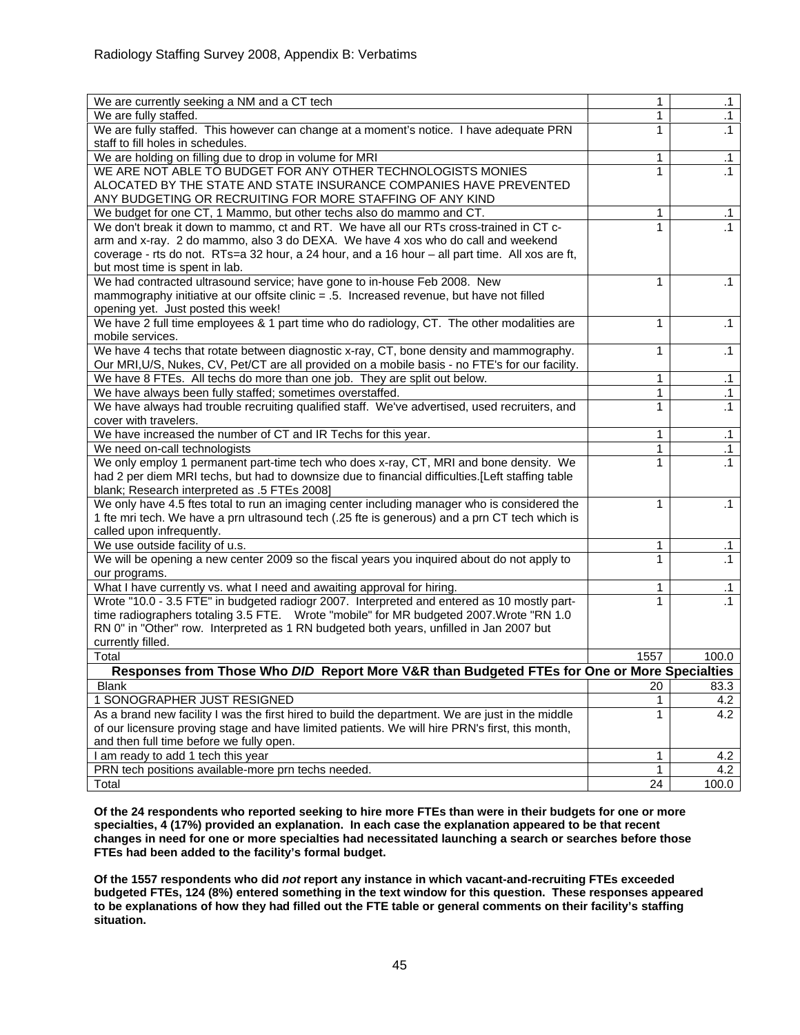| | | |
|---|---|---|
| We are currently seeking a NM and a CT tech | 1 | .1 |
| We are fully staffed. | 1 | .1 |
| We are fully staffed. This however can change at a moment's notice. I have adequate PRN staff to fill holes in schedules. | 1 | .1 |
| We are holding on filling due to drop in volume for MRI | 1 | .1 |
| WE ARE NOT ABLE TO BUDGET FOR ANY OTHER TECHNOLOGISTS MONIES ALOCATED BY THE STATE AND STATE INSURANCE COMPANIES HAVE PREVENTED ANY BUDGETING OR RECRUITING FOR MORE STAFFING OF ANY KIND | 1 | .1 |
| We budget for one CT, 1 Mammo, but other techs also do mammo and CT. | 1 | .1 |
| We don't break it down to mammo, ct and RT. We have all our RTs cross-trained in CT c-arm and x-ray. 2 do mammo, also 3 do DEXA. We have 4 xos who do call and weekend coverage - rts do not. RTs=a 32 hour, a 24 hour, and a 16 hour – all part time. All xos are ft, but most time is spent in lab. | 1 | .1 |
| We had contracted ultrasound service; have gone to in-house Feb 2008. New mammography initiative at our offsite clinic = .5. Increased revenue, but have not filled opening yet. Just posted this week! | 1 | .1 |
| We have 2 full time employees & 1 part time who do radiology, CT. The other modalities are mobile services. | 1 | .1 |
| We have 4 techs that rotate between diagnostic x-ray, CT, bone density and mammography. Our MRI,U/S, Nukes, CV, Pet/CT are all provided on a mobile basis - no FTE's for our facility. | 1 | .1 |
| We have 8 FTEs. All techs do more than one job. They are split out below. | 1 | .1 |
| We have always been fully staffed; sometimes overstaffed. | 1 | .1 |
| We have always had trouble recruiting qualified staff. We've advertised, used recruiters, and cover with travelers. | 1 | .1 |
| We have increased the number of CT and IR Techs for this year. | 1 | .1 |
| We need on-call technologists | 1 | .1 |
| We only employ 1 permanent part-time tech who does x-ray, CT, MRI and bone density. We had 2 per diem MRI techs, but had to downsize due to financial difficulties.[Left staffing table blank; Research interpreted as .5 FTEs 2008] | 1 | .1 |
| We only have 4.5 ftes total to run an imaging center including manager who is considered the 1 fte mri tech. We have a prn ultrasound tech (.25 fte is generous) and a prn CT tech which is called upon infrequently. | 1 | .1 |
| We use outside facility of u.s. | 1 | .1 |
| We will be opening a new center 2009 so the fiscal years you inquired about do not apply to our programs. | 1 | .1 |
| What I have currently vs. what I need and awaiting approval for hiring. | 1 | .1 |
| Wrote "10.0 - 3.5 FTE" in budgeted radiogr 2007. Interpreted and entered as 10 mostly part-time radiographers totaling 3.5 FTE. Wrote "mobile" for MR budgeted 2007.Wrote "RN 1.0 RN 0" in "Other" row. Interpreted as 1 RN budgeted both years, unfilled in Jan 2007 but currently filled. | 1 | .1 |
| Total | 1557 | 100.0 |
| **Responses from Those Who *DID* Report More V&R than Budgeted FTEs for One or More Specialties** | | |
| Blank | 20 | 83.3 |
| 1 SONOGRAPHER JUST RESIGNED | 1 | 4.2 |
| As a brand new facility I was the first hired to build the department. We are just in the middle of our licensure proving stage and have limited patients. We will hire PRN's first, this month, and then full time before we fully open. | 1 | 4.2 |
| I am ready to add 1 tech this year | 1 | 4.2 |
| PRN tech positions available-more prn techs needed. | 1 | 4.2 |
| Total | 24 | 100.0 |

**Of the 24 respondents who reported seeking to hire more FTEs than were in their budgets for one or more specialties, 4 (17%) provided an explanation. In each case the explanation appeared to be that recent changes in need for one or more specialties had necessitated launching a search or searches before those FTEs had been added to the facility's formal budget.**

**Of the 1557 respondents who did *not* report any instance in which vacant-and-recruiting FTEs exceeded budgeted FTEs, 124 (8%) entered something in the text window for this question. These responses appeared to be explanations of how they had filled out the FTE table or general comments on their facility's staffing situation.**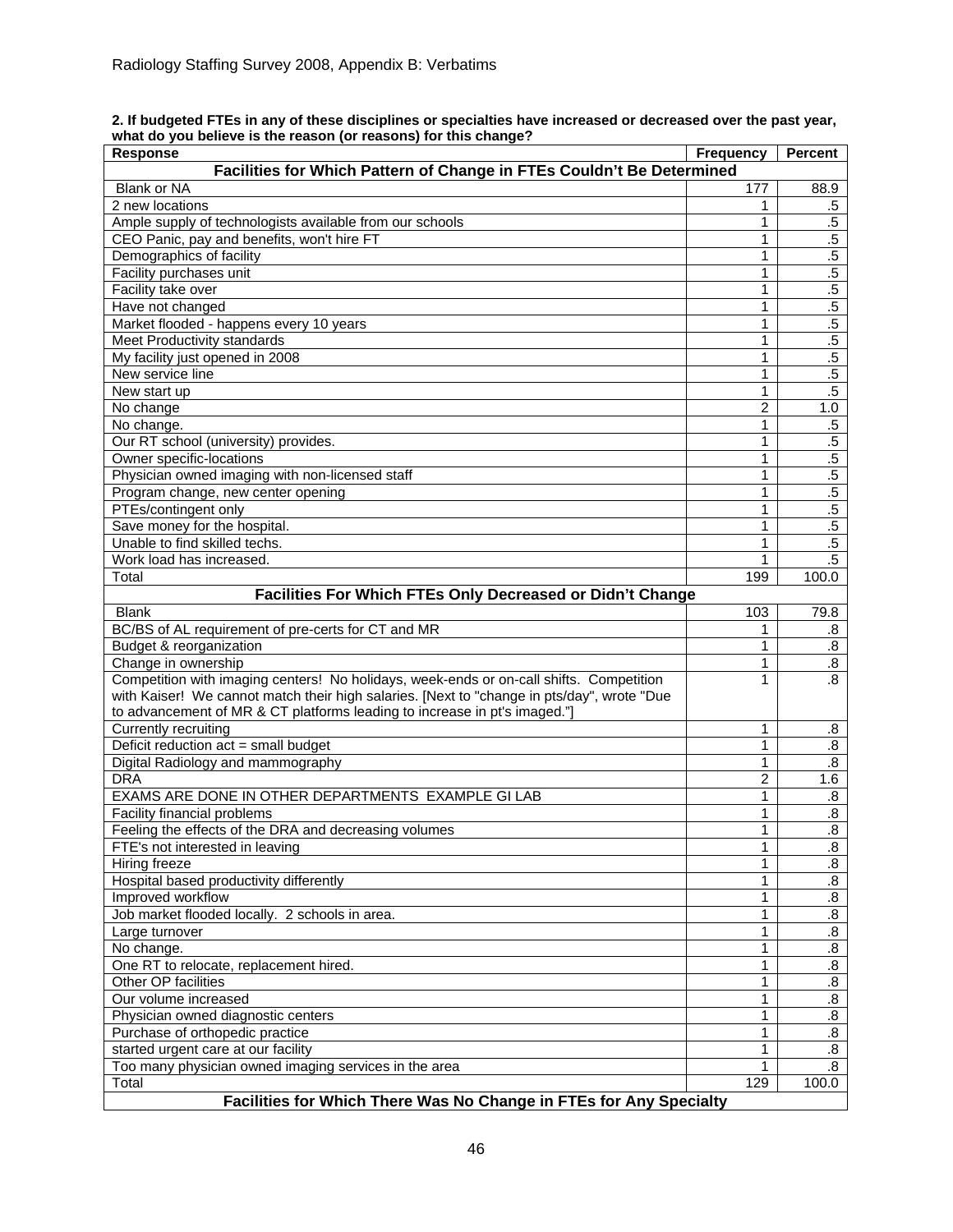Radiology Staffing Survey 2008, Appendix B: Verbatims

**2. If budgeted FTEs in any of these disciplines or specialties have increased or decreased over the past year, what do you believe is the reason (or reasons) for this change?**

| Response | Frequency | Percent |
|---|---|---|
| **Facilities for Which Pattern of Change in FTEs Couldn't Be Determined** | | |
| Blank or NA | 177 | 88.9 |
| 2 new locations | 1 | .5 |
| Ample supply of technologists available from our schools | 1 | .5 |
| CEO Panic, pay and benefits, won't hire FT | 1 | .5 |
| Demographics of facility | 1 | .5 |
| Facility purchases unit | 1 | .5 |
| Facility take over | 1 | .5 |
| Have not changed | 1 | .5 |
| Market flooded - happens every 10 years | 1 | .5 |
| Meet Productivity standards | 1 | .5 |
| My facility just opened in 2008 | 1 | .5 |
| New service line | 1 | .5 |
| New start up | 1 | .5 |
| No change | 2 | 1.0 |
| No change. | 1 | .5 |
| Our RT school (university) provides. | 1 | .5 |
| Owner specific-locations | 1 | .5 |
| Physician owned imaging with non-licensed staff | 1 | .5 |
| Program change, new center opening | 1 | .5 |
| PTEs/contingent only | 1 | .5 |
| Save money for the hospital. | 1 | .5 |
| Unable to find skilled techs. | 1 | .5 |
| Work load has increased. | 1 | .5 |
| Total | 199 | 100.0 |
| **Facilities For Which FTEs Only Decreased or Didn't Change** | | |
| Blank | 103 | 79.8 |
| BC/BS of AL requirement of pre-certs for CT and MR | 1 | .8 |
| Budget & reorganization | 1 | .8 |
| Change in ownership | 1 | .8 |
| Competition with imaging centers! No holidays, week-ends or on-call shifts. Competition with Kaiser! We cannot match their high salaries. [Next to "change in pts/day", wrote "Due to advancement of MR & CT platforms leading to increase in pt's imaged."] | 1 | .8 |
| Currently recruiting | 1 | .8 |
| Deficit reduction act = small budget | 1 | .8 |
| Digital Radiology and mammography | 1 | .8 |
| DRA | 2 | 1.6 |
| EXAMS ARE DONE IN OTHER DEPARTMENTS EXAMPLE GI LAB | 1 | .8 |
| Facility financial problems | 1 | .8 |
| Feeling the effects of the DRA and decreasing volumes | 1 | .8 |
| FTE's not interested in leaving | 1 | .8 |
| Hiring freeze | 1 | .8 |
| Hospital based productivity differently | 1 | .8 |
| Improved workflow | 1 | .8 |
| Job market flooded locally. 2 schools in area. | 1 | .8 |
| Large turnover | 1 | .8 |
| No change. | 1 | .8 |
| One RT to relocate, replacement hired. | 1 | .8 |
| Other OP facilities | 1 | .8 |
| Our volume increased | 1 | .8 |
| Physician owned diagnostic centers | 1 | .8 |
| Purchase of orthopedic practice | 1 | .8 |
| started urgent care at our facility | 1 | .8 |
| Too many physician owned imaging services in the area | 1 | .8 |
| Total | 129 | 100.0 |
| **Facilities for Which There Was No Change in FTEs for Any Specialty** | | |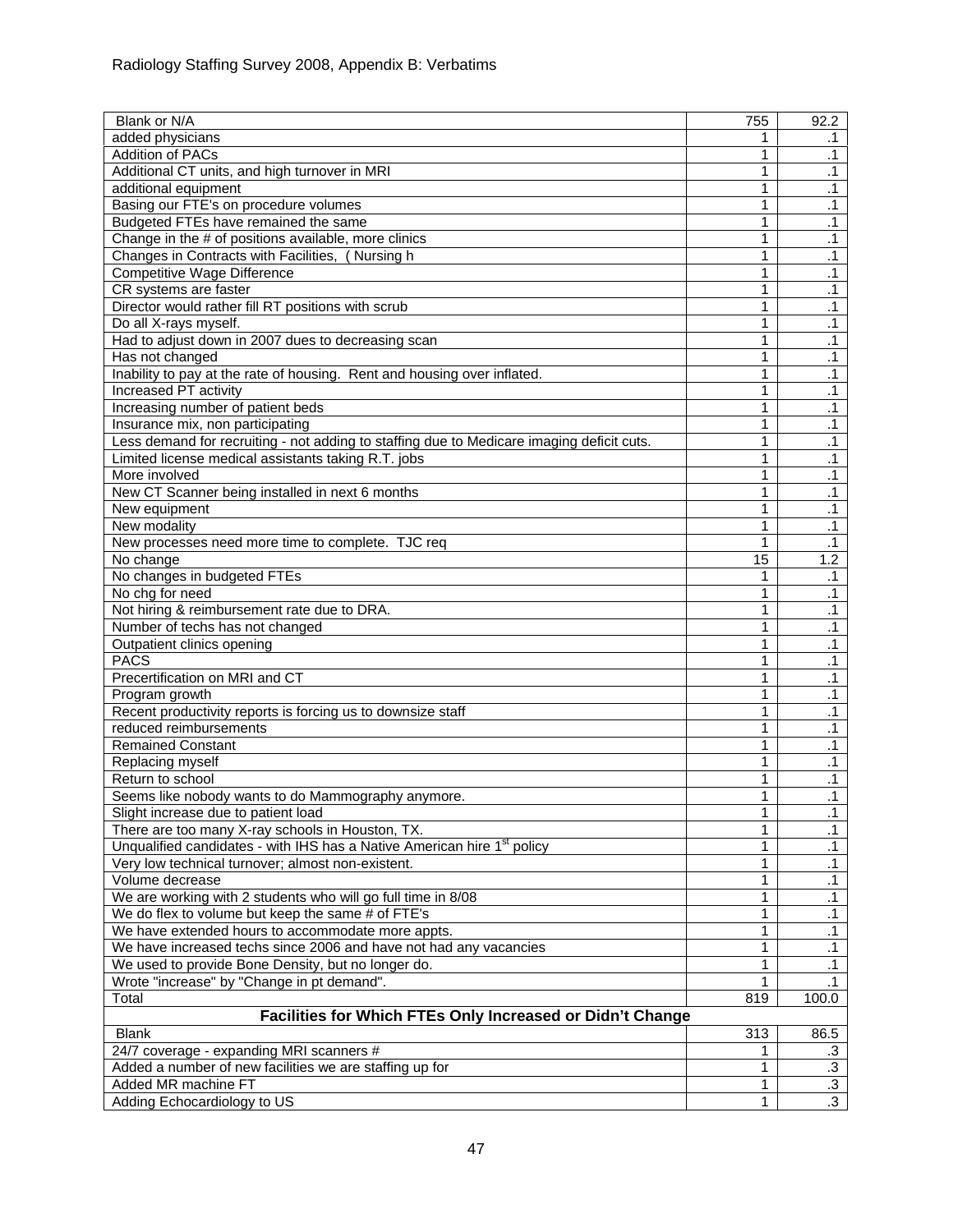| Blank or N/A | 755 | 92.2 |
|---|---|---|
| added physicians | 1 | .1 |
| Addition of PACs | 1 | .1 |
| Additional CT units, and high turnover in MRI | 1 | .1 |
| additional equipment | 1 | .1 |
| Basing our FTE's on procedure volumes | 1 | .1 |
| Budgeted FTEs have remained the same | 1 | .1 |
| Change in the # of positions available, more clinics | 1 | .1 |
| Changes in Contracts with Facilities, ( Nursing h | 1 | .1 |
| Competitive Wage Difference | 1 | .1 |
| CR systems are faster | 1 | .1 |
| Director would rather fill RT positions with scrub | 1 | .1 |
| Do all X-rays myself. | 1 | .1 |
| Had to adjust down in 2007 dues to decreasing scan | 1 | .1 |
| Has not changed | 1 | .1 |
| Inability to pay at the rate of housing. Rent and housing over inflated. | 1 | .1 |
| Increased PT activity | 1 | .1 |
| Increasing number of patient beds | 1 | .1 |
| Insurance mix, non participating | 1 | .1 |
| Less demand for recruiting - not adding to staffing due to Medicare imaging deficit cuts. | 1 | .1 |
| Limited license medical assistants taking R.T. jobs | 1 | .1 |
| More involved | 1 | .1 |
| New CT Scanner being installed in next 6 months | 1 | .1 |
| New equipment | 1 | .1 |
| New modality | 1 | .1 |
| New processes need more time to complete. TJC req | 1 | .1 |
| No change | 15 | 1.2 |
| No changes in budgeted FTEs | 1 | .1 |
| No chg for need | 1 | .1 |
| Not hiring & reimbursement rate due to DRA. | 1 | .1 |
| Number of techs has not changed | 1 | .1 |
| Outpatient clinics opening | 1 | .1 |
| PACS | 1 | .1 |
| Precertification on MRI and CT | 1 | .1 |
| Program growth | 1 | .1 |
| Recent productivity reports is forcing us to downsize staff | 1 | .1 |
| reduced reimbursements | 1 | .1 |
| Remained Constant | 1 | .1 |
| Replacing myself | 1 | .1 |
| Return to school | 1 | .1 |
| Seems like nobody wants to do Mammography anymore. | 1 | .1 |
| Slight increase due to patient load | 1 | .1 |
| There are too many X-ray schools in Houston, TX. | 1 | .1 |
| Unqualified candidates - with IHS has a Native American hire 1st policy | 1 | .1 |
| Very low technical turnover; almost non-existent. | 1 | .1 |
| Volume decrease | 1 | .1 |
| We are working with 2 students who will go full time in 8/08 | 1 | .1 |
| We do flex to volume but keep the same # of FTE's | 1 | .1 |
| We have extended hours to accommodate more appts. | 1 | .1 |
| We have increased techs since 2006 and have not had any vacancies | 1 | .1 |
| We used to provide Bone Density, but no longer do. | 1 | .1 |
| Wrote "increase" by "Change in pt demand". | 1 | .1 |
| Total | 819 | 100.0 |
| **Facilities for Which FTEs Only Increased or Didn't Change** | | |
| Blank | 313 | 86.5 |
| 24/7 coverage - expanding MRI scanners # | 1 | .3 |
| Added a number of new facilities we are staffing up for | 1 | .3 |
| Added MR machine FT | 1 | .3 |
| Adding Echocardiology to US | 1 | .3 |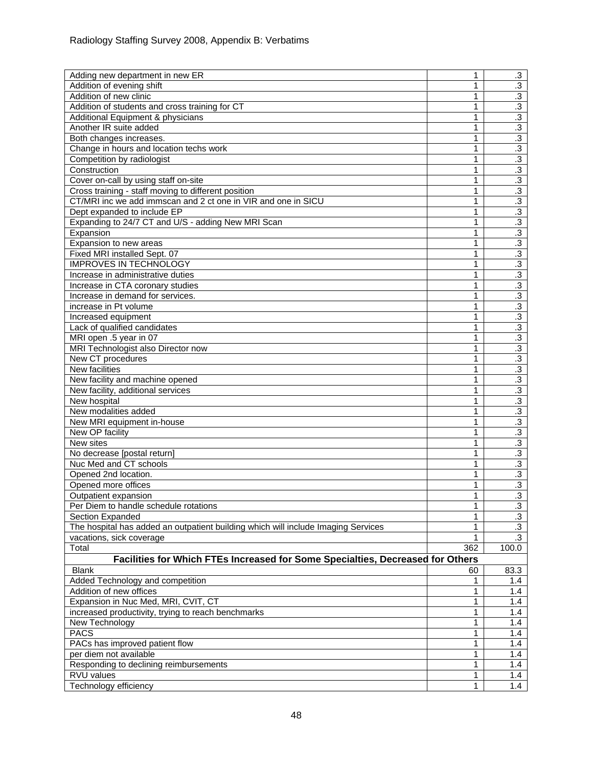| | | |
|---|---|---|
| Adding new department in new ER | 1 | .3 |
| Addition of evening shift | 1 | .3 |
| Addition of new clinic | 1 | .3 |
| Addition of students and cross training for CT | 1 | .3 |
| Additional Equipment & physicians | 1 | .3 |
| Another IR suite added | 1 | .3 |
| Both changes increases. | 1 | .3 |
| Change in hours and location techs work | 1 | .3 |
| Competition by radiologist | 1 | .3 |
| Construction | 1 | .3 |
| Cover on-call by using staff on-site | 1 | .3 |
| Cross training - staff moving to different position | 1 | .3 |
| CT/MRI inc we add immscan and 2 ct one in VIR and one in SICU | 1 | .3 |
| Dept expanded to include EP | 1 | .3 |
| Expanding to 24/7 CT and U/S - adding New MRI Scan | 1 | .3 |
| Expansion | 1 | .3 |
| Expansion to new areas | 1 | .3 |
| Fixed MRI installed Sept. 07 | 1 | .3 |
| IMPROVES IN TECHNOLOGY | 1 | .3 |
| Increase in administrative duties | 1 | .3 |
| Increase in CTA coronary studies | 1 | .3 |
| Increase in demand for services. | 1 | .3 |
| increase in Pt volume | 1 | .3 |
| Increased equipment | 1 | .3 |
| Lack of qualified candidates | 1 | .3 |
| MRI open .5 year in 07 | 1 | .3 |
| MRI Technologist also Director now | 1 | .3 |
| New CT procedures | 1 | .3 |
| New facilities | 1 | .3 |
| New facility and machine opened | 1 | .3 |
| New facility, additional services | 1 | .3 |
| New hospital | 1 | .3 |
| New modalities added | 1 | .3 |
| New MRI equipment in-house | 1 | .3 |
| New OP facility | 1 | .3 |
| New sites | 1 | .3 |
| No decrease [postal return] | 1 | .3 |
| Nuc Med and CT schools | 1 | .3 |
| Opened 2nd location. | 1 | .3 |
| Opened more offices | 1 | .3 |
| Outpatient expansion | 1 | .3 |
| Per Diem to handle schedule rotations | 1 | .3 |
| Section Expanded | 1 | .3 |
| The hospital has added an outpatient building which will include Imaging Services | 1 | .3 |
| vacations, sick coverage | 1 | .3 |
| Total | 362 | 100.0 |
| **Facilities for Which FTEs Increased for Some Specialties, Decreased for Others** | | |
| Blank | 60 | 83.3 |
| Added Technology and competition | 1 | 1.4 |
| Addition of new offices | 1 | 1.4 |
| Expansion in Nuc Med, MRI, CVIT, CT | 1 | 1.4 |
| increased productivity, trying to reach benchmarks | 1 | 1.4 |
| New Technology | 1 | 1.4 |
| PACS | 1 | 1.4 |
| PACs has improved patient flow | 1 | 1.4 |
| per diem not available | 1 | 1.4 |
| Responding to declining reimbursements | 1 | 1.4 |
| RVU values | 1 | 1.4 |
| Technology efficiency | 1 | 1.4 |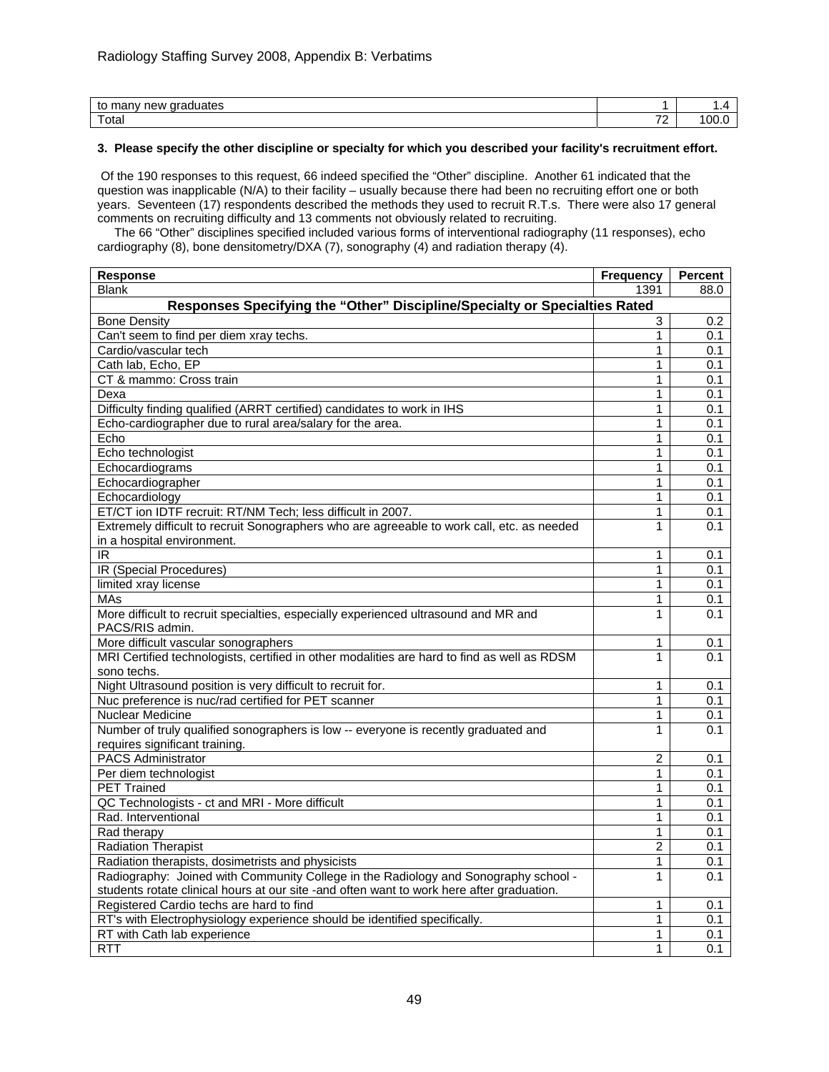| to many new graduates | 1 | 1.4 |
|---|---|---|
| Total | 72 | 100.0 |

**3. Please specify the other discipline or specialty for which you described your facility's recruitment effort.**

Of the 190 responses to this request, 66 indeed specified the "Other" discipline. Another 61 indicated that the question was inapplicable (N/A) to their facility – usually because there had been no recruiting effort one or both years. Seventeen (17) respondents described the methods they used to recruit R.T.s. There were also 17 general comments on recruiting difficulty and 13 comments not obviously related to recruiting.

The 66 "Other" disciplines specified included various forms of interventional radiography (11 responses), echo cardiography (8), bone densitometry/DXA (7), sonography (4) and radiation therapy (4).

| Response | Frequency | Percent |
|---|---|---|
| Blank | 1391 | 88.0 |
| **Responses Specifying the "Other" Discipline/Specialty or Specialties Rated** | | |
| Bone Density | 3 | 0.2 |
| Can't seem to find per diem xray techs. | 1 | 0.1 |
| Cardio/vascular tech | 1 | 0.1 |
| Cath lab, Echo, EP | 1 | 0.1 |
| CT & mammo: Cross train | 1 | 0.1 |
| Dexa | 1 | 0.1 |
| Difficulty finding qualified (ARRT certified) candidates to work in IHS | 1 | 0.1 |
| Echo-cardiographer due to rural area/salary for the area. | 1 | 0.1 |
| Echo | 1 | 0.1 |
| Echo technologist | 1 | 0.1 |
| Echocardiograms | 1 | 0.1 |
| Echocardiographer | 1 | 0.1 |
| Echocardiology | 1 | 0.1 |
| ET/CT ion IDTF recruit: RT/NM Tech; less difficult in 2007. | 1 | 0.1 |
| Extremely difficult to recruit Sonographers who are agreeable to work call, etc. as needed in a hospital environment. | 1 | 0.1 |
| IR | 1 | 0.1 |
| IR (Special Procedures) | 1 | 0.1 |
| limited xray license | 1 | 0.1 |
| MAs | 1 | 0.1 |
| More difficult to recruit specialties, especially experienced ultrasound and MR and PACS/RIS admin. | 1 | 0.1 |
| More difficult vascular sonographers | 1 | 0.1 |
| MRI Certified technologists, certified in other modalities are hard to find as well as RDSM sono techs. | 1 | 0.1 |
| Night Ultrasound position is very difficult to recruit for. | 1 | 0.1 |
| Nuc preference is nuc/rad certified for PET scanner | 1 | 0.1 |
| Nuclear Medicine | 1 | 0.1 |
| Number of truly qualified sonographers is low -- everyone is recently graduated and requires significant training. | 1 | 0.1 |
| PACS Administrator | 2 | 0.1 |
| Per diem technologist | 1 | 0.1 |
| PET Trained | 1 | 0.1 |
| QC Technologists - ct and MRI - More difficult | 1 | 0.1 |
| Rad. Interventional | 1 | 0.1 |
| Rad therapy | 1 | 0.1 |
| Radiation Therapist | 2 | 0.1 |
| Radiation therapists, dosimetrists and physicists | 1 | 0.1 |
| Radiography: Joined with Community College in the Radiology and Sonography school - students rotate clinical hours at our site -and often want to work here after graduation. | 1 | 0.1 |
| Registered Cardio techs are hard to find | 1 | 0.1 |
| RT's with Electrophysiology experience should be identified specifically. | 1 | 0.1 |
| RT with Cath lab experience | 1 | 0.1 |
| RTT | 1 | 0.1 |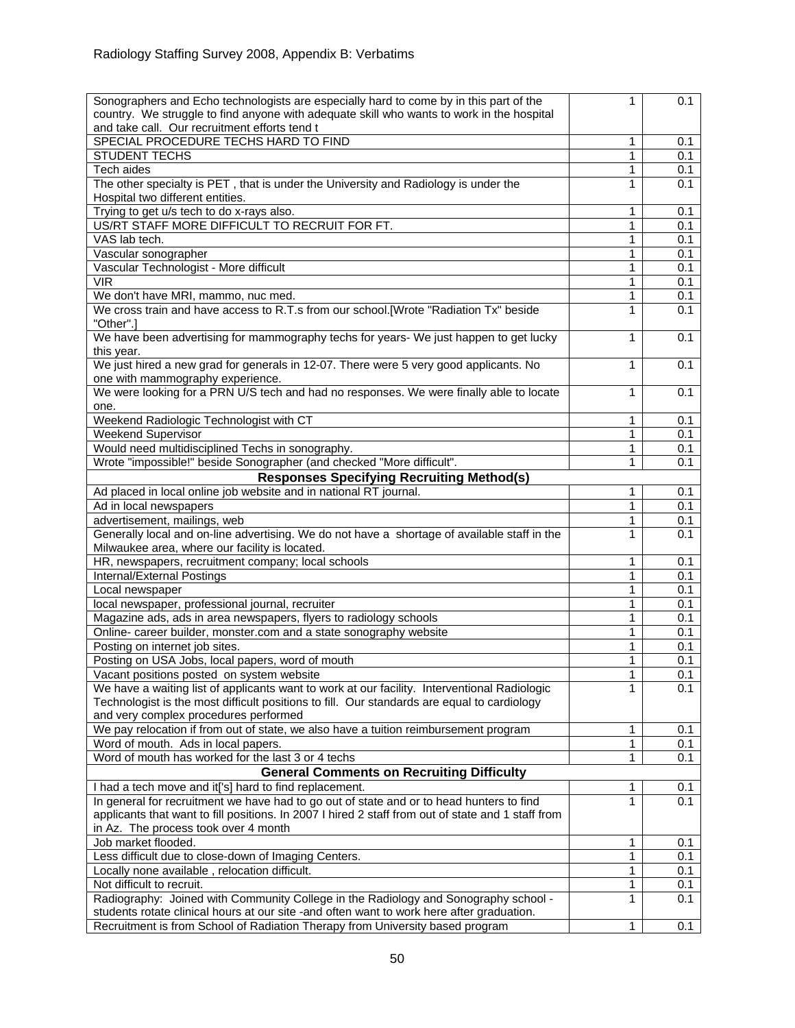Radiology Staffing Survey 2008, Appendix B: Verbatims

| | | |
|---|---|---|
| Sonographers and Echo technologists are especially hard to come by in this part of the country. We struggle to find anyone with adequate skill who wants to work in the hospital and take call. Our recruitment efforts tend t | 1 | 0.1 |
| SPECIAL PROCEDURE TECHS HARD TO FIND | 1 | 0.1 |
| STUDENT TECHS | 1 | 0.1 |
| Tech aides | 1 | 0.1 |
| The other specialty is PET , that is under the University and Radiology is under the Hospital two different entities. | 1 | 0.1 |
| Trying to get u/s tech to do x-rays also. | 1 | 0.1 |
| US/RT STAFF MORE DIFFICULT TO RECRUIT FOR FT. | 1 | 0.1 |
| VAS lab tech. | 1 | 0.1 |
| Vascular sonographer | 1 | 0.1 |
| Vascular Technologist - More difficult | 1 | 0.1 |
| VIR | 1 | 0.1 |
| We don't have MRI, mammo, nuc med. | 1 | 0.1 |
| We cross train and have access to R.T.s from our school.[Wrote "Radiation Tx" beside "Other".] | 1 | 0.1 |
| We have been advertising for mammography techs for years- We just happen to get lucky this year. | 1 | 0.1 |
| We just hired a new grad for generals in 12-07. There were 5 very good applicants. No one with mammography experience. | 1 | 0.1 |
| We were looking for a PRN U/S tech and had no responses. We were finally able to locate one. | 1 | 0.1 |
| Weekend Radiologic Technologist with CT | 1 | 0.1 |
| Weekend Supervisor | 1 | 0.1 |
| Would need multidisciplined Techs in sonography. | 1 | 0.1 |
| Wrote "impossible!" beside Sonographer (and checked "More difficult". | 1 | 0.1 |
| **Responses Specifying Recruiting Method(s)** | | |
| Ad placed in local online job website and in national RT journal. | 1 | 0.1 |
| Ad in local newspapers | 1 | 0.1 |
| advertisement, mailings, web | 1 | 0.1 |
| Generally local and on-line advertising. We do not have a shortage of available staff in the Milwaukee area, where our facility is located. | 1 | 0.1 |
| HR, newspapers, recruitment company; local schools | 1 | 0.1 |
| Internal/External Postings | 1 | 0.1 |
| Local newspaper | 1 | 0.1 |
| local newspaper, professional journal, recruiter | 1 | 0.1 |
| Magazine ads, ads in area newspapers, flyers to radiology schools | 1 | 0.1 |
| Online- career builder, monster.com and a state sonography website | 1 | 0.1 |
| Posting on internet job sites. | 1 | 0.1 |
| Posting on USA Jobs, local papers, word of mouth | 1 | 0.1 |
| Vacant positions posted on system website | 1 | 0.1 |
| We have a waiting list of applicants want to work at our facility. Interventional Radiologic Technologist is the most difficult positions to fill. Our standards are equal to cardiology and very complex procedures performed | 1 | 0.1 |
| We pay relocation if from out of state, we also have a tuition reimbursement program | 1 | 0.1 |
| Word of mouth. Ads in local papers. | 1 | 0.1 |
| Word of mouth has worked for the last 3 or 4 techs | 1 | 0.1 |
| **General Comments on Recruiting Difficulty** | | |
| I had a tech move and it['s] hard to find replacement. | 1 | 0.1 |
| In general for recruitment we have had to go out of state and or to head hunters to find applicants that want to fill positions. In 2007 I hired 2 staff from out of state and 1 staff from in Az. The process took over 4 month | 1 | 0.1 |
| Job market flooded. | 1 | 0.1 |
| Less difficult due to close-down of Imaging Centers. | 1 | 0.1 |
| Locally none available , relocation difficult. | 1 | 0.1 |
| Not difficult to recruit. | 1 | 0.1 |
| Radiography: Joined with Community College in the Radiology and Sonography school - students rotate clinical hours at our site -and often want to work here after graduation. | 1 | 0.1 |
| Recruitment is from School of Radiation Therapy from University based program | 1 | 0.1 |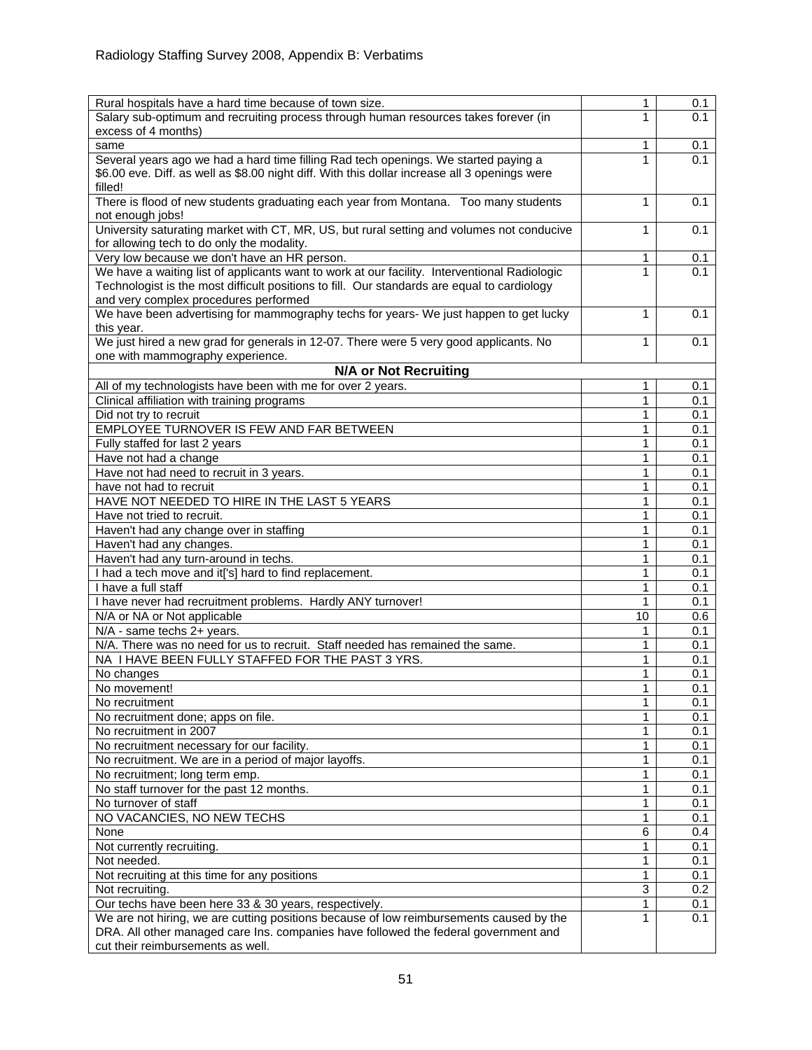| | | |
|---|---|---|
| Rural hospitals have a hard time because of town size. | 1 | 0.1 |
| Salary sub-optimum and recruiting process through human resources takes forever (in excess of 4 months) | 1 | 0.1 |
| same | 1 | 0.1 |
| Several years ago we had a hard time filling Rad tech openings. We started paying a $6.00 eve. Diff. as well as $8.00 night diff. With this dollar increase all 3 openings were filled! | 1 | 0.1 |
| There is flood of new students graduating each year from Montana. Too many students not enough jobs! | 1 | 0.1 |
| University saturating market with CT, MR, US, but rural setting and volumes not conducive for allowing tech to do only the modality. | 1 | 0.1 |
| Very low because we don't have an HR person. | 1 | 0.1 |
| We have a waiting list of applicants want to work at our facility. Interventional Radiologic Technologist is the most difficult positions to fill. Our standards are equal to cardiology and very complex procedures performed | 1 | 0.1 |
| We have been advertising for mammography techs for years- We just happen to get lucky this year. | 1 | 0.1 |
| We just hired a new grad for generals in 12-07. There were 5 very good applicants. No one with mammography experience. | 1 | 0.1 |
| **N/A or Not Recruiting** | | |
| All of my technologists have been with me for over 2 years. | 1 | 0.1 |
| Clinical affiliation with training programs | 1 | 0.1 |
| Did not try to recruit | 1 | 0.1 |
| EMPLOYEE TURNOVER IS FEW AND FAR BETWEEN | 1 | 0.1 |
| Fully staffed for last 2 years | 1 | 0.1 |
| Have not had a change | 1 | 0.1 |
| Have not had need to recruit in 3 years. | 1 | 0.1 |
| have not had to recruit | 1 | 0.1 |
| HAVE NOT NEEDED TO HIRE IN THE LAST 5 YEARS | 1 | 0.1 |
| Have not tried to recruit. | 1 | 0.1 |
| Haven't had any change over in staffing | 1 | 0.1 |
| Haven't had any changes. | 1 | 0.1 |
| Haven't had any turn-around in techs. | 1 | 0.1 |
| I had a tech move and it['s] hard to find replacement. | 1 | 0.1 |
| I have a full staff | 1 | 0.1 |
| I have never had recruitment problems. Hardly ANY turnover! | 1 | 0.1 |
| N/A or NA or Not applicable | 10 | 0.6 |
| N/A - same techs 2+ years. | 1 | 0.1 |
| N/A. There was no need for us to recruit. Staff needed has remained the same. | 1 | 0.1 |
| NA I HAVE BEEN FULLY STAFFED FOR THE PAST 3 YRS. | 1 | 0.1 |
| No changes | 1 | 0.1 |
| No movement! | 1 | 0.1 |
| No recruitment | 1 | 0.1 |
| No recruitment done; apps on file. | 1 | 0.1 |
| No recruitment in 2007 | 1 | 0.1 |
| No recruitment necessary for our facility. | 1 | 0.1 |
| No recruitment. We are in a period of major layoffs. | 1 | 0.1 |
| No recruitment; long term emp. | 1 | 0.1 |
| No staff turnover for the past 12 months. | 1 | 0.1 |
| No turnover of staff | 1 | 0.1 |
| NO VACANCIES, NO NEW TECHS | 1 | 0.1 |
| None | 6 | 0.4 |
| Not currently recruiting. | 1 | 0.1 |
| Not needed. | 1 | 0.1 |
| Not recruiting at this time for any positions | 1 | 0.1 |
| Not recruiting. | 3 | 0.2 |
| Our techs have been here 33 & 30 years, respectively. | 1 | 0.1 |
| We are not hiring, we are cutting positions because of low reimbursements caused by the DRA. All other managed care Ins. companies have followed the federal government and cut their reimbursements as well. | 1 | 0.1 |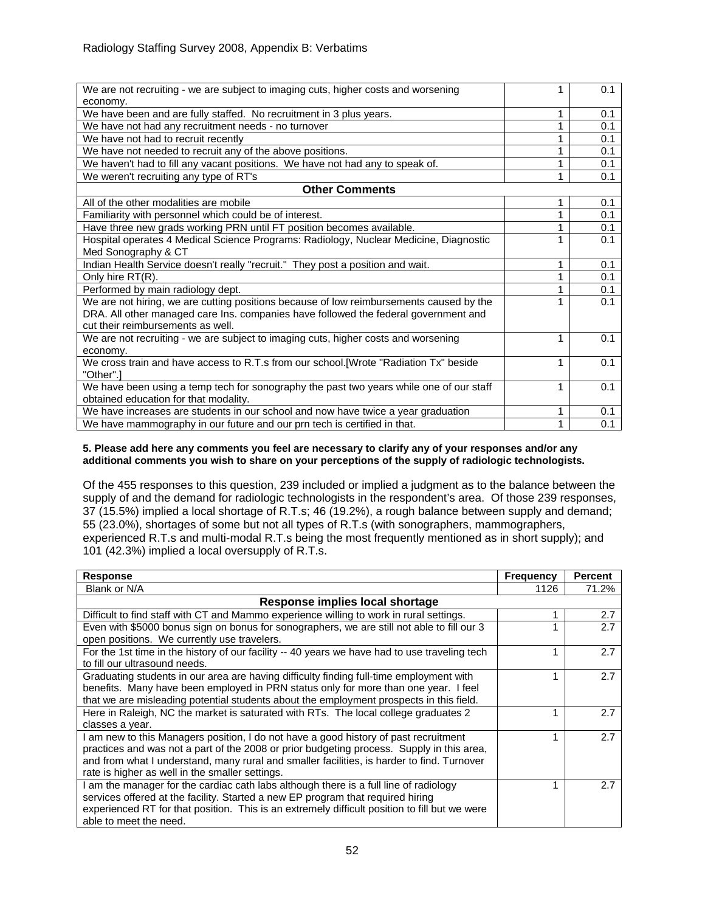| | | |
|---|---|---|
| We are not recruiting - we are subject to imaging cuts, higher costs and worsening economy. | 1 | 0.1 |
| We have been and are fully staffed. No recruitment in 3 plus years. | 1 | 0.1 |
| We have not had any recruitment needs - no turnover | 1 | 0.1 |
| We have not had to recruit recently | 1 | 0.1 |
| We have not needed to recruit any of the above positions. | 1 | 0.1 |
| We haven't had to fill any vacant positions. We have not had any to speak of. | 1 | 0.1 |
| We weren't recruiting any type of RT's | 1 | 0.1 |
| **Other Comments** | | |
| All of the other modalities are mobile | 1 | 0.1 |
| Familiarity with personnel which could be of interest. | 1 | 0.1 |
| Have three new grads working PRN until FT position becomes available. | 1 | 0.1 |
| Hospital operates 4 Medical Science Programs: Radiology, Nuclear Medicine, Diagnostic Med Sonography & CT | 1 | 0.1 |
| Indian Health Service doesn't really "recruit." They post a position and wait. | 1 | 0.1 |
| Only hire RT(R). | 1 | 0.1 |
| Performed by main radiology dept. | 1 | 0.1 |
| We are not hiring, we are cutting positions because of low reimbursements caused by the DRA. All other managed care Ins. companies have followed the federal government and cut their reimbursements as well. | 1 | 0.1 |
| We are not recruiting - we are subject to imaging cuts, higher costs and worsening economy. | 1 | 0.1 |
| We cross train and have access to R.T.s from our school.[Wrote "Radiation Tx" beside "Other".] | 1 | 0.1 |
| We have been using a temp tech for sonography the past two years while one of our staff obtained education for that modality. | 1 | 0.1 |
| We have increases are students in our school and now have twice a year graduation | 1 | 0.1 |
| We have mammography in our future and our prn tech is certified in that. | 1 | 0.1 |

**5. Please add here any comments you feel are necessary to clarify any of your responses and/or any additional comments you wish to share on your perceptions of the supply of radiologic technologists.**

Of the 455 responses to this question, 239 included or implied a judgment as to the balance between the supply of and the demand for radiologic technologists in the respondent's area. Of those 239 responses, 37 (15.5%) implied a local shortage of R.T.s; 46 (19.2%), a rough balance between supply and demand; 55 (23.0%), shortages of some but not all types of R.T.s (with sonographers, mammographers, experienced R.T.s and multi-modal R.T.s being the most frequently mentioned as in short supply); and 101 (42.3%) implied a local oversupply of R.T.s.

| Response | Frequency | Percent |
|---|---|---|
| Blank or N/A | 1126 | 71.2% |
| **Response implies local shortage** | | |
| Difficult to find staff with CT and Mammo experience willing to work in rural settings. | 1 | 2.7 |
| Even with $5000 bonus sign on bonus for sonographers, we are still not able to fill our 3 open positions. We currently use travelers. | 1 | 2.7 |
| For the 1st time in the history of our facility -- 40 years we have had to use traveling tech to fill our ultrasound needs. | 1 | 2.7 |
| Graduating students in our area are having difficulty finding full-time employment with benefits. Many have been employed in PRN status only for more than one year. I feel that we are misleading potential students about the employment prospects in this field. | 1 | 2.7 |
| Here in Raleigh, NC the market is saturated with RTs. The local college graduates 2 classes a year. | 1 | 2.7 |
| I am new to this Managers position, I do not have a good history of past recruitment practices and was not a part of the 2008 or prior budgeting process. Supply in this area, and from what I understand, many rural and smaller facilities, is harder to find. Turnover rate is higher as well in the smaller settings. | 1 | 2.7 |
| I am the manager for the cardiac cath labs although there is a full line of radiology services offered at the facility. Started a new EP program that required hiring experienced RT for that position. This is an extremely difficult position to fill but we were able to meet the need. | 1 | 2.7 |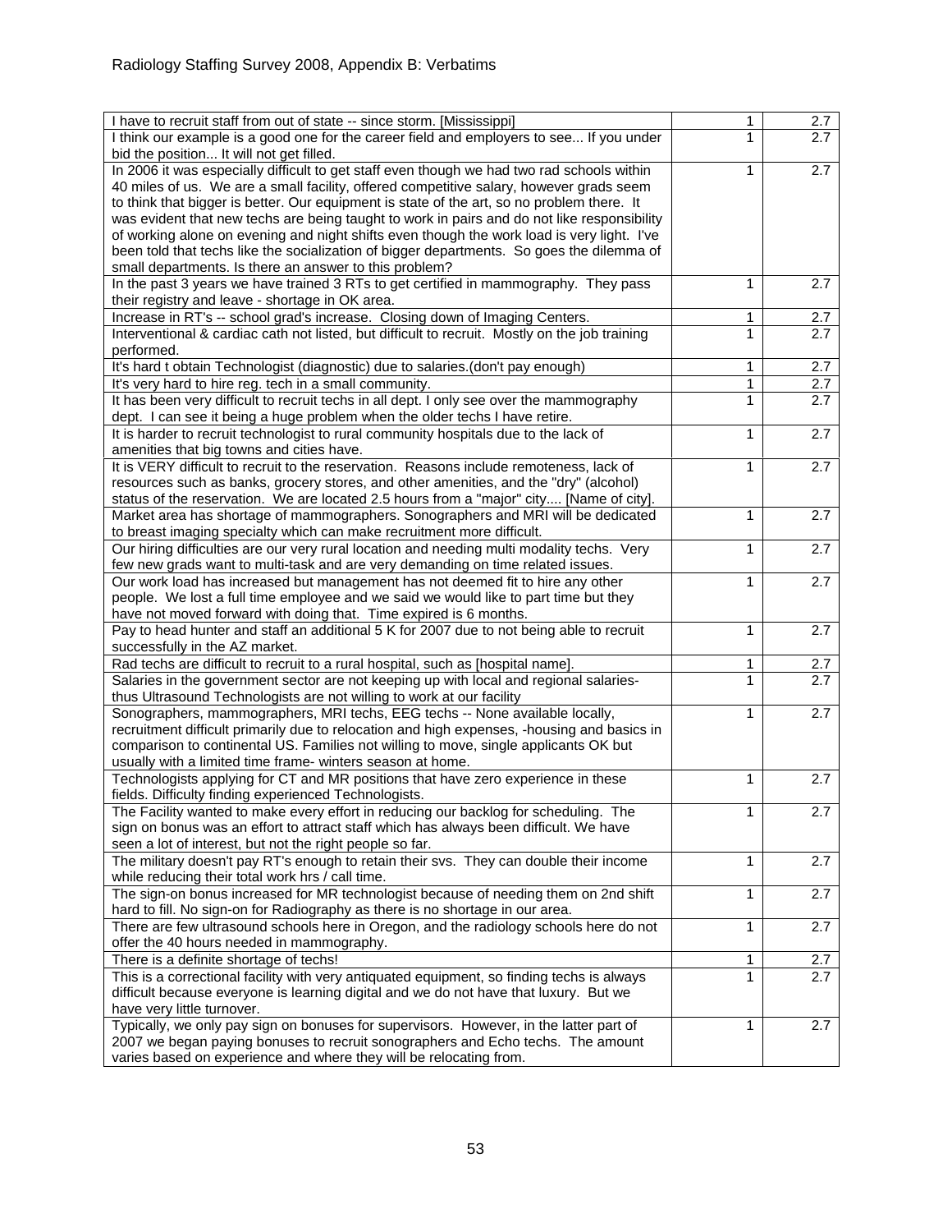| | | |
|---|---|---|
| I have to recruit staff from out of state -- since storm. [Mississippi] | 1 | 2.7 |
| I think our example is a good one for the career field and employers to see... If you under bid the position... It will not get filled. | 1 | 2.7 |
| In 2006 it was especially difficult to get staff even though we had two rad schools within 40 miles of us. We are a small facility, offered competitive salary, however grads seem to think that bigger is better. Our equipment is state of the art, so no problem there. It was evident that new techs are being taught to work in pairs and do not like responsibility of working alone on evening and night shifts even though the work load is very light. I've been told that techs like the socialization of bigger departments. So goes the dilemma of small departments. Is there an answer to this problem? | 1 | 2.7 |
| In the past 3 years we have trained 3 RTs to get certified in mammography. They pass their registry and leave - shortage in OK area. | 1 | 2.7 |
| Increase in RT's -- school grad's increase. Closing down of Imaging Centers. | 1 | 2.7 |
| Interventional & cardiac cath not listed, but difficult to recruit. Mostly on the job training performed. | 1 | 2.7 |
| It's hard t obtain Technologist (diagnostic) due to salaries.(don't pay enough) | 1 | 2.7 |
| It's very hard to hire reg. tech in a small community. | 1 | 2.7 |
| It has been very difficult to recruit techs in all dept. I only see over the mammography dept. I can see it being a huge problem when the older techs I have retire. | 1 | 2.7 |
| It is harder to recruit technologist to rural community hospitals due to the lack of amenities that big towns and cities have. | 1 | 2.7 |
| It is VERY difficult to recruit to the reservation. Reasons include remoteness, lack of resources such as banks, grocery stores, and other amenities, and the "dry" (alcohol) status of the reservation. We are located 2.5 hours from a "major" city.... [Name of city]. | 1 | 2.7 |
| Market area has shortage of mammographers. Sonographers and MRI will be dedicated to breast imaging specialty which can make recruitment more difficult. | 1 | 2.7 |
| Our hiring difficulties are our very rural location and needing multi modality techs. Very few new grads want to multi-task and are very demanding on time related issues. | 1 | 2.7 |
| Our work load has increased but management has not deemed fit to hire any other people. We lost a full time employee and we said we would like to part time but they have not moved forward with doing that. Time expired is 6 months. | 1 | 2.7 |
| Pay to head hunter and staff an additional 5 K for 2007 due to not being able to recruit successfully in the AZ market. | 1 | 2.7 |
| Rad techs are difficult to recruit to a rural hospital, such as [hospital name]. | 1 | 2.7 |
| Salaries in the government sector are not keeping up with local and regional salaries- thus Ultrasound Technologists are not willing to work at our facility | 1 | 2.7 |
| Sonographers, mammographers, MRI techs, EEG techs -- None available locally, recruitment difficult primarily due to relocation and high expenses, -housing and basics in comparison to continental US. Families not willing to move, single applicants OK but usually with a limited time frame- winters season at home. | 1 | 2.7 |
| Technologists applying for CT and MR positions that have zero experience in these fields. Difficulty finding experienced Technologists. | 1 | 2.7 |
| The Facility wanted to make every effort in reducing our backlog for scheduling. The sign on bonus was an effort to attract staff which has always been difficult. We have seen a lot of interest, but not the right people so far. | 1 | 2.7 |
| The military doesn't pay RT's enough to retain their svs. They can double their income while reducing their total work hrs / call time. | 1 | 2.7 |
| The sign-on bonus increased for MR technologist because of needing them on 2nd shift hard to fill. No sign-on for Radiography as there is no shortage in our area. | 1 | 2.7 |
| There are few ultrasound schools here in Oregon, and the radiology schools here do not offer the 40 hours needed in mammography. | 1 | 2.7 |
| There is a definite shortage of techs! | 1 | 2.7 |
| This is a correctional facility with very antiquated equipment, so finding techs is always difficult because everyone is learning digital and we do not have that luxury. But we have very little turnover. | 1 | 2.7 |
| Typically, we only pay sign on bonuses for supervisors. However, in the latter part of 2007 we began paying bonuses to recruit sonographers and Echo techs. The amount varies based on experience and where they will be relocating from. | 1 | 2.7 |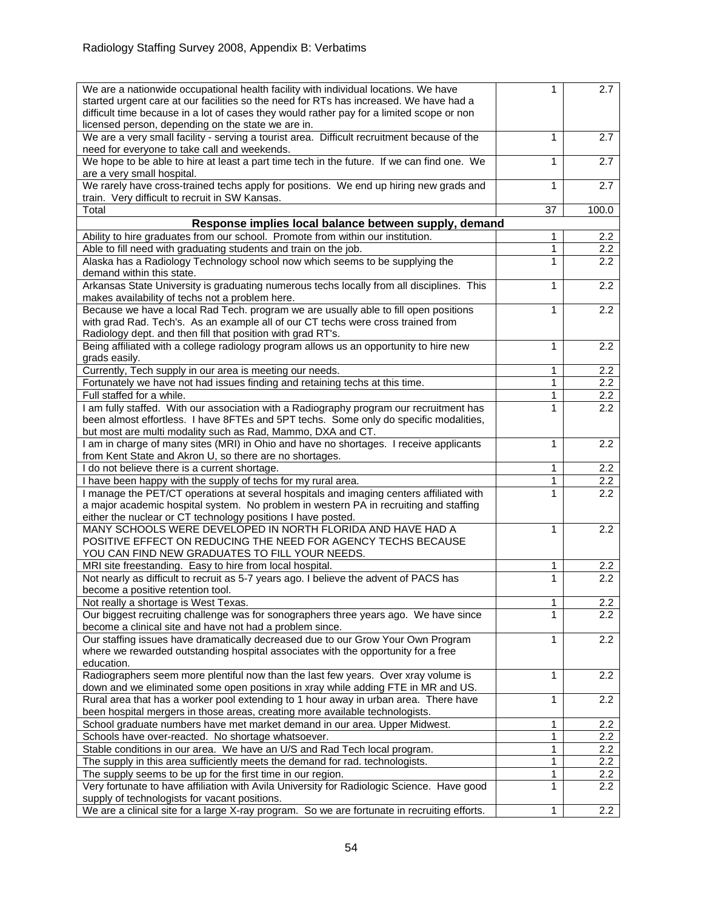Radiology Staffing Survey 2008, Appendix B: Verbatims

| | | |
|---|---|---|
| We are a nationwide occupational health facility with individual locations. We have started urgent care at our facilities so the need for RTs has increased. We have had a difficult time because in a lot of cases they would rather pay for a limited scope or non licensed person, depending on the state we are in. | 1 | 2.7 |
| We are a very small facility - serving a tourist area. Difficult recruitment because of the need for everyone to take call and weekends. | 1 | 2.7 |
| We hope to be able to hire at least a part time tech in the future. If we can find one. We are a very small hospital. | 1 | 2.7 |
| We rarely have cross-trained techs apply for positions. We end up hiring new grads and train. Very difficult to recruit in SW Kansas. | 1 | 2.7 |
| Total | 37 | 100.0 |
| **Response implies local balance between supply, demand** | | |
| Ability to hire graduates from our school. Promote from within our institution. | 1 | 2.2 |
| Able to fill need with graduating students and train on the job. | 1 | 2.2 |
| Alaska has a Radiology Technology school now which seems to be supplying the demand within this state. | 1 | 2.2 |
| Arkansas State University is graduating numerous techs locally from all disciplines. This makes availability of techs not a problem here. | 1 | 2.2 |
| Because we have a local Rad Tech. program we are usually able to fill open positions with grad Rad. Tech's. As an example all of our CT techs were cross trained from Radiology dept. and then fill that position with grad RT's. | 1 | 2.2 |
| Being affiliated with a college radiology program allows us an opportunity to hire new grads easily. | 1 | 2.2 |
| Currently, Tech supply in our area is meeting our needs. | 1 | 2.2 |
| Fortunately we have not had issues finding and retaining techs at this time. | 1 | 2.2 |
| Full staffed for a while. | 1 | 2.2 |
| I am fully staffed. With our association with a Radiography program our recruitment has been almost effortless. I have 8FTEs and 5PT techs. Some only do specific modalities, but most are multi modality such as Rad, Mammo, DXA and CT. | 1 | 2.2 |
| I am in charge of many sites (MRI) in Ohio and have no shortages. I receive applicants from Kent State and Akron U, so there are no shortages. | 1 | 2.2 |
| I do not believe there is a current shortage. | 1 | 2.2 |
| I have been happy with the supply of techs for my rural area. | 1 | 2.2 |
| I manage the PET/CT operations at several hospitals and imaging centers affiliated with a major academic hospital system. No problem in western PA in recruiting and staffing either the nuclear or CT technology positions I have posted. | 1 | 2.2 |
| MANY SCHOOLS WERE DEVELOPED IN NORTH FLORIDA AND HAVE HAD A POSITIVE EFFECT ON REDUCING THE NEED FOR AGENCY TECHS BECAUSE YOU CAN FIND NEW GRADUATES TO FILL YOUR NEEDS. | 1 | 2.2 |
| MRI site freestanding. Easy to hire from local hospital. | 1 | 2.2 |
| Not nearly as difficult to recruit as 5-7 years ago. I believe the advent of PACS has become a positive retention tool. | 1 | 2.2 |
| Not really a shortage is West Texas. | 1 | 2.2 |
| Our biggest recruiting challenge was for sonographers three years ago. We have since become a clinical site and have not had a problem since. | 1 | 2.2 |
| Our staffing issues have dramatically decreased due to our Grow Your Own Program where we rewarded outstanding hospital associates with the opportunity for a free education. | 1 | 2.2 |
| Radiographers seem more plentiful now than the last few years. Over xray volume is down and we eliminated some open positions in xray while adding FTE in MR and US. | 1 | 2.2 |
| Rural area that has a worker pool extending to 1 hour away in urban area. There have been hospital mergers in those areas, creating more available technologists. | 1 | 2.2 |
| School graduate numbers have met market demand in our area. Upper Midwest. | 1 | 2.2 |
| Schools have over-reacted. No shortage whatsoever. | 1 | 2.2 |
| Stable conditions in our area. We have an U/S and Rad Tech local program. | 1 | 2.2 |
| The supply in this area sufficiently meets the demand for rad. technologists. | 1 | 2.2 |
| The supply seems to be up for the first time in our region. | 1 | 2.2 |
| Very fortunate to have affiliation with Avila University for Radiologic Science. Have good supply of technologists for vacant positions. | 1 | 2.2 |
| We are a clinical site for a large X-ray program. So we are fortunate in recruiting efforts. | 1 | 2.2 |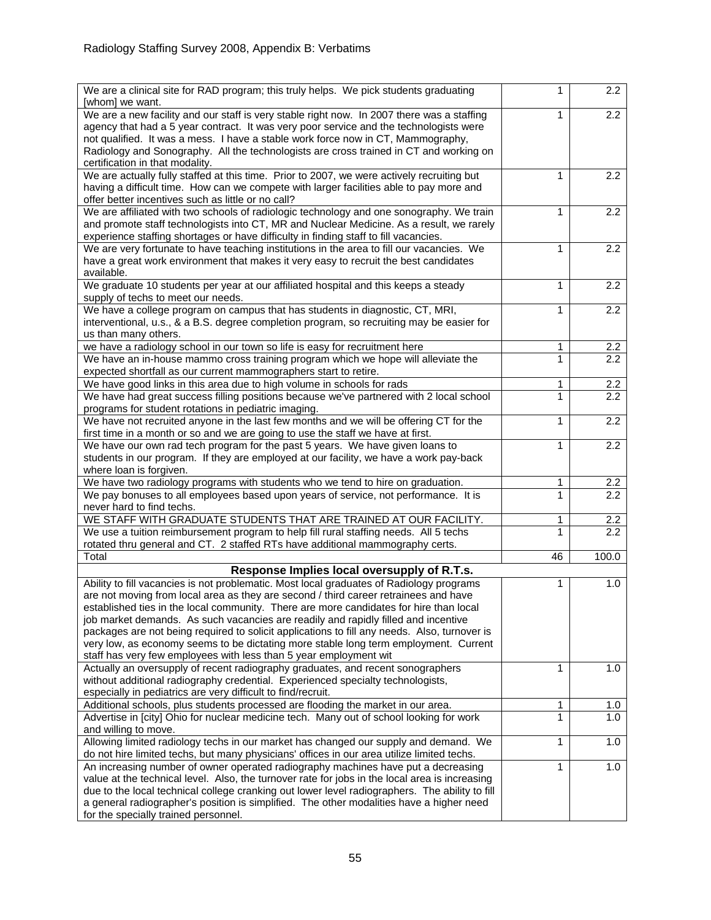| | | |
|---|---|---|
| We are a clinical site for RAD program; this truly helps. We pick students graduating [whom] we want. | 1 | 2.2 |
| We are a new facility and our staff is very stable right now. In 2007 there was a staffing agency that had a 5 year contract. It was very poor service and the technologists were not qualified. It was a mess. I have a stable work force now in CT, Mammography, Radiology and Sonography. All the technologists are cross trained in CT and working on certification in that modality. | 1 | 2.2 |
| We are actually fully staffed at this time. Prior to 2007, we were actively recruiting but having a difficult time. How can we compete with larger facilities able to pay more and offer better incentives such as little or no call? | 1 | 2.2 |
| We are affiliated with two schools of radiologic technology and one sonography. We train and promote staff technologists into CT, MR and Nuclear Medicine. As a result, we rarely experience staffing shortages or have difficulty in finding staff to fill vacancies. | 1 | 2.2 |
| We are very fortunate to have teaching institutions in the area to fill our vacancies. We have a great work environment that makes it very easy to recruit the best candidates available. | 1 | 2.2 |
| We graduate 10 students per year at our affiliated hospital and this keeps a steady supply of techs to meet our needs. | 1 | 2.2 |
| We have a college program on campus that has students in diagnostic, CT, MRI, interventional, u.s., & a B.S. degree completion program, so recruiting may be easier for us than many others. | 1 | 2.2 |
| we have a radiology school in our town so life is easy for recruitment here | 1 | 2.2 |
| We have an in-house mammo cross training program which we hope will alleviate the expected shortfall as our current mammographers start to retire. | 1 | 2.2 |
| We have good links in this area due to high volume in schools for rads | 1 | 2.2 |
| We have had great success filling positions because we've partnered with 2 local school programs for student rotations in pediatric imaging. | 1 | 2.2 |
| We have not recruited anyone in the last few months and we will be offering CT for the first time in a month or so and we are going to use the staff we have at first. | 1 | 2.2 |
| We have our own rad tech program for the past 5 years. We have given loans to students in our program. If they are employed at our facility, we have a work pay-back where loan is forgiven. | 1 | 2.2 |
| We have two radiology programs with students who we tend to hire on graduation. | 1 | 2.2 |
| We pay bonuses to all employees based upon years of service, not performance. It is never hard to find techs. | 1 | 2.2 |
| WE STAFF WITH GRADUATE STUDENTS THAT ARE TRAINED AT OUR FACILITY. | 1 | 2.2 |
| We use a tuition reimbursement program to help fill rural staffing needs. All 5 techs rotated thru general and CT. 2 staffed RTs have additional mammography certs. | 1 | 2.2 |
| Total | 46 | 100.0 |
| **Response Implies local oversupply of R.T.s.** | | |
| Ability to fill vacancies is not problematic. Most local graduates of Radiology programs are not moving from local area as they are second / third career retrainees and have established ties in the local community. There are more candidates for hire than local job market demands. As such vacancies are readily and rapidly filled and incentive packages are not being required to solicit applications to fill any needs. Also, turnover is very low, as economy seems to be dictating more stable long term employment. Current staff has very few employees with less than 5 year employment wit | 1 | 1.0 |
| Actually an oversupply of recent radiography graduates, and recent sonographers without additional radiography credential. Experienced specialty technologists, especially in pediatrics are very difficult to find/recruit. | 1 | 1.0 |
| Additional schools, plus students processed are flooding the market in our area. | 1 | 1.0 |
| Advertise in [city] Ohio for nuclear medicine tech. Many out of school looking for work and willing to move. | 1 | 1.0 |
| Allowing limited radiology techs in our market has changed our supply and demand. We do not hire limited techs, but many physicians' offices in our area utilize limited techs. | 1 | 1.0 |
| An increasing number of owner operated radiography machines have put a decreasing value at the technical level. Also, the turnover rate for jobs in the local area is increasing due to the local technical college cranking out lower level radiographers. The ability to fill a general radiographer's position is simplified. The other modalities have a higher need for the specially trained personnel. | 1 | 1.0 |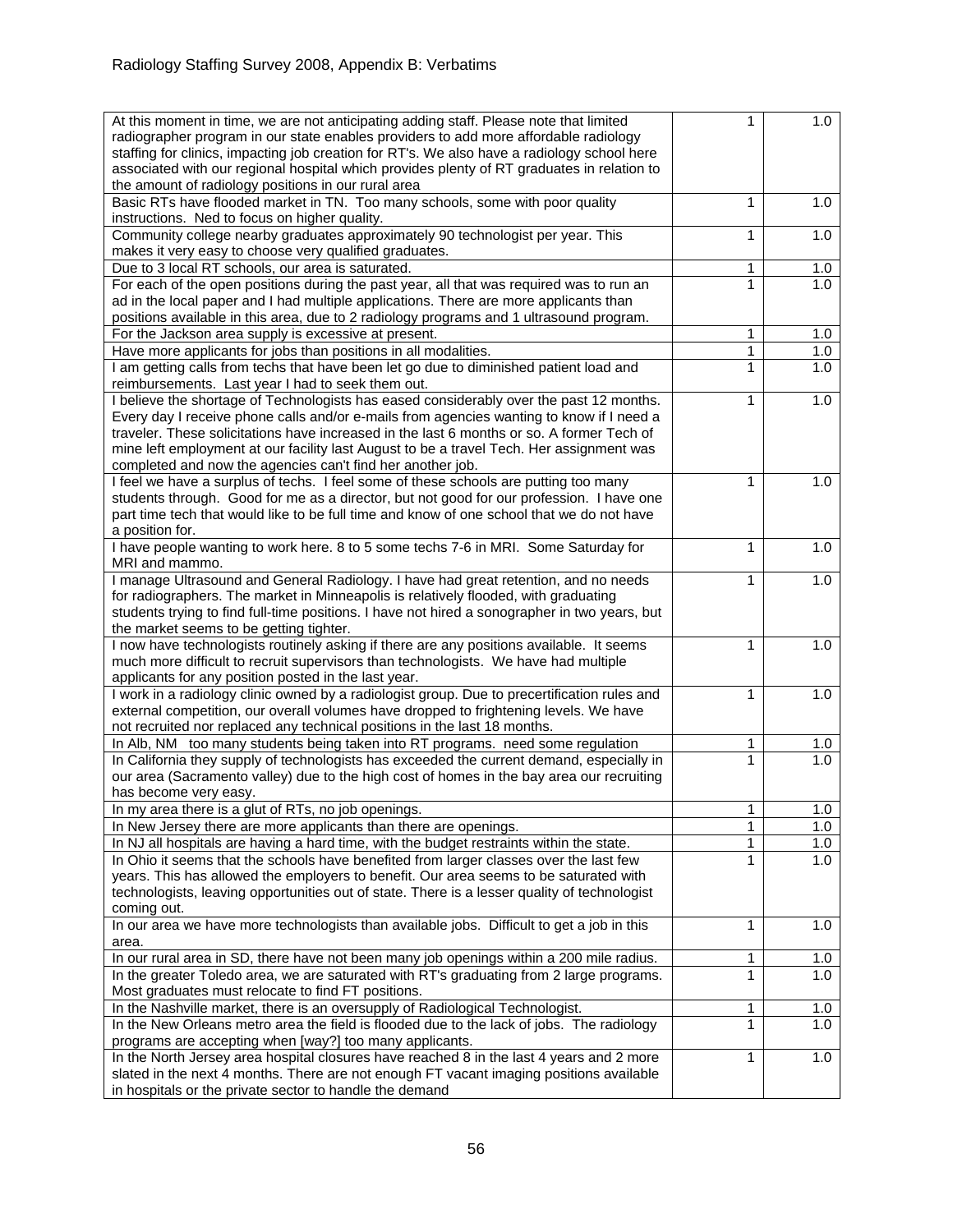| | | |
|---|---|---|
| At this moment in time, we are not anticipating adding staff. Please note that limited radiographer program in our state enables providers to add more affordable radiology staffing for clinics, impacting job creation for RT's. We also have a radiology school here associated with our regional hospital which provides plenty of RT graduates in relation to the amount of radiology positions in our rural area | 1 | 1.0 |
| Basic RTs have flooded market in TN. Too many schools, some with poor quality instructions. Ned to focus on higher quality. | 1 | 1.0 |
| Community college nearby graduates approximately 90 technologist per year. This makes it very easy to choose very qualified graduates. | 1 | 1.0 |
| Due to 3 local RT schools, our area is saturated. | 1 | 1.0 |
| For each of the open positions during the past year, all that was required was to run an ad in the local paper and I had multiple applications. There are more applicants than positions available in this area, due to 2 radiology programs and 1 ultrasound program. | 1 | 1.0 |
| For the Jackson area supply is excessive at present. | 1 | 1.0 |
| Have more applicants for jobs than positions in all modalities. | 1 | 1.0 |
| I am getting calls from techs that have been let go due to diminished patient load and reimbursements. Last year I had to seek them out. | 1 | 1.0 |
| I believe the shortage of Technologists has eased considerably over the past 12 months. Every day I receive phone calls and/or e-mails from agencies wanting to know if I need a traveler. These solicitations have increased in the last 6 months or so. A former Tech of mine left employment at our facility last August to be a travel Tech. Her assignment was completed and now the agencies can't find her another job. | 1 | 1.0 |
| I feel we have a surplus of techs. I feel some of these schools are putting too many students through. Good for me as a director, but not good for our profession. I have one part time tech that would like to be full time and know of one school that we do not have a position for. | 1 | 1.0 |
| I have people wanting to work here. 8 to 5 some techs 7-6 in MRI. Some Saturday for MRI and mammo. | 1 | 1.0 |
| I manage Ultrasound and General Radiology. I have had great retention, and no needs for radiographers. The market in Minneapolis is relatively flooded, with graduating students trying to find full-time positions. I have not hired a sonographer in two years, but the market seems to be getting tighter. | 1 | 1.0 |
| I now have technologists routinely asking if there are any positions available. It seems much more difficult to recruit supervisors than technologists. We have had multiple applicants for any position posted in the last year. | 1 | 1.0 |
| I work in a radiology clinic owned by a radiologist group. Due to precertification rules and external competition, our overall volumes have dropped to frightening levels. We have not recruited nor replaced any technical positions in the last 18 months. | 1 | 1.0 |
| In Alb, NM too many students being taken into RT programs. need some regulation | 1 | 1.0 |
| In California they supply of technologists has exceeded the current demand, especially in our area (Sacramento valley) due to the high cost of homes in the bay area our recruiting has become very easy. | 1 | 1.0 |
| In my area there is a glut of RTs, no job openings. | 1 | 1.0 |
| In New Jersey there are more applicants than there are openings. | 1 | 1.0 |
| In NJ all hospitals are having a hard time, with the budget restraints within the state. | 1 | 1.0 |
| In Ohio it seems that the schools have benefited from larger classes over the last few years. This has allowed the employers to benefit. Our area seems to be saturated with technologists, leaving opportunities out of state. There is a lesser quality of technologist coming out. | 1 | 1.0 |
| In our area we have more technologists than available jobs. Difficult to get a job in this area. | 1 | 1.0 |
| In our rural area in SD, there have not been many job openings within a 200 mile radius. | 1 | 1.0 |
| In the greater Toledo area, we are saturated with RT's graduating from 2 large programs. Most graduates must relocate to find FT positions. | 1 | 1.0 |
| In the Nashville market, there is an oversupply of Radiological Technologist. | 1 | 1.0 |
| In the New Orleans metro area the field is flooded due to the lack of jobs. The radiology programs are accepting when [way?] too many applicants. | 1 | 1.0 |
| In the North Jersey area hospital closures have reached 8 in the last 4 years and 2 more slated in the next 4 months. There are not enough FT vacant imaging positions available in hospitals or the private sector to handle the demand | 1 | 1.0 |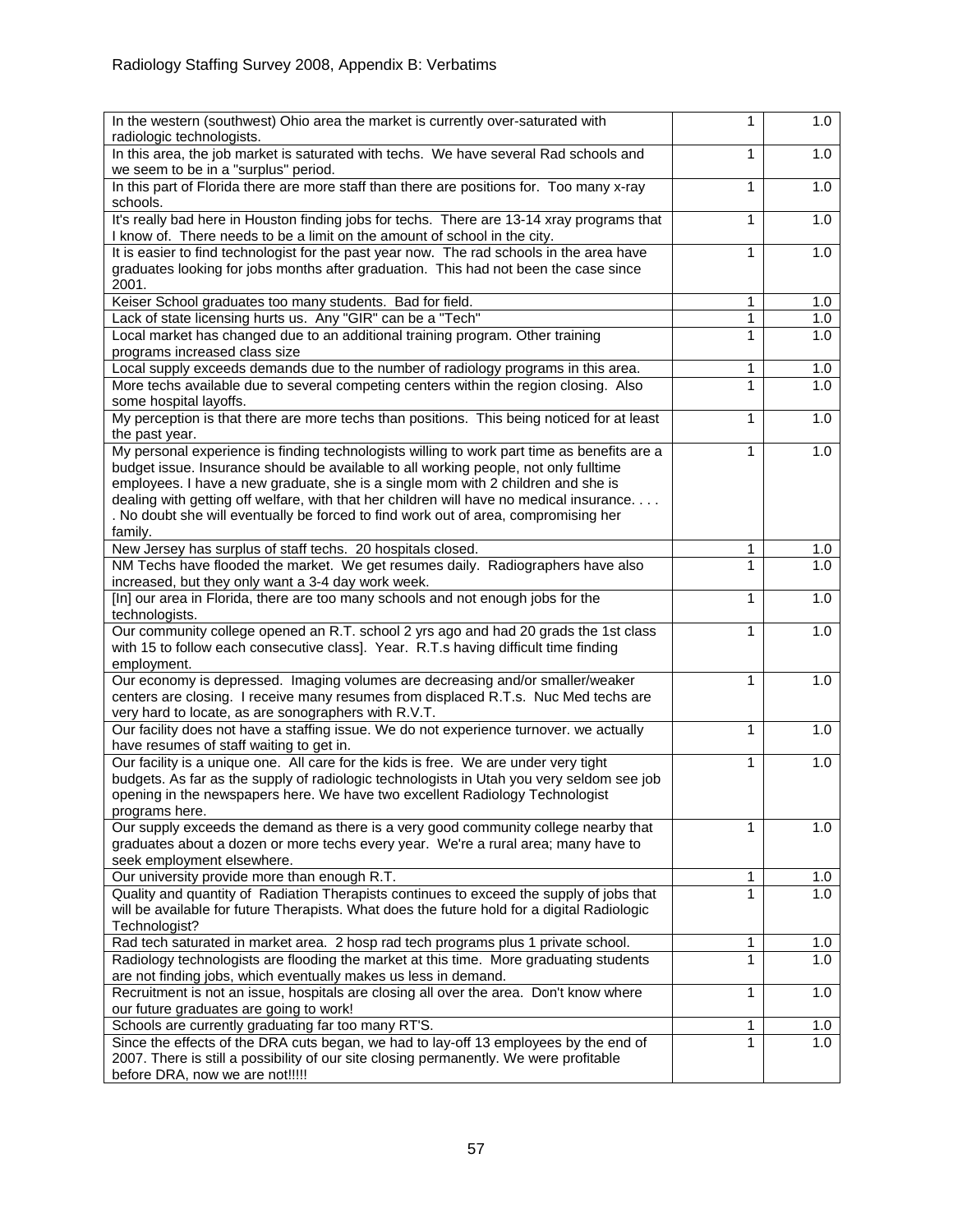| | | |
|---|---|---|
| In the western (southwest) Ohio area the market is currently over-saturated with radiologic technologists. | 1 | 1.0 |
| In this area, the job market is saturated with techs. We have several Rad schools and we seem to be in a "surplus" period. | 1 | 1.0 |
| In this part of Florida there are more staff than there are positions for. Too many x-ray schools. | 1 | 1.0 |
| It's really bad here in Houston finding jobs for techs. There are 13-14 xray programs that I know of. There needs to be a limit on the amount of school in the city. | 1 | 1.0 |
| It is easier to find technologist for the past year now. The rad schools in the area have graduates looking for jobs months after graduation. This had not been the case since 2001. | 1 | 1.0 |
| Keiser School graduates too many students. Bad for field. | 1 | 1.0 |
| Lack of state licensing hurts us. Any "GIR" can be a "Tech" | 1 | 1.0 |
| Local market has changed due to an additional training program. Other training programs increased class size | 1 | 1.0 |
| Local supply exceeds demands due to the number of radiology programs in this area. | 1 | 1.0 |
| More techs available due to several competing centers within the region closing. Also some hospital layoffs. | 1 | 1.0 |
| My perception is that there are more techs than positions. This being noticed for at least the past year. | 1 | 1.0 |
| My personal experience is finding technologists willing to work part time as benefits are a budget issue. Insurance should be available to all working people, not only fulltime employees. I have a new graduate, she is a single mom with 2 children and she is dealing with getting off welfare, with that her children will have no medical insurance. . . . . No doubt she will eventually be forced to find work out of area, compromising her family. | 1 | 1.0 |
| New Jersey has surplus of staff techs. 20 hospitals closed. | 1 | 1.0 |
| NM Techs have flooded the market. We get resumes daily. Radiographers have also increased, but they only want a 3-4 day work week. | 1 | 1.0 |
| [In] our area in Florida, there are too many schools and not enough jobs for the technologists. | 1 | 1.0 |
| Our community college opened an R.T. school 2 yrs ago and had 20 grads the 1st class with 15 to follow each consecutive class]. Year. R.T.s having difficult time finding employment. | 1 | 1.0 |
| Our economy is depressed. Imaging volumes are decreasing and/or smaller/weaker centers are closing. I receive many resumes from displaced R.T.s. Nuc Med techs are very hard to locate, as are sonographers with R.V.T. | 1 | 1.0 |
| Our facility does not have a staffing issue. We do not experience turnover. we actually have resumes of staff waiting to get in. | 1 | 1.0 |
| Our facility is a unique one. All care for the kids is free. We are under very tight budgets. As far as the supply of radiologic technologists in Utah you very seldom see job opening in the newspapers here. We have two excellent Radiology Technologist programs here. | 1 | 1.0 |
| Our supply exceeds the demand as there is a very good community college nearby that graduates about a dozen or more techs every year. We're a rural area; many have to seek employment elsewhere. | 1 | 1.0 |
| Our university provide more than enough R.T. | 1 | 1.0 |
| Quality and quantity of Radiation Therapists continues to exceed the supply of jobs that will be available for future Therapists. What does the future hold for a digital Radiologic Technologist? | 1 | 1.0 |
| Rad tech saturated in market area. 2 hosp rad tech programs plus 1 private school. | 1 | 1.0 |
| Radiology technologists are flooding the market at this time. More graduating students are not finding jobs, which eventually makes us less in demand. | 1 | 1.0 |
| Recruitment is not an issue, hospitals are closing all over the area. Don't know where our future graduates are going to work! | 1 | 1.0 |
| Schools are currently graduating far too many RT'S. | 1 | 1.0 |
| Since the effects of the DRA cuts began, we had to lay-off 13 employees by the end of 2007. There is still a possibility of our site closing permanently. We were profitable before DRA, now we are not!!!!! | 1 | 1.0 |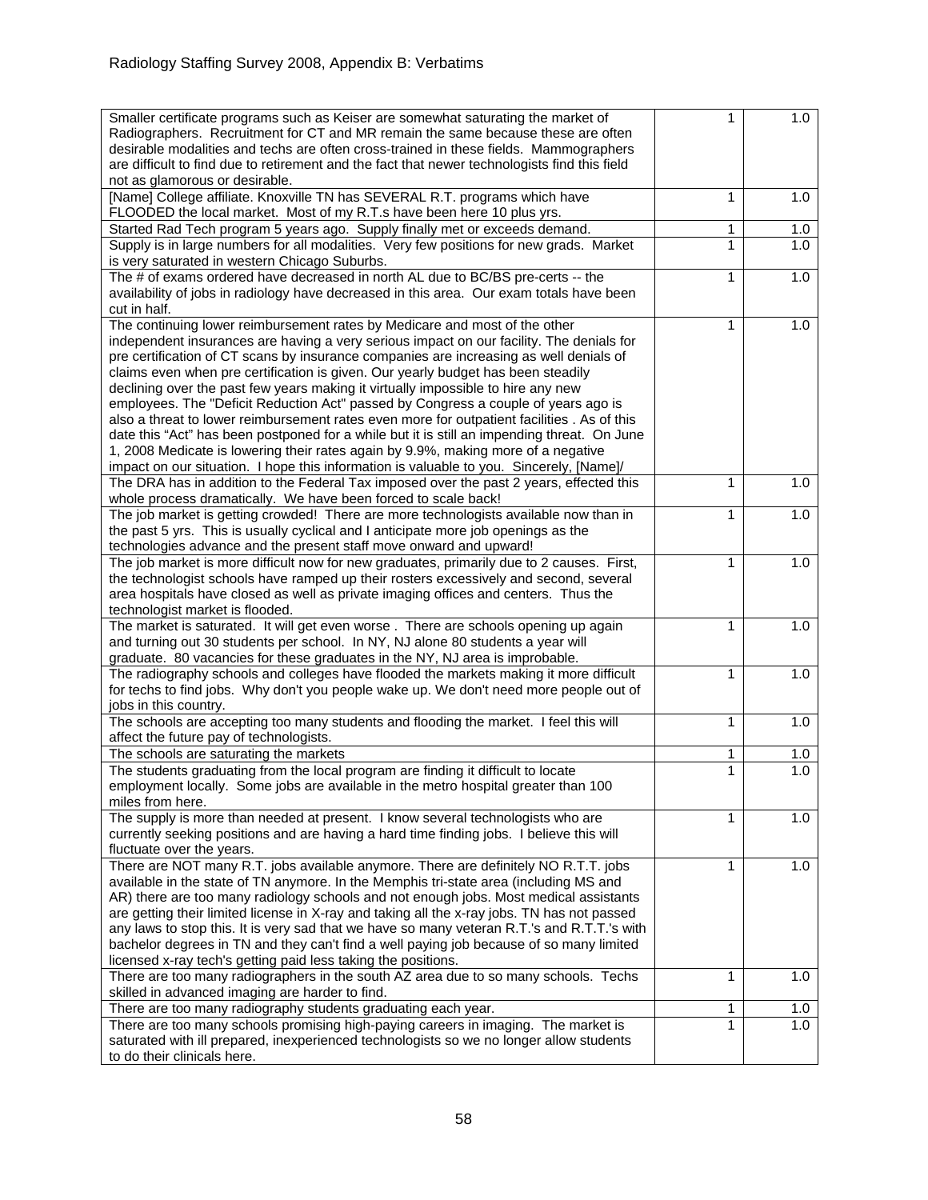| | | |
|---|---|---|
| Smaller certificate programs such as Keiser are somewhat saturating the market of Radiographers. Recruitment for CT and MR remain the same because these are often desirable modalities and techs are often cross-trained in these fields. Mammographers are difficult to find due to retirement and the fact that newer technologists find this field not as glamorous or desirable. | 1 | 1.0 |
| [Name] College affiliate. Knoxville TN has SEVERAL R.T. programs which have FLOODED the local market. Most of my R.T.s have been here 10 plus yrs. | 1 | 1.0 |
| Started Rad Tech program 5 years ago. Supply finally met or exceeds demand. | 1 | 1.0 |
| Supply is in large numbers for all modalities. Very few positions for new grads. Market is very saturated in western Chicago Suburbs. | 1 | 1.0 |
| The # of exams ordered have decreased in north AL due to BC/BS pre-certs -- the availability of jobs in radiology have decreased in this area. Our exam totals have been cut in half. | 1 | 1.0 |
| The continuing lower reimbursement rates by Medicare and most of the other independent insurances are having a very serious impact on our facility. The denials for pre certification of CT scans by insurance companies are increasing as well denials of claims even when pre certification is given. Our yearly budget has been steadily declining over the past few years making it virtually impossible to hire any new employees. The "Deficit Reduction Act" passed by Congress a couple of years ago is also a threat to lower reimbursement rates even more for outpatient facilities . As of this date this "Act" has been postponed for a while but it is still an impending threat. On June 1, 2008 Medicate is lowering their rates again by 9.9%, making more of a negative impact on our situation. I hope this information is valuable to you. Sincerely, [Name]/ | 1 | 1.0 |
| The DRA has in addition to the Federal Tax imposed over the past 2 years, effected this whole process dramatically. We have been forced to scale back! | 1 | 1.0 |
| The job market is getting crowded! There are more technologists available now than in the past 5 yrs. This is usually cyclical and I anticipate more job openings as the technologies advance and the present staff move onward and upward! | 1 | 1.0 |
| The job market is more difficult now for new graduates, primarily due to 2 causes. First, the technologist schools have ramped up their rosters excessively and second, several area hospitals have closed as well as private imaging offices and centers. Thus the technologist market is flooded. | 1 | 1.0 |
| The market is saturated. It will get even worse . There are schools opening up again and turning out 30 students per school. In NY, NJ alone 80 students a year will graduate. 80 vacancies for these graduates in the NY, NJ area is improbable. | 1 | 1.0 |
| The radiography schools and colleges have flooded the markets making it more difficult for techs to find jobs. Why don't you people wake up. We don't need more people out of jobs in this country. | 1 | 1.0 |
| The schools are accepting too many students and flooding the market. I feel this will affect the future pay of technologists. | 1 | 1.0 |
| The schools are saturating the markets | 1 | 1.0 |
| The students graduating from the local program are finding it difficult to locate employment locally. Some jobs are available in the metro hospital greater than 100 miles from here. | 1 | 1.0 |
| The supply is more than needed at present. I know several technologists who are currently seeking positions and are having a hard time finding jobs. I believe this will fluctuate over the years. | 1 | 1.0 |
| There are NOT many R.T. jobs available anymore. There are definitely NO R.T.T. jobs available in the state of TN anymore. In the Memphis tri-state area (including MS and AR) there are too many radiology schools and not enough jobs. Most medical assistants are getting their limited license in X-ray and taking all the x-ray jobs. TN has not passed any laws to stop this. It is very sad that we have so many veteran R.T.'s and R.T.T.'s with bachelor degrees in TN and they can't find a well paying job because of so many limited licensed x-ray tech's getting paid less taking the positions. | 1 | 1.0 |
| There are too many radiographers in the south AZ area due to so many schools. Techs skilled in advanced imaging are harder to find. | 1 | 1.0 |
| There are too many radiography students graduating each year. | 1 | 1.0 |
| There are too many schools promising high-paying careers in imaging. The market is saturated with ill prepared, inexperienced technologists so we no longer allow students to do their clinicals here. | 1 | 1.0 |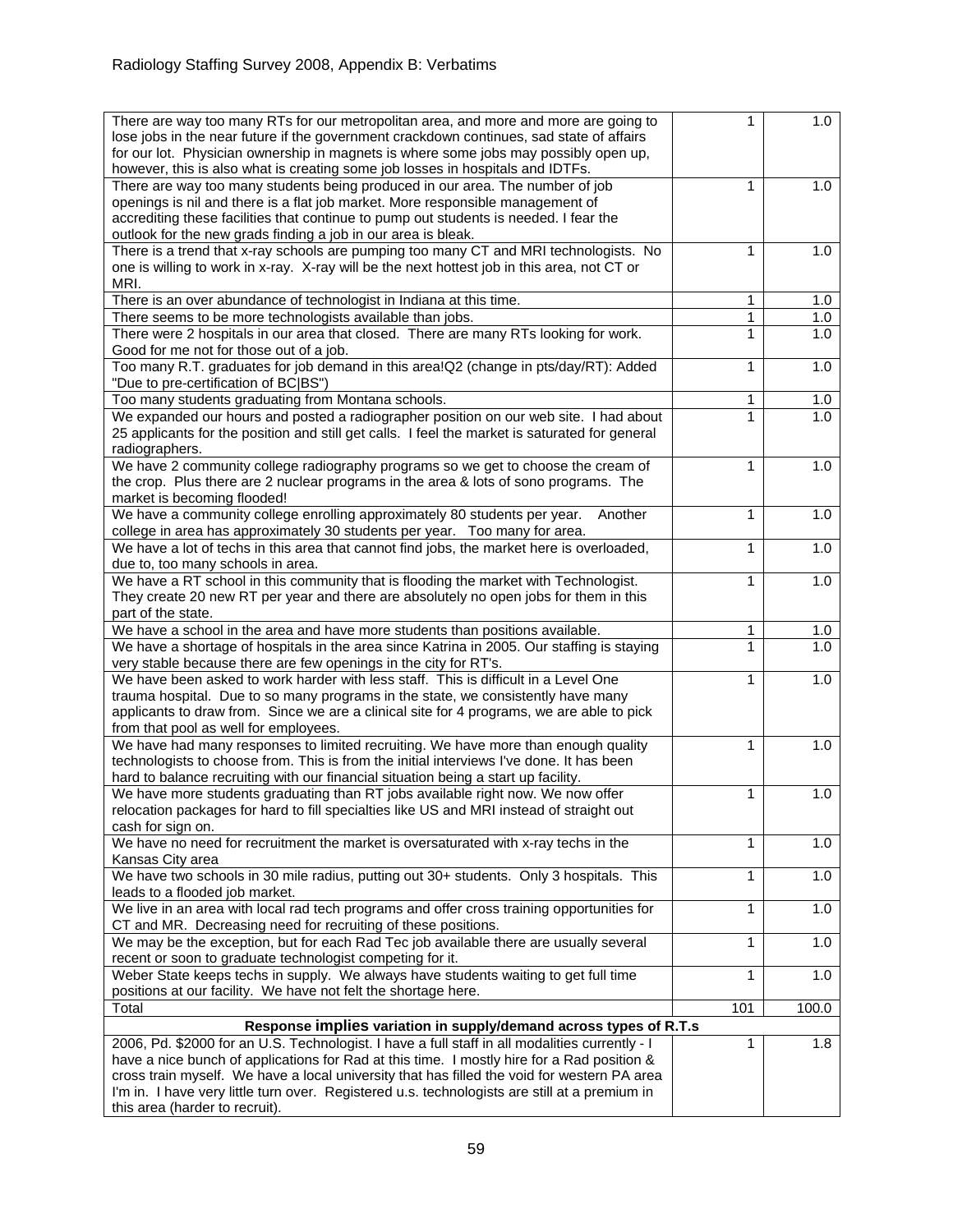Radiology Staffing Survey 2008, Appendix B: Verbatims

| | | |
|---|---|---|
| There are way too many RTs for our metropolitan area, and more and more are going to lose jobs in the near future if the government crackdown continues, sad state of affairs for our lot. Physician ownership in magnets is where some jobs may possibly open up, however, this is also what is creating some job losses in hospitals and IDTFs. | 1 | 1.0 |
| There are way too many students being produced in our area. The number of job openings is nil and there is a flat job market. More responsible management of accrediting these facilities that continue to pump out students is needed. I fear the outlook for the new grads finding a job in our area is bleak. | 1 | 1.0 |
| There is a trend that x-ray schools are pumping too many CT and MRI technologists. No one is willing to work in x-ray. X-ray will be the next hottest job in this area, not CT or MRI. | 1 | 1.0 |
| There is an over abundance of technologist in Indiana at this time. | 1 | 1.0 |
| There seems to be more technologists available than jobs. | 1 | 1.0 |
| There were 2 hospitals in our area that closed. There are many RTs looking for work. Good for me not for those out of a job. | 1 | 1.0 |
| Too many R.T. graduates for job demand in this area!Q2 (change in pts/day/RT): Added "Due to pre-certification of BC\|BS") | 1 | 1.0 |
| Too many students graduating from Montana schools. | 1 | 1.0 |
| We expanded our hours and posted a radiographer position on our web site. I had about 25 applicants for the position and still get calls. I feel the market is saturated for general radiographers. | 1 | 1.0 |
| We have 2 community college radiography programs so we get to choose the cream of the crop. Plus there are 2 nuclear programs in the area & lots of sono programs. The market is becoming flooded! | 1 | 1.0 |
| We have a community college enrolling approximately 80 students per year. Another college in area has approximately 30 students per year. Too many for area. | 1 | 1.0 |
| We have a lot of techs in this area that cannot find jobs, the market here is overloaded, due to, too many schools in area. | 1 | 1.0 |
| We have a RT school in this community that is flooding the market with Technologist. They create 20 new RT per year and there are absolutely no open jobs for them in this part of the state. | 1 | 1.0 |
| We have a school in the area and have more students than positions available. | 1 | 1.0 |
| We have a shortage of hospitals in the area since Katrina in 2005. Our staffing is staying very stable because there are few openings in the city for RT's. | 1 | 1.0 |
| We have been asked to work harder with less staff. This is difficult in a Level One trauma hospital. Due to so many programs in the state, we consistently have many applicants to draw from. Since we are a clinical site for 4 programs, we are able to pick from that pool as well for employees. | 1 | 1.0 |
| We have had many responses to limited recruiting. We have more than enough quality technologists to choose from. This is from the initial interviews I've done. It has been hard to balance recruiting with our financial situation being a start up facility. | 1 | 1.0 |
| We have more students graduating than RT jobs available right now. We now offer relocation packages for hard to fill specialties like US and MRI instead of straight out cash for sign on. | 1 | 1.0 |
| We have no need for recruitment the market is oversaturated with x-ray techs in the Kansas City area | 1 | 1.0 |
| We have two schools in 30 mile radius, putting out 30+ students. Only 3 hospitals. This leads to a flooded job market. | 1 | 1.0 |
| We live in an area with local rad tech programs and offer cross training opportunities for CT and MR. Decreasing need for recruiting of these positions. | 1 | 1.0 |
| We may be the exception, but for each Rad Tec job available there are usually several recent or soon to graduate technologist competing for it. | 1 | 1.0 |
| Weber State keeps techs in supply. We always have students waiting to get full time positions at our facility. We have not felt the shortage here. | 1 | 1.0 |
| Total | 101 | 100.0 |
| **Response implies variation in supply/demand across types of R.T.s** | | |
| 2006, Pd. $2000 for an U.S. Technologist. I have a full staff in all modalities currently - I have a nice bunch of applications for Rad at this time. I mostly hire for a Rad position & cross train myself. We have a local university that has filled the void for western PA area I'm in. I have very little turn over. Registered u.s. technologists are still at a premium in this area (harder to recruit). | 1 | 1.8 |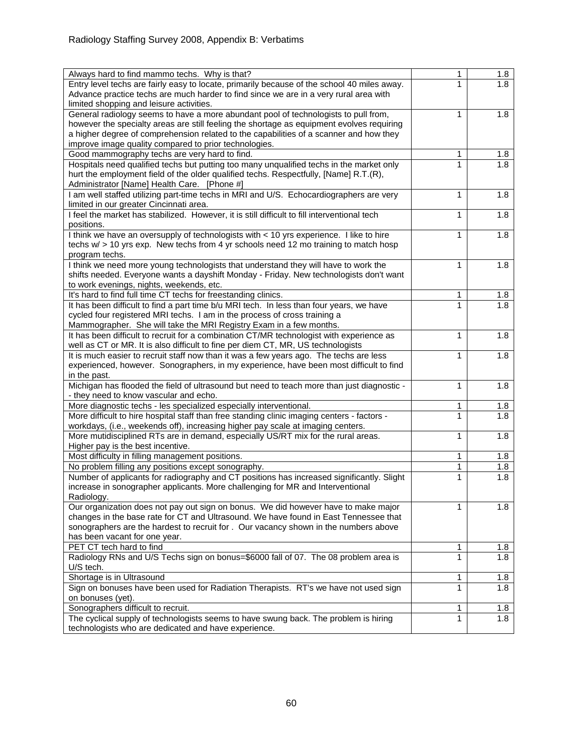| | | |
|---|---|---|
| Always hard to find mammo techs. Why is that? | 1 | 1.8 |
| Entry level techs are fairly easy to locate, primarily because of the school 40 miles away. Advance practice techs are much harder to find since we are in a very rural area with limited shopping and leisure activities. | 1 | 1.8 |
| General radiology seems to have a more abundant pool of technologists to pull from, however the specialty areas are still feeling the shortage as equipment evolves requiring a higher degree of comprehension related to the capabilities of a scanner and how they improve image quality compared to prior technologies. | 1 | 1.8 |
| Good mammography techs are very hard to find. | 1 | 1.8 |
| Hospitals need qualified techs but putting too many unqualified techs in the market only hurt the employment field of the older qualified techs. Respectfully, [Name] R.T.(R), Administrator [Name] Health Care. [Phone #] | 1 | 1.8 |
| I am well staffed utilizing part-time techs in MRI and U/S. Echocardiographers are very limited in our greater Cincinnati area. | 1 | 1.8 |
| I feel the market has stabilized. However, it is still difficult to fill interventional tech positions. | 1 | 1.8 |
| I think we have an oversupply of technologists with < 10 yrs experience. I like to hire techs w/ > 10 yrs exp. New techs from 4 yr schools need 12 mo training to match hosp program techs. | 1 | 1.8 |
| I think we need more young technologists that understand they will have to work the shifts needed. Everyone wants a dayshift Monday - Friday. New technologists don't want to work evenings, nights, weekends, etc. | 1 | 1.8 |
| It's hard to find full time CT techs for freestanding clinics. | 1 | 1.8 |
| It has been difficult to find a part time b/u MRI tech. In less than four years, we have cycled four registered MRI techs. I am in the process of cross training a Mammographer. She will take the MRI Registry Exam in a few months. | 1 | 1.8 |
| It has been difficult to recruit for a combination CT/MR technologist with experience as well as CT or MR. It is also difficult to fine per diem CT, MR, US technologists | 1 | 1.8 |
| It is much easier to recruit staff now than it was a few years ago. The techs are less experienced, however. Sonographers, in my experience, have been most difficult to find in the past. | 1 | 1.8 |
| Michigan has flooded the field of ultrasound but need to teach more than just diagnostic -- they need to know vascular and echo. | 1 | 1.8 |
| More diagnostic techs - les specialized especially interventional. | 1 | 1.8 |
| More difficult to hire hospital staff than free standing clinic imaging centers - factors - workdays, (i.e., weekends off), increasing higher pay scale at imaging centers. | 1 | 1.8 |
| More mutidisciplined RTs are in demand, especially US/RT mix for the rural areas. Higher pay is the best incentive. | 1 | 1.8 |
| Most difficulty in filling management positions. | 1 | 1.8 |
| No problem filling any positions except sonography. | 1 | 1.8 |
| Number of applicants for radiography and CT positions has increased significantly. Slight increase in sonographer applicants. More challenging for MR and Interventional Radiology. | 1 | 1.8 |
| Our organization does not pay out sign on bonus. We did however have to make major changes in the base rate for CT and Ultrasound. We have found in East Tennessee that sonographers are the hardest to recruit for . Our vacancy shown in the numbers above has been vacant for one year. | 1 | 1.8 |
| PET CT tech hard to find | 1 | 1.8 |
| Radiology RNs and U/S Techs sign on bonus=$6000 fall of 07. The 08 problem area is U/S tech. | 1 | 1.8 |
| Shortage is in Ultrasound | 1 | 1.8 |
| Sign on bonuses have been used for Radiation Therapists. RT's we have not used sign on bonuses (yet). | 1 | 1.8 |
| Sonographers difficult to recruit. | 1 | 1.8 |
| The cyclical supply of technologists seems to have swung back. The problem is hiring technologists who are dedicated and have experience. | 1 | 1.8 |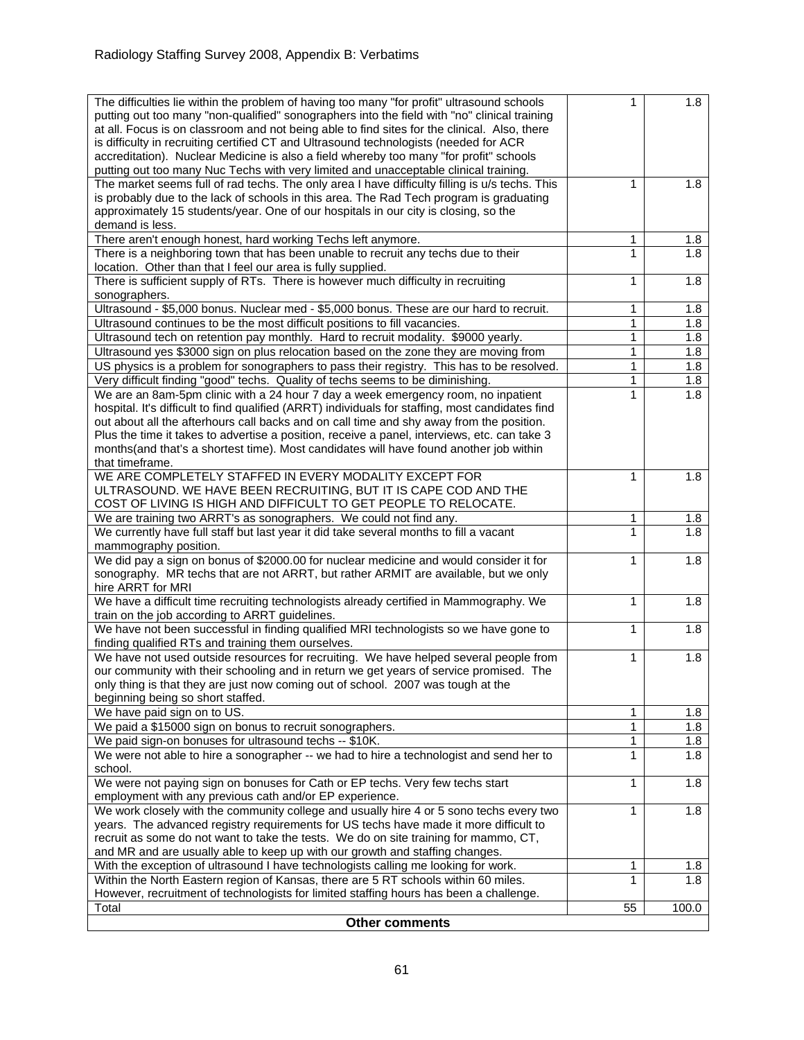Radiology Staffing Survey 2008, Appendix B: Verbatims

| | | |
|---|---|---|
| The difficulties lie within the problem of having too many "for profit" ultrasound schools putting out too many "non-qualified" sonographers into the field with "no" clinical training at all. Focus is on classroom and not being able to find sites for the clinical. Also, there is difficulty in recruiting certified CT and Ultrasound technologists (needed for ACR accreditation). Nuclear Medicine is also a field whereby too many "for profit" schools putting out too many Nuc Techs with very limited and unacceptable clinical training. | 1 | 1.8 |
| The market seems full of rad techs. The only area I have difficulty filling is u/s techs. This is probably due to the lack of schools in this area. The Rad Tech program is graduating approximately 15 students/year. One of our hospitals in our city is closing, so the demand is less. | 1 | 1.8 |
| There aren't enough honest, hard working Techs left anymore. | 1 | 1.8 |
| There is a neighboring town that has been unable to recruit any techs due to their location. Other than that I feel our area is fully supplied. | 1 | 1.8 |
| There is sufficient supply of RTs. There is however much difficulty in recruiting sonographers. | 1 | 1.8 |
| Ultrasound - $5,000 bonus. Nuclear med - $5,000 bonus. These are our hard to recruit. | 1 | 1.8 |
| Ultrasound continues to be the most difficult positions to fill vacancies. | 1 | 1.8 |
| Ultrasound tech on retention pay monthly. Hard to recruit modality. $9000 yearly. | 1 | 1.8 |
| Ultrasound yes $3000 sign on plus relocation based on the zone they are moving from | 1 | 1.8 |
| US physics is a problem for sonographers to pass their registry. This has to be resolved. | 1 | 1.8 |
| Very difficult finding "good" techs. Quality of techs seems to be diminishing. | 1 | 1.8 |
| We are an 8am-5pm clinic with a 24 hour 7 day a week emergency room, no inpatient hospital. It's difficult to find qualified (ARRT) individuals for staffing, most candidates find out about all the afterhours call backs and on call time and shy away from the position. Plus the time it takes to advertise a position, receive a panel, interviews, etc. can take 3 months(and that's a shortest time). Most candidates will have found another job within that timeframe. | 1 | 1.8 |
| WE ARE COMPLETELY STAFFED IN EVERY MODALITY EXCEPT FOR ULTRASOUND. WE HAVE BEEN RECRUITING, BUT IT IS CAPE COD AND THE COST OF LIVING IS HIGH AND DIFFICULT TO GET PEOPLE TO RELOCATE. | 1 | 1.8 |
| We are training two ARRT's as sonographers. We could not find any. | 1 | 1.8 |
| We currently have full staff but last year it did take several months to fill a vacant mammography position. | 1 | 1.8 |
| We did pay a sign on bonus of $2000.00 for nuclear medicine and would consider it for sonography. MR techs that are not ARRT, but rather ARMIT are available, but we only hire ARRT for MRI | 1 | 1.8 |
| We have a difficult time recruiting technologists already certified in Mammography. We train on the job according to ARRT guidelines. | 1 | 1.8 |
| We have not been successful in finding qualified MRI technologists so we have gone to finding qualified RTs and training them ourselves. | 1 | 1.8 |
| We have not used outside resources for recruiting. We have helped several people from our community with their schooling and in return we get years of service promised. The only thing is that they are just now coming out of school. 2007 was tough at the beginning being so short staffed. | 1 | 1.8 |
| We have paid sign on to US. | 1 | 1.8 |
| We paid a $15000 sign on bonus to recruit sonographers. | 1 | 1.8 |
| We paid sign-on bonuses for ultrasound techs -- $10K. | 1 | 1.8 |
| We were not able to hire a sonographer -- we had to hire a technologist and send her to school. | 1 | 1.8 |
| We were not paying sign on bonuses for Cath or EP techs. Very few techs start employment with any previous cath and/or EP experience. | 1 | 1.8 |
| We work closely with the community college and usually hire 4 or 5 sono techs every two years. The advanced registry requirements for US techs have made it more difficult to recruit as some do not want to take the tests. We do on site training for mammo, CT, and MR and are usually able to keep up with our growth and staffing changes. | 1 | 1.8 |
| With the exception of ultrasound I have technologists calling me looking for work. | 1 | 1.8 |
| Within the North Eastern region of Kansas, there are 5 RT schools within 60 miles. However, recruitment of technologists for limited staffing hours has been a challenge. | 1 | 1.8 |
| Total | 55 | 100.0 |

**Other comments**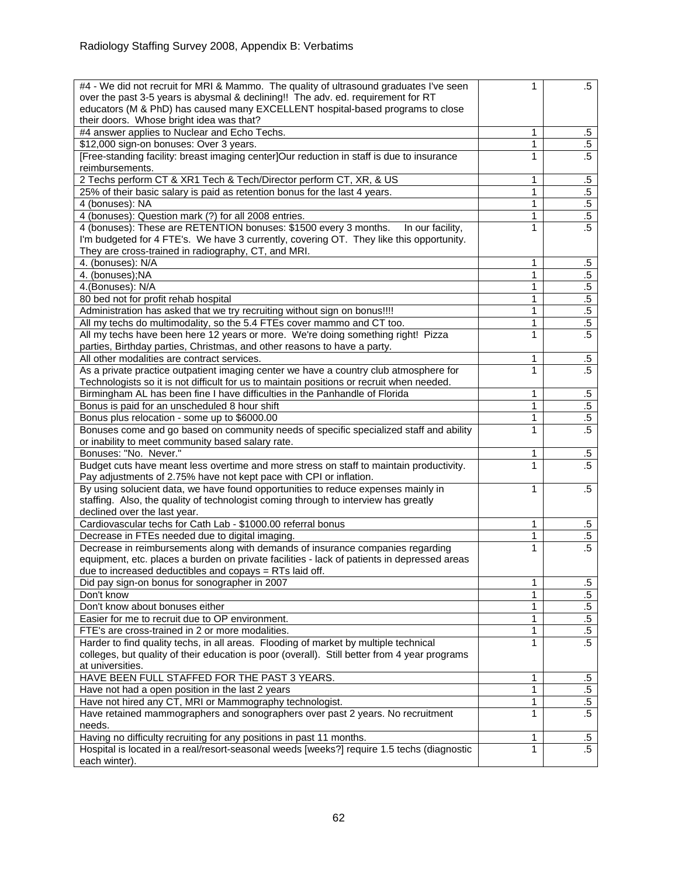Radiology Staffing Survey 2008, Appendix B: Verbatims

| | | |
|---|---|---|
| #4 - We did not recruit for MRI & Mammo. The quality of ultrasound graduates I've seen over the past 3-5 years is abysmal & declining!! The adv. ed. requirement for RT educators (M & PhD) has caused many EXCELLENT hospital-based programs to close their doors. Whose bright idea was that? | 1 | .5 |
| #4 answer applies to Nuclear and Echo Techs. | 1 | .5 |
| $12,000 sign-on bonuses: Over 3 years. | 1 | .5 |
| [Free-standing facility: breast imaging center]Our reduction in staff is due to insurance reimbursements. | 1 | .5 |
| 2 Techs perform CT & XR1 Tech & Tech/Director perform CT, XR, & US | 1 | .5 |
| 25% of their basic salary is paid as retention bonus for the last 4 years. | 1 | .5 |
| 4 (bonuses): NA | 1 | .5 |
| 4 (bonuses): Question mark (?) for all 2008 entries. | 1 | .5 |
| 4 (bonuses): These are RETENTION bonuses: $1500 every 3 months. In our facility, I'm budgeted for 4 FTE's. We have 3 currently, covering OT. They like this opportunity. They are cross-trained in radiography, CT, and MRI. | 1 | .5 |
| 4. (bonuses): N/A | 1 | .5 |
| 4. (bonuses);NA | 1 | .5 |
| 4.(Bonuses): N/A | 1 | .5 |
| 80 bed not for profit rehab hospital | 1 | .5 |
| Administration has asked that we try recruiting without sign on bonus!!!! | 1 | .5 |
| All my techs do multimodality, so the 5.4 FTEs cover mammo and CT too. | 1 | .5 |
| All my techs have been here 12 years or more. We're doing something right! Pizza parties, Birthday parties, Christmas, and other reasons to have a party. | 1 | .5 |
| All other modalities are contract services. | 1 | .5 |
| As a private practice outpatient imaging center we have a country club atmosphere for Technologists so it is not difficult for us to maintain positions or recruit when needed. | 1 | .5 |
| Birmingham AL has been fine I have difficulties in the Panhandle of Florida | 1 | .5 |
| Bonus is paid for an unscheduled 8 hour shift | 1 | .5 |
| Bonus plus relocation - some up to $6000.00 | 1 | .5 |
| Bonuses come and go based on community needs of specific specialized staff and ability or inability to meet community based salary rate. | 1 | .5 |
| Bonuses: "No. Never." | 1 | .5 |
| Budget cuts have meant less overtime and more stress on staff to maintain productivity. Pay adjustments of 2.75% have not kept pace with CPI or inflation. | 1 | .5 |
| By using solucient data, we have found opportunities to reduce expenses mainly in staffing. Also, the quality of technologist coming through to interview has greatly declined over the last year. | 1 | .5 |
| Cardiovascular techs for Cath Lab - $1000.00 referral bonus | 1 | .5 |
| Decrease in FTEs needed due to digital imaging. | 1 | .5 |
| Decrease in reimbursements along with demands of insurance companies regarding equipment, etc. places a burden on private facilities - lack of patients in depressed areas due to increased deductibles and copays = RTs laid off. | 1 | .5 |
| Did pay sign-on bonus for sonographer in 2007 | 1 | .5 |
| Don't know | 1 | .5 |
| Don't know about bonuses either | 1 | .5 |
| Easier for me to recruit due to OP environment. | 1 | .5 |
| FTE's are cross-trained in 2 or more modalities. | 1 | .5 |
| Harder to find quality techs, in all areas. Flooding of market by multiple technical colleges, but quality of their education is poor (overall). Still better from 4 year programs at universities. | 1 | .5 |
| HAVE BEEN FULL STAFFED FOR THE PAST 3 YEARS. | 1 | .5 |
| Have not had a open position in the last 2 years | 1 | .5 |
| Have not hired any CT, MRI or Mammography technologist. | 1 | .5 |
| Have retained mammographers and sonographers over past 2 years. No recruitment needs. | 1 | .5 |
| Having no difficulty recruiting for any positions in past 11 months. | 1 | .5 |
| Hospital is located in a real/resort-seasonal weeds [weeks?] require 1.5 techs (diagnostic each winter). | 1 | .5 |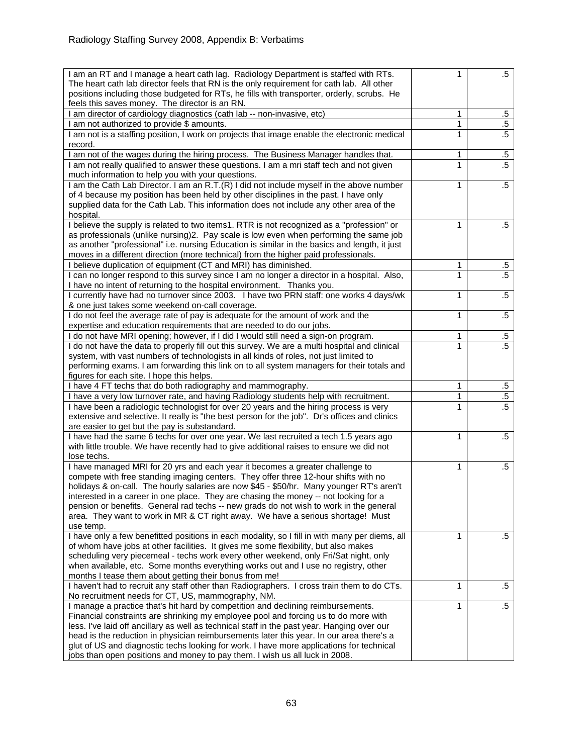| | | |
|---|---|---|
| I am an RT and I manage a heart cath lag. Radiology Department is staffed with RTs. The heart cath lab director feels that RN is the only requirement for cath lab. All other positions including those budgeted for RTs, he fills with transporter, orderly, scrubs. He feels this saves money. The director is an RN. | 1 | .5 |
| I am director of cardiology diagnostics (cath lab -- non-invasive, etc) | 1 | .5 |
| I am not authorized to provide $ amounts. | 1 | .5 |
| I am not is a staffing position, I work on projects that image enable the electronic medical record. | 1 | .5 |
| I am not of the wages during the hiring process. The Business Manager handles that. | 1 | .5 |
| I am not really qualified to answer these questions. I am a mri staff tech and not given much information to help you with your questions. | 1 | .5 |
| I am the Cath Lab Director. I am an R.T.(R) I did not include myself in the above number of 4 because my position has been held by other disciplines in the past. I have only supplied data for the Cath Lab. This information does not include any other area of the hospital. | 1 | .5 |
| I believe the supply is related to two items1. RTR is not recognized as a "profession" or as professionals (unlike nursing)2. Pay scale is low even when performing the same job as another "professional" i.e. nursing Education is similar in the basics and length, it just moves in a different direction (more technical) from the higher paid professionals. | 1 | .5 |
| I believe duplication of equipment (CT and MRI) has diminished. | 1 | .5 |
| I can no longer respond to this survey since I am no longer a director in a hospital. Also, I have no intent of returning to the hospital environment. Thanks you. | 1 | .5 |
| I currently have had no turnover since 2003. I have two PRN staff: one works 4 days/wk & one just takes some weekend on-call coverage. | 1 | .5 |
| I do not feel the average rate of pay is adequate for the amount of work and the expertise and education requirements that are needed to do our jobs. | 1 | .5 |
| I do not have MRI opening; however, if I did I would still need a sign-on program. | 1 | .5 |
| I do not have the data to properly fill out this survey. We are a multi hospital and clinical system, with vast numbers of technologists in all kinds of roles, not just limited to performing exams. I am forwarding this link on to all system managers for their totals and figures for each site. I hope this helps. | 1 | .5 |
| I have 4 FT techs that do both radiography and mammography. | 1 | .5 |
| I have a very low turnover rate, and having Radiology students help with recruitment. | 1 | .5 |
| I have been a radiologic technologist for over 20 years and the hiring process is very extensive and selective. It really is "the best person for the job". Dr's offices and clinics are easier to get but the pay is substandard. | 1 | .5 |
| I have had the same 6 techs for over one year. We last recruited a tech 1.5 years ago with little trouble. We have recently had to give additional raises to ensure we did not lose techs. | 1 | .5 |
| I have managed MRI for 20 yrs and each year it becomes a greater challenge to compete with free standing imaging centers. They offer three 12-hour shifts with no holidays & on-call. The hourly salaries are now $45 - $50/hr. Many younger RT's aren't interested in a career in one place. They are chasing the money -- not looking for a pension or benefits. General rad techs -- new grads do not wish to work in the general area. They want to work in MR & CT right away. We have a serious shortage! Must use temp. | 1 | .5 |
| I have only a few benefitted positions in each modality, so I fill in with many per diems, all of whom have jobs at other facilities. It gives me some flexibility, but also makes scheduling very piecemeal - techs work every other weekend, only Fri/Sat night, only when available, etc. Some months everything works out and I use no registry, other months I tease them about getting their bonus from me! | 1 | .5 |
| I haven't had to recruit any staff other than Radiographers. I cross train them to do CTs. No recruitment needs for CT, US, mammography, NM. | 1 | .5 |
| I manage a practice that's hit hard by competition and declining reimbursements. Financial constraints are shrinking my employee pool and forcing us to do more with less. I've laid off ancillary as well as technical staff in the past year. Hanging over our head is the reduction in physician reimbursements later this year. In our area there's a glut of US and diagnostic techs looking for work. I have more applications for technical jobs than open positions and money to pay them. I wish us all luck in 2008. | 1 | .5 |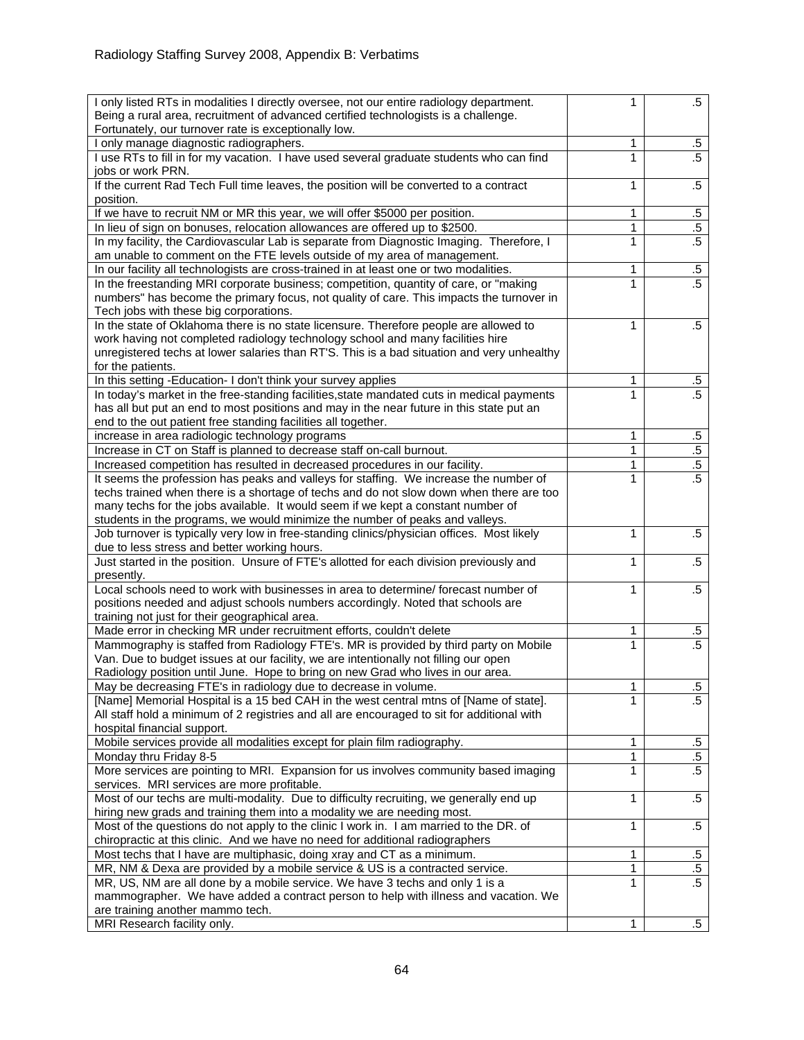Radiology Staffing Survey 2008, Appendix B: Verbatims

| | | |
|---|---|---|
| I only listed RTs in modalities I directly oversee, not our entire radiology department. Being a rural area, recruitment of advanced certified technologists is a challenge. Fortunately, our turnover rate is exceptionally low. | 1 | .5 |
| I only manage diagnostic radiographers. | 1 | .5 |
| I use RTs to fill in for my vacation. I have used several graduate students who can find jobs or work PRN. | 1 | .5 |
| If the current Rad Tech Full time leaves, the position will be converted to a contract position. | 1 | .5 |
| If we have to recruit NM or MR this year, we will offer $5000 per position. | 1 | .5 |
| In lieu of sign on bonuses, relocation allowances are offered up to $2500. | 1 | .5 |
| In my facility, the Cardiovascular Lab is separate from Diagnostic Imaging. Therefore, I am unable to comment on the FTE levels outside of my area of management. | 1 | .5 |
| In our facility all technologists are cross-trained in at least one or two modalities. | 1 | .5 |
| In the freestanding MRI corporate business; competition, quantity of care, or "making numbers" has become the primary focus, not quality of care. This impacts the turnover in Tech jobs with these big corporations. | 1 | .5 |
| In the state of Oklahoma there is no state licensure. Therefore people are allowed to work having not completed radiology technology school and many facilities hire unregistered techs at lower salaries than RT'S. This is a bad situation and very unhealthy for the patients. | 1 | .5 |
| In this setting -Education- I don't think your survey applies | 1 | .5 |
| In today's market in the free-standing facilities,state mandated cuts in medical payments has all but put an end to most positions and may in the near future in this state put an end to the out patient free standing facilities all together. | 1 | .5 |
| increase in area radiologic technology programs | 1 | .5 |
| Increase in CT on Staff is planned to decrease staff on-call burnout. | 1 | .5 |
| Increased competition has resulted in decreased procedures in our facility. | 1 | .5 |
| It seems the profession has peaks and valleys for staffing. We increase the number of techs trained when there is a shortage of techs and do not slow down when there are too many techs for the jobs available. It would seem if we kept a constant number of students in the programs, we would minimize the number of peaks and valleys. | 1 | .5 |
| Job turnover is typically very low in free-standing clinics/physician offices. Most likely due to less stress and better working hours. | 1 | .5 |
| Just started in the position. Unsure of FTE's allotted for each division previously and presently. | 1 | .5 |
| Local schools need to work with businesses in area to determine/ forecast number of positions needed and adjust schools numbers accordingly. Noted that schools are training not just for their geographical area. | 1 | .5 |
| Made error in checking MR under recruitment efforts, couldn't delete | 1 | .5 |
| Mammography is staffed from Radiology FTE's. MR is provided by third party on Mobile Van. Due to budget issues at our facility, we are intentionally not filling our open Radiology position until June. Hope to bring on new Grad who lives in our area. | 1 | .5 |
| May be decreasing FTE's in radiology due to decrease in volume. | 1 | .5 |
| [Name] Memorial Hospital is a 15 bed CAH in the west central mtns of [Name of state]. All staff hold a minimum of 2 registries and all are encouraged to sit for additional with hospital financial support. | 1 | .5 |
| Mobile services provide all modalities except for plain film radiography. | 1 | .5 |
| Monday thru Friday 8-5 | 1 | .5 |
| More services are pointing to MRI. Expansion for us involves community based imaging services. MRI services are more profitable. | 1 | .5 |
| Most of our techs are multi-modality. Due to difficulty recruiting, we generally end up hiring new grads and training them into a modality we are needing most. | 1 | .5 |
| Most of the questions do not apply to the clinic I work in. I am married to the DR. of chiropractic at this clinic. And we have no need for additional radiographers | 1 | .5 |
| Most techs that I have are multiphasic, doing xray and CT as a minimum. | 1 | .5 |
| MR, NM & Dexa are provided by a mobile service & US is a contracted service. | 1 | .5 |
| MR, US, NM are all done by a mobile service. We have 3 techs and only 1 is a mammographer. We have added a contract person to help with illness and vacation. We are training another mammo tech. | 1 | .5 |
| MRI Research facility only. | 1 | .5 |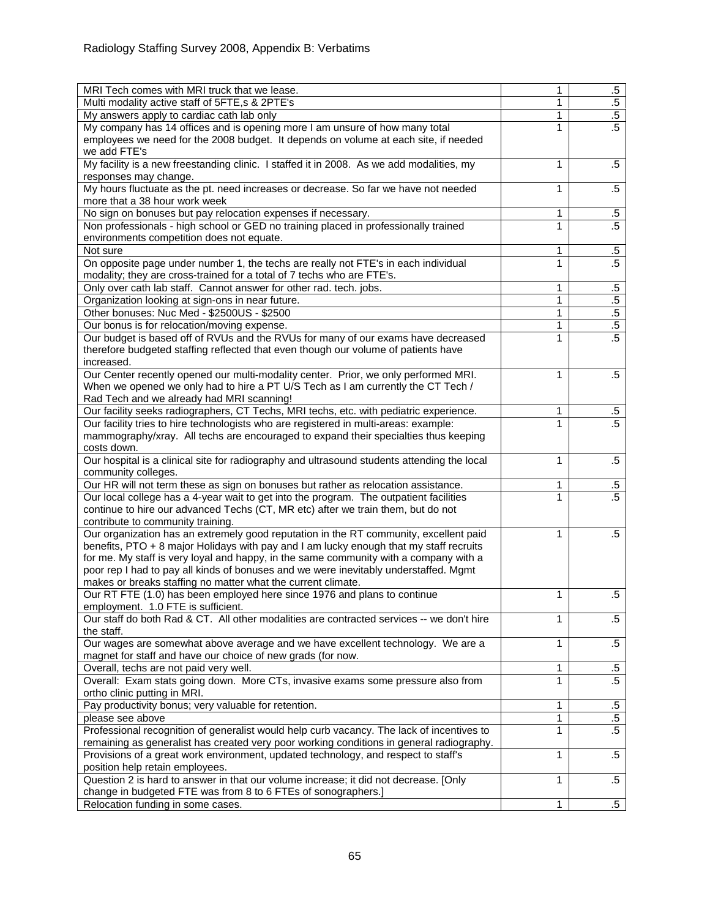Radiology Staffing Survey 2008, Appendix B: Verbatims

| | | |
|---|---|---|
| MRI Tech comes with MRI truck that we lease. | 1 | .5 |
| Multi modality active staff of 5FTE,s & 2PTE's | 1 | .5 |
| My answers apply to cardiac cath lab only | 1 | .5 |
| My company has 14 offices and is opening more I am unsure of how many total employees we need for the 2008 budget. It depends on volume at each site, if needed we add FTE's | 1 | .5 |
| My facility is a new freestanding clinic. I staffed it in 2008. As we add modalities, my responses may change. | 1 | .5 |
| My hours fluctuate as the pt. need increases or decrease. So far we have not needed more that a 38 hour work week | 1 | .5 |
| No sign on bonuses but pay relocation expenses if necessary. | 1 | .5 |
| Non professionals - high school or GED no training placed in professionally trained environments competition does not equate. | 1 | .5 |
| Not sure | 1 | .5 |
| On opposite page under number 1, the techs are really not FTE's in each individual modality; they are cross-trained for a total of 7 techs who are FTE's. | 1 | .5 |
| Only over cath lab staff. Cannot answer for other rad. tech. jobs. | 1 | .5 |
| Organization looking at sign-ons in near future. | 1 | .5 |
| Other bonuses: Nuc Med - $2500US - $2500 | 1 | .5 |
| Our bonus is for relocation/moving expense. | 1 | .5 |
| Our budget is based off of RVUs and the RVUs for many of our exams have decreased therefore budgeted staffing reflected that even though our volume of patients have increased. | 1 | .5 |
| Our Center recently opened our multi-modality center. Prior, we only performed MRI. When we opened we only had to hire a PT U/S Tech as I am currently the CT Tech / Rad Tech and we already had MRI scanning! | 1 | .5 |
| Our facility seeks radiographers, CT Techs, MRI techs, etc. with pediatric experience. | 1 | .5 |
| Our facility tries to hire technologists who are registered in multi-areas: example: mammography/xray. All techs are encouraged to expand their specialties thus keeping costs down. | 1 | .5 |
| Our hospital is a clinical site for radiography and ultrasound students attending the local community colleges. | 1 | .5 |
| Our HR will not term these as sign on bonuses but rather as relocation assistance. | 1 | .5 |
| Our local college has a 4-year wait to get into the program. The outpatient facilities continue to hire our advanced Techs (CT, MR etc) after we train them, but do not contribute to community training. | 1 | .5 |
| Our organization has an extremely good reputation in the RT community, excellent paid benefits, PTO + 8 major Holidays with pay and I am lucky enough that my staff recruits for me. My staff is very loyal and happy, in the same community with a company with a poor rep I had to pay all kinds of bonuses and we were inevitably understaffed. Mgmt makes or breaks staffing no matter what the current climate. | 1 | .5 |
| Our RT FTE (1.0) has been employed here since 1976 and plans to continue employment. 1.0 FTE is sufficient. | 1 | .5 |
| Our staff do both Rad & CT. All other modalities are contracted services -- we don't hire the staff. | 1 | .5 |
| Our wages are somewhat above average and we have excellent technology. We are a magnet for staff and have our choice of new grads (for now. | 1 | .5 |
| Overall, techs are not paid very well. | 1 | .5 |
| Overall: Exam stats going down. More CTs, invasive exams some pressure also from ortho clinic putting in MRI. | 1 | .5 |
| Pay productivity bonus; very valuable for retention. | 1 | .5 |
| please see above | 1 | .5 |
| Professional recognition of generalist would help curb vacancy. The lack of incentives to remaining as generalist has created very poor working conditions in general radiography. | 1 | .5 |
| Provisions of a great work environment, updated technology, and respect to staff's position help retain employees. | 1 | .5 |
| Question 2 is hard to answer in that our volume increase; it did not decrease. [Only change in budgeted FTE was from 8 to 6 FTEs of sonographers.] | 1 | .5 |
| Relocation funding in some cases. | 1 | .5 |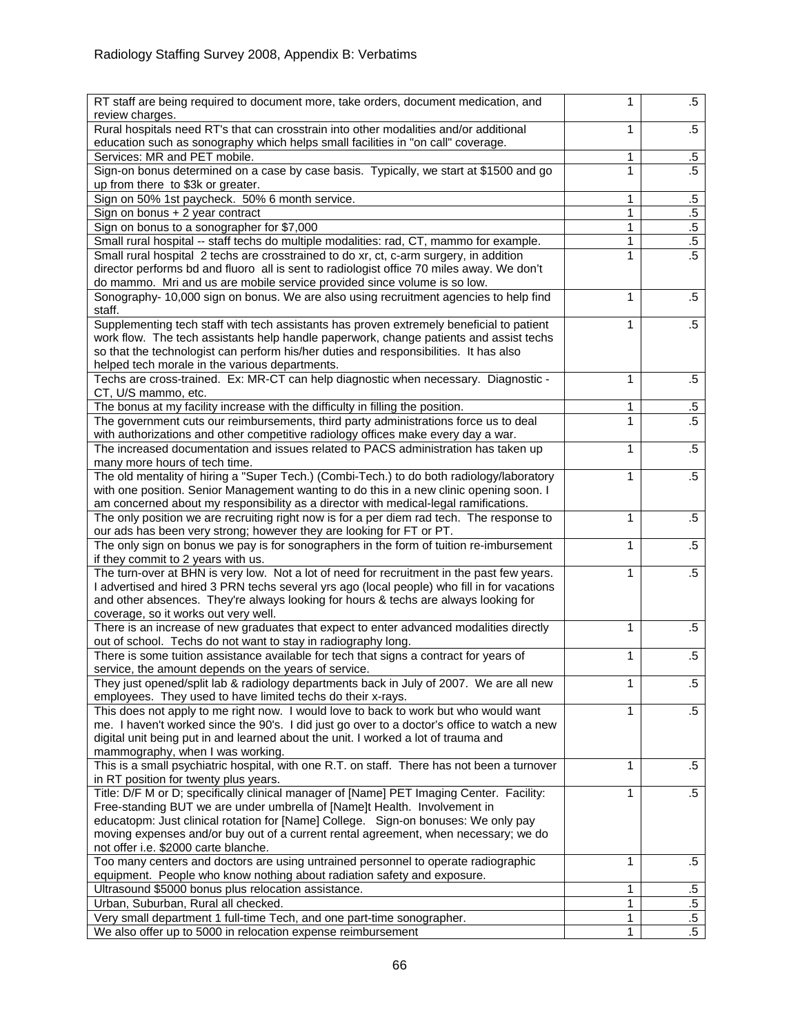| | | |
|---|---|---|
| RT staff are being required to document more, take orders, document medication, and review charges. | 1 | .5 |
| Rural hospitals need RT's that can crosstrain into other modalities and/or additional education such as sonography which helps small facilities in "on call" coverage. | 1 | .5 |
| Services: MR and PET mobile. | 1 | .5 |
| Sign-on bonus determined on a case by case basis. Typically, we start at $1500 and go up from there to $3k or greater. | 1 | .5 |
| Sign on 50% 1st paycheck. 50% 6 month service. | 1 | .5 |
| Sign on bonus + 2 year contract | 1 | .5 |
| Sign on bonus to a sonographer for $7,000 | 1 | .5 |
| Small rural hospital -- staff techs do multiple modalities: rad, CT, mammo for example. | 1 | .5 |
| Small rural hospital 2 techs are crosstrained to do xr, ct, c-arm surgery, in addition director performs bd and fluoro all is sent to radiologist office 70 miles away. We don't do mammo. Mri and us are mobile service provided since volume is so low. | 1 | .5 |
| Sonography- 10,000 sign on bonus. We are also using recruitment agencies to help find staff. | 1 | .5 |
| Supplementing tech staff with tech assistants has proven extremely beneficial to patient work flow. The tech assistants help handle paperwork, change patients and assist techs so that the technologist can perform his/her duties and responsibilities. It has also helped tech morale in the various departments. | 1 | .5 |
| Techs are cross-trained. Ex: MR-CT can help diagnostic when necessary. Diagnostic - CT, U/S mammo, etc. | 1 | .5 |
| The bonus at my facility increase with the difficulty in filling the position. | 1 | .5 |
| The government cuts our reimbursements, third party administrations force us to deal with authorizations and other competitive radiology offices make every day a war. | 1 | .5 |
| The increased documentation and issues related to PACS administration has taken up many more hours of tech time. | 1 | .5 |
| The old mentality of hiring a "Super Tech.) (Combi-Tech.) to do both radiology/laboratory with one position. Senior Management wanting to do this in a new clinic opening soon. I am concerned about my responsibility as a director with medical-legal ramifications. | 1 | .5 |
| The only position we are recruiting right now is for a per diem rad tech. The response to our ads has been very strong; however they are looking for FT or PT. | 1 | .5 |
| The only sign on bonus we pay is for sonographers in the form of tuition re-imbursement if they commit to 2 years with us. | 1 | .5 |
| The turn-over at BHN is very low. Not a lot of need for recruitment in the past few years. I advertised and hired 3 PRN techs several yrs ago (local people) who fill in for vacations and other absences. They're always looking for hours & techs are always looking for coverage, so it works out very well. | 1 | .5 |
| There is an increase of new graduates that expect to enter advanced modalities directly out of school. Techs do not want to stay in radiography long. | 1 | .5 |
| There is some tuition assistance available for tech that signs a contract for years of service, the amount depends on the years of service. | 1 | .5 |
| They just opened/split lab & radiology departments back in July of 2007. We are all new employees. They used to have limited techs do their x-rays. | 1 | .5 |
| This does not apply to me right now. I would love to back to work but who would want me. I haven't worked since the 90's. I did just go over to a doctor's office to watch a new digital unit being put in and learned about the unit. I worked a lot of trauma and mammography, when I was working. | 1 | .5 |
| This is a small psychiatric hospital, with one R.T. on staff. There has not been a turnover in RT position for twenty plus years. | 1 | .5 |
| Title: D/F M or D; specifically clinical manager of [Name] PET Imaging Center. Facility: Free-standing BUT we are under umbrella of [Name]t Health. Involvement in educatopm: Just clinical rotation for [Name] College. Sign-on bonuses: We only pay moving expenses and/or buy out of a current rental agreement, when necessary; we do not offer i.e. $2000 carte blanche. | 1 | .5 |
| Too many centers and doctors are using untrained personnel to operate radiographic equipment. People who know nothing about radiation safety and exposure. | 1 | .5 |
| Ultrasound $5000 bonus plus relocation assistance. | 1 | .5 |
| Urban, Suburban, Rural all checked. | 1 | .5 |
| Very small department 1 full-time Tech, and one part-time sonographer. | 1 | .5 |
| We also offer up to 5000 in relocation expense reimbursement | 1 | .5 |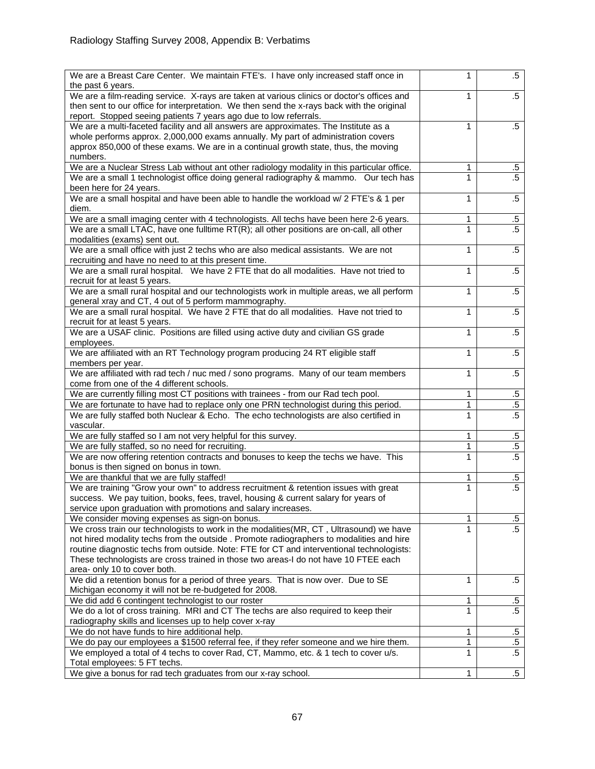Radiology Staffing Survey 2008, Appendix B: Verbatims

| | | |
|---|---|---|
| We are a Breast Care Center. We maintain FTE's. I have only increased staff once in the past 6 years. | 1 | .5 |
| We are a film-reading service. X-rays are taken at various clinics or doctor's offices and then sent to our office for interpretation. We then send the x-rays back with the original report. Stopped seeing patients 7 years ago due to low referrals. | 1 | .5 |
| We are a multi-faceted facility and all answers are approximates. The Institute as a whole performs approx. 2,000,000 exams annually. My part of administration covers approx 850,000 of these exams. We are in a continual growth state, thus, the moving numbers. | 1 | .5 |
| We are a Nuclear Stress Lab without ant other radiology modality in this particular office. | 1 | .5 |
| We are a small 1 technologist office doing general radiography & mammo. Our tech has been here for 24 years. | 1 | .5 |
| We are a small hospital and have been able to handle the workload w/ 2 FTE's & 1 per diem. | 1 | .5 |
| We are a small imaging center with 4 technologists. All techs have been here 2-6 years. | 1 | .5 |
| We are a small LTAC, have one fulltime RT(R); all other positions are on-call, all other modalities (exams) sent out. | 1 | .5 |
| We are a small office with just 2 techs who are also medical assistants. We are not recruiting and have no need to at this present time. | 1 | .5 |
| We are a small rural hospital. We have 2 FTE that do all modalities. Have not tried to recruit for at least 5 years. | 1 | .5 |
| We are a small rural hospital and our technologists work in multiple areas, we all perform general xray and CT, 4 out of 5 perform mammography. | 1 | .5 |
| We are a small rural hospital. We have 2 FTE that do all modalities. Have not tried to recruit for at least 5 years. | 1 | .5 |
| We are a USAF clinic. Positions are filled using active duty and civilian GS grade employees. | 1 | .5 |
| We are affiliated with an RT Technology program producing 24 RT eligible staff members per year. | 1 | .5 |
| We are affiliated with rad tech / nuc med / sono programs. Many of our team members come from one of the 4 different schools. | 1 | .5 |
| We are currently filling most CT positions with trainees - from our Rad tech pool. | 1 | .5 |
| We are fortunate to have had to replace only one PRN technologist during this period. | 1 | .5 |
| We are fully staffed both Nuclear & Echo. The echo technologists are also certified in vascular. | 1 | .5 |
| We are fully staffed so I am not very helpful for this survey. | 1 | .5 |
| We are fully staffed, so no need for recruiting. | 1 | .5 |
| We are now offering retention contracts and bonuses to keep the techs we have. This bonus is then signed on bonus in town. | 1 | .5 |
| We are thankful that we are fully staffed! | 1 | .5 |
| We are training "Grow your own" to address recruitment & retention issues with great success. We pay tuition, books, fees, travel, housing & current salary for years of service upon graduation with promotions and salary increases. | 1 | .5 |
| We consider moving expenses as sign-on bonus. | 1 | .5 |
| We cross train our technologists to work in the modalities(MR, CT , Ultrasound) we have not hired modality techs from the outside . Promote radiographers to modalities and hire routine diagnostic techs from outside. Note: FTE for CT and interventional technologists: These technologists are cross trained in those two areas-I do not have 10 FTEE each area- only 10 to cover both. | 1 | .5 |
| We did a retention bonus for a period of three years. That is now over. Due to SE Michigan economy it will not be re-budgeted for 2008. | 1 | .5 |
| We did add 6 contingent technologist to our roster | 1 | .5 |
| We do a lot of cross training. MRI and CT The techs are also required to keep their radiography skills and licenses up to help cover x-ray | 1 | .5 |
| We do not have funds to hire additional help. | 1 | .5 |
| We do pay our employees a $1500 referral fee, if they refer someone and we hire them. | 1 | .5 |
| We employed a total of 4 techs to cover Rad, CT, Mammo, etc. & 1 tech to cover u/s. Total employees: 5 FT techs. | 1 | .5 |
| We give a bonus for rad tech graduates from our x-ray school. | 1 | .5 |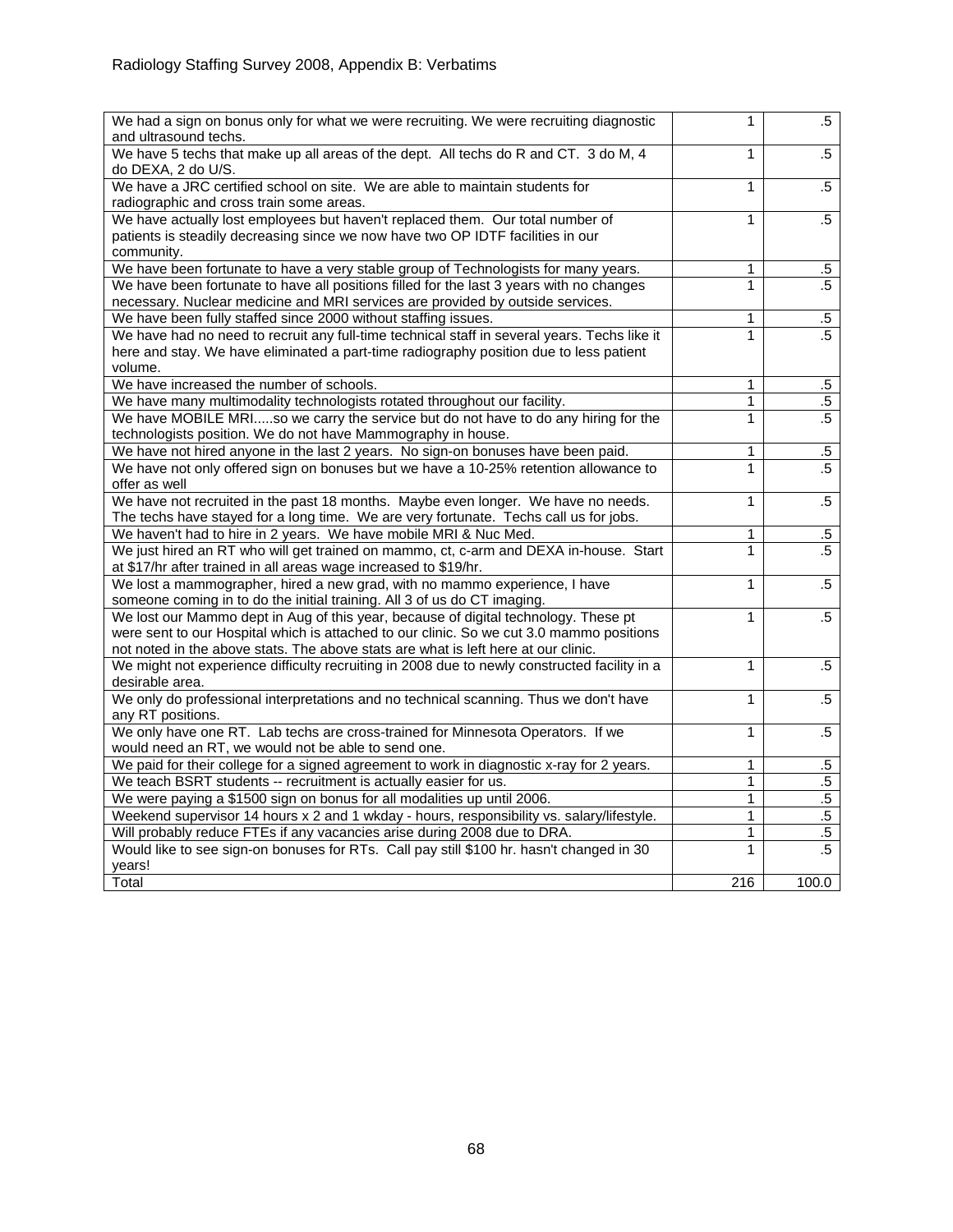| | | |
|---|---|---|
| We had a sign on bonus only for what we were recruiting. We were recruiting diagnostic and ultrasound techs. | 1 | .5 |
| We have 5 techs that make up all areas of the dept. All techs do R and CT. 3 do M, 4 do DEXA, 2 do U/S. | 1 | .5 |
| We have a JRC certified school on site. We are able to maintain students for radiographic and cross train some areas. | 1 | .5 |
| We have actually lost employees but haven't replaced them. Our total number of patients is steadily decreasing since we now have two OP IDTF facilities in our community. | 1 | .5 |
| We have been fortunate to have a very stable group of Technologists for many years. | 1 | .5 |
| We have been fortunate to have all positions filled for the last 3 years with no changes necessary. Nuclear medicine and MRI services are provided by outside services. | 1 | .5 |
| We have been fully staffed since 2000 without staffing issues. | 1 | .5 |
| We have had no need to recruit any full-time technical staff in several years. Techs like it here and stay. We have eliminated a part-time radiography position due to less patient volume. | 1 | .5 |
| We have increased the number of schools. | 1 | .5 |
| We have many multimodality technologists rotated throughout our facility. | 1 | .5 |
| We have MOBILE MRI.....so we carry the service but do not have to do any hiring for the technologists position. We do not have Mammography in house. | 1 | .5 |
| We have not hired anyone in the last 2 years. No sign-on bonuses have been paid. | 1 | .5 |
| We have not only offered sign on bonuses but we have a 10-25% retention allowance to offer as well | 1 | .5 |
| We have not recruited in the past 18 months. Maybe even longer. We have no needs. The techs have stayed for a long time. We are very fortunate. Techs call us for jobs. | 1 | .5 |
| We haven't had to hire in 2 years. We have mobile MRI & Nuc Med. | 1 | .5 |
| We just hired an RT who will get trained on mammo, ct, c-arm and DEXA in-house. Start at $17/hr after trained in all areas wage increased to $19/hr. | 1 | .5 |
| We lost a mammographer, hired a new grad, with no mammo experience, I have someone coming in to do the initial training. All 3 of us do CT imaging. | 1 | .5 |
| We lost our Mammo dept in Aug of this year, because of digital technology. These pt were sent to our Hospital which is attached to our clinic. So we cut 3.0 mammo positions not noted in the above stats. The above stats are what is left here at our clinic. | 1 | .5 |
| We might not experience difficulty recruiting in 2008 due to newly constructed facility in a desirable area. | 1 | .5 |
| We only do professional interpretations and no technical scanning. Thus we don't have any RT positions. | 1 | .5 |
| We only have one RT. Lab techs are cross-trained for Minnesota Operators. If we would need an RT, we would not be able to send one. | 1 | .5 |
| We paid for their college for a signed agreement to work in diagnostic x-ray for 2 years. | 1 | .5 |
| We teach BSRT students -- recruitment is actually easier for us. | 1 | .5 |
| We were paying a $1500 sign on bonus for all modalities up until 2006. | 1 | .5 |
| Weekend supervisor 14 hours x 2 and 1 wkday - hours, responsibility vs. salary/lifestyle. | 1 | .5 |
| Will probably reduce FTEs if any vacancies arise during 2008 due to DRA. | 1 | .5 |
| Would like to see sign-on bonuses for RTs. Call pay still $100 hr. hasn't changed in 30 years! | 1 | .5 |
| Total | 216 | 100.0 |